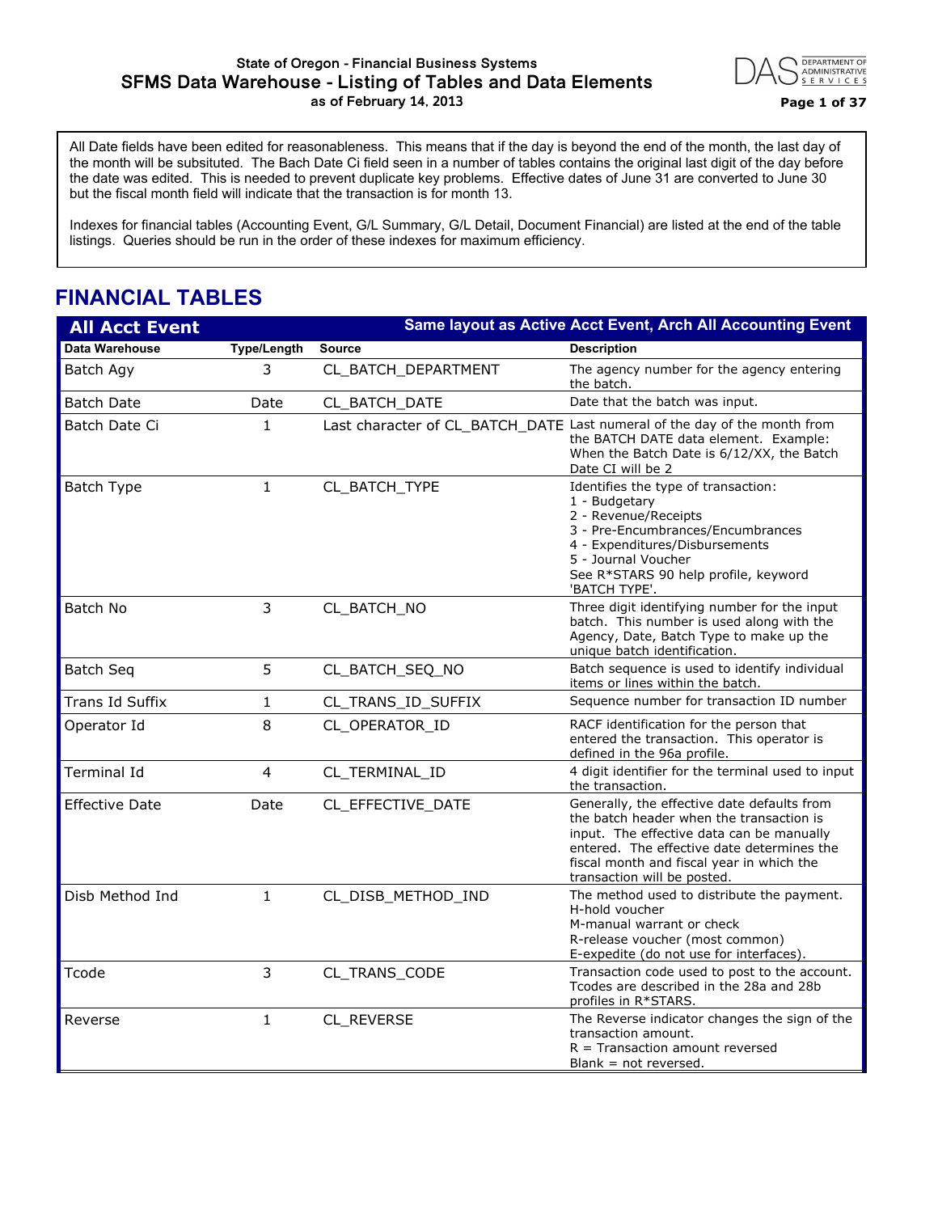# State of Oregon - Financial Business Systems
## SFMS Data Warehouse - Listing of Tables and Data Elements
### as of February 14, 2013

All Date fields have been edited for reasonableness. This means that if the day is beyond the end of the month, the last day of the month will be subsituted. The Bach Date Ci field seen in a number of tables contains the original last digit of the day before the date was edited. This is needed to prevent duplicate key problems. Effective dates of June 31 are converted to June 30 but the fiscal month field will indicate that the transaction is for month 13.

Indexes for financial tables (Accounting Event, G/L Summary, G/L Detail, Document Financial) are listed at the end of the table listings. Queries should be run in the order of these indexes for maximum efficiency.

## FINANCIAL TABLES

### All Acct Event

**Same layout as Active Acct Event, Arch All Accounting Event**

| Data Warehouse | Type/Length | Source | Description |
|---|---|---|---|
| Batch Agy | 3 | CL_BATCH_DEPARTMENT | The agency number for the agency entering the batch. |
| Batch Date | Date | CL_BATCH_DATE | Date that the batch was input. |
| Batch Date Ci | 1 | Last character of CL_BATCH_DATE | Last numeral of the day of the month from the BATCH DATE data element. Example: When the Batch Date is 6/12/XX, the Batch Date CI will be 2 |
| Batch Type | 1 | CL_BATCH_TYPE | Identifies the type of transaction:<br>1 - Budgetary<br>2 - Revenue/Receipts<br>3 - Pre-Encumbrances/Encumbrances<br>4 - Expenditures/Disbursements<br>5 - Journal Voucher<br>See R*STARS 90 help profile, keyword 'BATCH TYPE'. |
| Batch No | 3 | CL_BATCH_NO | Three digit identifying number for the input batch. This number is used along with the Agency, Date, Batch Type to make up the unique batch identification. |
| Batch Seq | 5 | CL_BATCH_SEQ_NO | Batch sequence is used to identify individual items or lines within the batch. |
| Trans Id Suffix | 1 | CL_TRANS_ID_SUFFIX | Sequence number for transaction ID number |
| Operator Id | 8 | CL_OPERATOR_ID | RACF identification for the person that entered the transaction. This operator is defined in the 96a profile. |
| Terminal Id | 4 | CL_TERMINAL_ID | 4 digit identifier for the terminal used to input the transaction. |
| Effective Date | Date | CL_EFFECTIVE_DATE | Generally, the effective date defaults from the batch header when the transaction is input. The effective data can be manually entered. The effective date determines the fiscal month and fiscal year in which the transaction will be posted. |
| Disb Method Ind | 1 | CL_DISB_METHOD_IND | The method used to distribute the payment.<br>H-hold voucher<br>M-manual warrant or check<br>R-release voucher (most common)<br>E-expedite (do not use for interfaces). |
| Tcode | 3 | CL_TRANS_CODE | Transaction code used to post to the account. Tcodes are described in the 28a and 28b profiles in R*STARS. |
| Reverse | 1 | CL_REVERSE | The Reverse indicator changes the sign of the transaction amount.<br>R = Transaction amount reversed<br>Blank = not reversed. |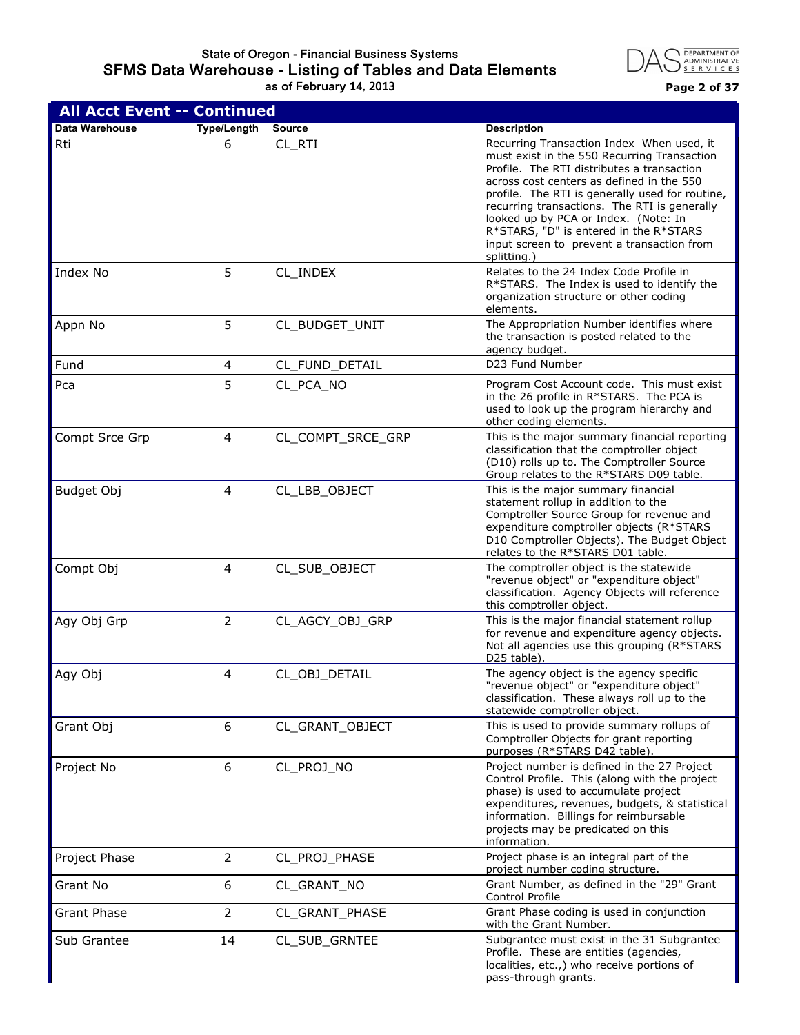## All Acct Event -- Continued

| Data Warehouse | Type/Length | Source | Description |
|---|---|---|---|
| Rti | 6 | CL_RTI | Recurring Transaction Index When used, it must exist in the 550 Recurring Transaction Profile. The RTI distributes a transaction across cost centers as defined in the 550 profile. The RTI is generally used for routine, recurring transactions. The RTI is generally looked up by PCA or Index. (Note: In R*STARS, "D" is entered in the R*STARS input screen to prevent a transaction from splitting.) |
| Index No | 5 | CL_INDEX | Relates to the 24 Index Code Profile in R*STARS. The Index is used to identify the organization structure or other coding elements. |
| Appn No | 5 | CL_BUDGET_UNIT | The Appropriation Number identifies where the transaction is posted related to the agency budget. |
| Fund | 4 | CL_FUND_DETAIL | D23 Fund Number |
| Pca | 5 | CL_PCA_NO | Program Cost Account code. This must exist in the 26 profile in R*STARS. The PCA is used to look up the program hierarchy and other coding elements. |
| Compt Srce Grp | 4 | CL_COMPT_SRCE_GRP | This is the major summary financial reporting classification that the comptroller object (D10) rolls up to. The Comptroller Source Group relates to the R*STARS D09 table. |
| Budget Obj | 4 | CL_LBB_OBJECT | This is the major summary financial statement rollup in addition to the Comptroller Source Group for revenue and expenditure comptroller objects (R*STARS D10 Comptroller Objects). The Budget Object relates to the R*STARS D01 table. |
| Compt Obj | 4 | CL_SUB_OBJECT | The comptroller object is the statewide "revenue object" or "expenditure object" classification. Agency Objects will reference this comptroller object. |
| Agy Obj Grp | 2 | CL_AGCY_OBJ_GRP | This is the major financial statement rollup for revenue and expenditure agency objects. Not all agencies use this grouping (R*STARS D25 table). |
| Agy Obj | 4 | CL_OBJ_DETAIL | The agency object is the agency specific "revenue object" or "expenditure object" classification. These always roll up to the statewide comptroller object. |
| Grant Obj | 6 | CL_GRANT_OBJECT | This is used to provide summary rollups of Comptroller Objects for grant reporting purposes (R*STARS D42 table). |
| Project No | 6 | CL_PROJ_NO | Project number is defined in the 27 Project Control Profile. This (along with the project phase) is used to accumulate project expenditures, revenues, budgets, & statistical information. Billings for reimbursable projects may be predicated on this information. |
| Project Phase | 2 | CL_PROJ_PHASE | Project phase is an integral part of the project number coding structure. |
| Grant No | 6 | CL_GRANT_NO | Grant Number, as defined in the "29" Grant Control Profile |
| Grant Phase | 2 | CL_GRANT_PHASE | Grant Phase coding is used in conjunction with the Grant Number. |
| Sub Grantee | 14 | CL_SUB_GRNTEE | Subgrantee must exist in the 31 Subgrantee Profile. These are entities (agencies, localities, etc.,) who receive portions of pass-through grants. |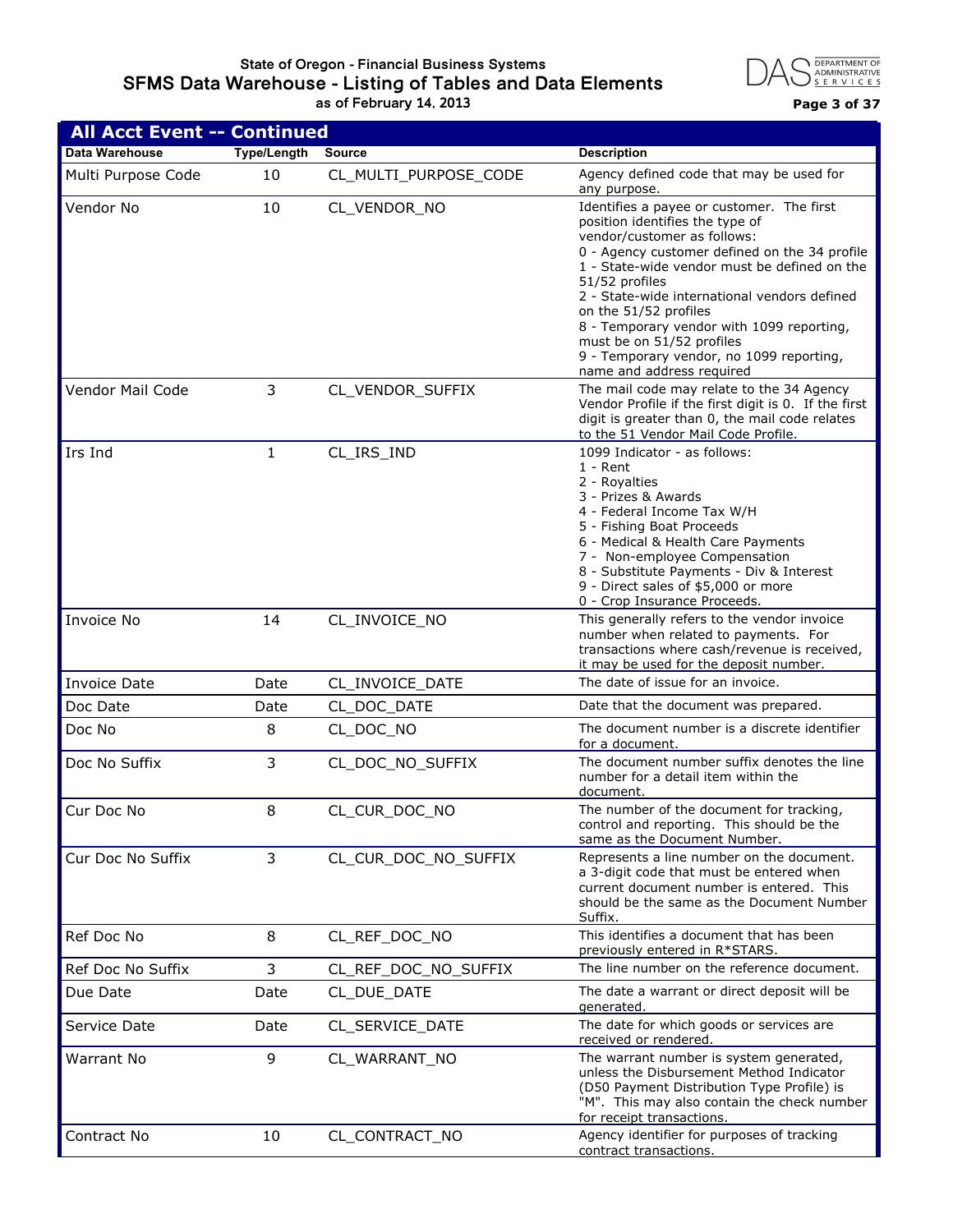## All Acct Event -- Continued

| Data Warehouse | Type/Length | Source | Description |
|---|---|---|---|
| Multi Purpose Code | 10 | CL_MULTI_PURPOSE_CODE | Agency defined code that may be used for any purpose. |
| Vendor No | 10 | CL_VENDOR_NO | Identifies a payee or customer. The first position identifies the type of vendor/customer as follows:<br>0 - Agency customer defined on the 34 profile<br>1 - State-wide vendor must be defined on the 51/52 profiles<br>2 - State-wide international vendors defined on the 51/52 profiles<br>8 - Temporary vendor with 1099 reporting, must be on 51/52 profiles<br>9 - Temporary vendor, no 1099 reporting, name and address required |
| Vendor Mail Code | 3 | CL_VENDOR_SUFFIX | The mail code may relate to the 34 Agency Vendor Profile if the first digit is 0. If the first digit is greater than 0, the mail code relates to the 51 Vendor Mail Code Profile. |
| Irs Ind | 1 | CL_IRS_IND | 1099 Indicator - as follows:<br>1 - Rent<br>2 - Royalties<br>3 - Prizes & Awards<br>4 - Federal Income Tax W/H<br>5 - Fishing Boat Proceeds<br>6 - Medical & Health Care Payments<br>7 - Non-employee Compensation<br>8 - Substitute Payments - Div & Interest<br>9 - Direct sales of $5,000 or more<br>0 - Crop Insurance Proceeds. |
| Invoice No | 14 | CL_INVOICE_NO | This generally refers to the vendor invoice number when related to payments. For transactions where cash/revenue is received, it may be used for the deposit number. |
| Invoice Date | Date | CL_INVOICE_DATE | The date of issue for an invoice. |
| Doc Date | Date | CL_DOC_DATE | Date that the document was prepared. |
| Doc No | 8 | CL_DOC_NO | The document number is a discrete identifier for a document. |
| Doc No Suffix | 3 | CL_DOC_NO_SUFFIX | The document number suffix denotes the line number for a detail item within the document. |
| Cur Doc No | 8 | CL_CUR_DOC_NO | The number of the document for tracking, control and reporting. This should be the same as the Document Number. |
| Cur Doc No Suffix | 3 | CL_CUR_DOC_NO_SUFFIX | Represents a line number on the document. a 3-digit code that must be entered when current document number is entered. This should be the same as the Document Number Suffix. |
| Ref Doc No | 8 | CL_REF_DOC_NO | This identifies a document that has been previously entered in R*STARS. |
| Ref Doc No Suffix | 3 | CL_REF_DOC_NO_SUFFIX | The line number on the reference document. |
| Due Date | Date | CL_DUE_DATE | The date a warrant or direct deposit will be generated. |
| Service Date | Date | CL_SERVICE_DATE | The date for which goods or services are received or rendered. |
| Warrant No | 9 | CL_WARRANT_NO | The warrant number is system generated, unless the Disbursement Method Indicator (D50 Payment Distribution Type Profile) is "M". This may also contain the check number for receipt transactions. |
| Contract No | 10 | CL_CONTRACT_NO | Agency identifier for purposes of tracking contract transactions. |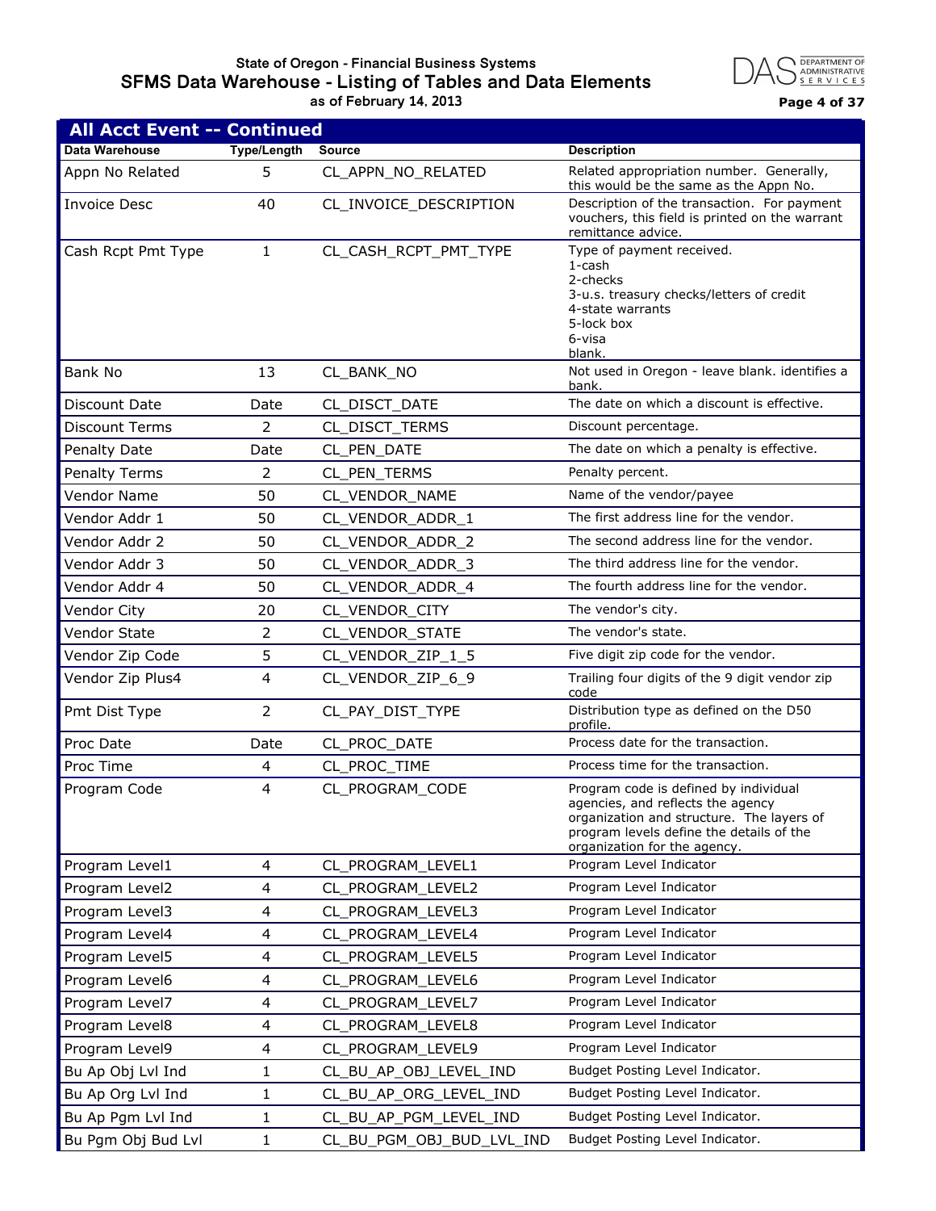## All Acct Event -- Continued

| Data Warehouse | Type/Length | Source | Description |
|---|---|---|---|
| Appn No Related | 5 | CL_APPN_NO_RELATED | Related appropriation number. Generally, this would be the same as the Appn No. |
| Invoice Desc | 40 | CL_INVOICE_DESCRIPTION | Description of the transaction. For payment vouchers, this field is printed on the warrant remittance advice. |
| Cash Rcpt Pmt Type | 1 | CL_CASH_RCPT_PMT_TYPE | Type of payment received.<br>1-cash<br>2-checks<br>3-u.s. treasury checks/letters of credit<br>4-state warrants<br>5-lock box<br>6-visa<br>blank. |
| Bank No | 13 | CL_BANK_NO | Not used in Oregon - leave blank. identifies a bank. |
| Discount Date | Date | CL_DISCT_DATE | The date on which a discount is effective. |
| Discount Terms | 2 | CL_DISCT_TERMS | Discount percentage. |
| Penalty Date | Date | CL_PEN_DATE | The date on which a penalty is effective. |
| Penalty Terms | 2 | CL_PEN_TERMS | Penalty percent. |
| Vendor Name | 50 | CL_VENDOR_NAME | Name of the vendor/payee |
| Vendor Addr 1 | 50 | CL_VENDOR_ADDR_1 | The first address line for the vendor. |
| Vendor Addr 2 | 50 | CL_VENDOR_ADDR_2 | The second address line for the vendor. |
| Vendor Addr 3 | 50 | CL_VENDOR_ADDR_3 | The third address line for the vendor. |
| Vendor Addr 4 | 50 | CL_VENDOR_ADDR_4 | The fourth address line for the vendor. |
| Vendor City | 20 | CL_VENDOR_CITY | The vendor's city. |
| Vendor State | 2 | CL_VENDOR_STATE | The vendor's state. |
| Vendor Zip Code | 5 | CL_VENDOR_ZIP_1_5 | Five digit zip code for the vendor. |
| Vendor Zip Plus4 | 4 | CL_VENDOR_ZIP_6_9 | Trailing four digits of the 9 digit vendor zip code |
| Pmt Dist Type | 2 | CL_PAY_DIST_TYPE | Distribution type as defined on the D50 profile. |
| Proc Date | Date | CL_PROC_DATE | Process date for the transaction. |
| Proc Time | 4 | CL_PROC_TIME | Process time for the transaction. |
| Program Code | 4 | CL_PROGRAM_CODE | Program code is defined by individual agencies, and reflects the agency organization and structure. The layers of program levels define the details of the organization for the agency. |
| Program Level1 | 4 | CL_PROGRAM_LEVEL1 | Program Level Indicator |
| Program Level2 | 4 | CL_PROGRAM_LEVEL2 | Program Level Indicator |
| Program Level3 | 4 | CL_PROGRAM_LEVEL3 | Program Level Indicator |
| Program Level4 | 4 | CL_PROGRAM_LEVEL4 | Program Level Indicator |
| Program Level5 | 4 | CL_PROGRAM_LEVEL5 | Program Level Indicator |
| Program Level6 | 4 | CL_PROGRAM_LEVEL6 | Program Level Indicator |
| Program Level7 | 4 | CL_PROGRAM_LEVEL7 | Program Level Indicator |
| Program Level8 | 4 | CL_PROGRAM_LEVEL8 | Program Level Indicator |
| Program Level9 | 4 | CL_PROGRAM_LEVEL9 | Program Level Indicator |
| Bu Ap Obj Lvl Ind | 1 | CL_BU_AP_OBJ_LEVEL_IND | Budget Posting Level Indicator. |
| Bu Ap Org Lvl Ind | 1 | CL_BU_AP_ORG_LEVEL_IND | Budget Posting Level Indicator. |
| Bu Ap Pgm Lvl Ind | 1 | CL_BU_AP_PGM_LEVEL_IND | Budget Posting Level Indicator. |
| Bu Pgm Obj Bud Lvl | 1 | CL_BU_PGM_OBJ_BUD_LVL_IND | Budget Posting Level Indicator. |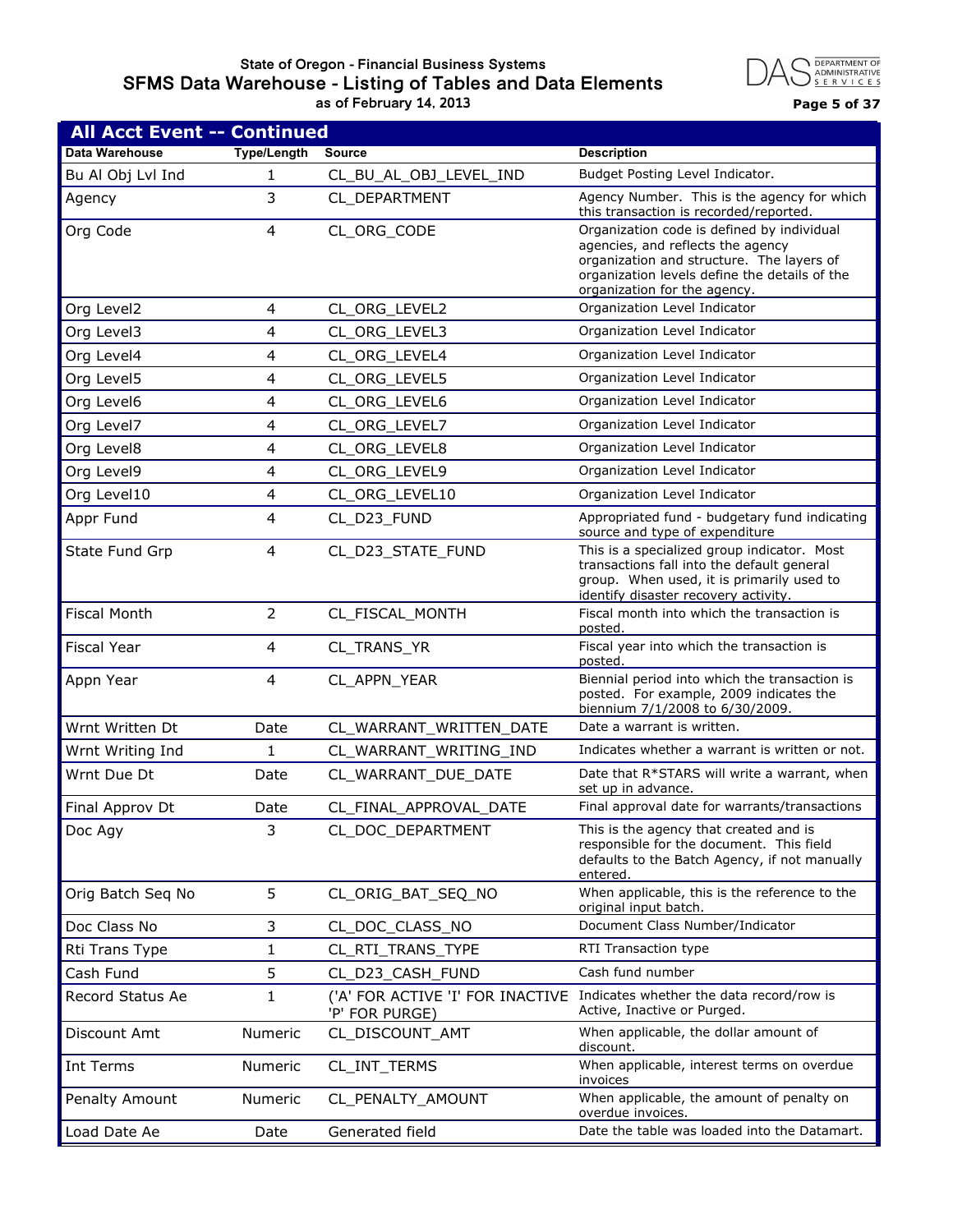## All Acct Event -- Continued

| Data Warehouse | Type/Length | Source | Description |
|---|---|---|---|
| Bu Al Obj Lvl Ind | 1 | CL_BU_AL_OBJ_LEVEL_IND | Budget Posting Level Indicator. |
| Agency | 3 | CL_DEPARTMENT | Agency Number. This is the agency for which this transaction is recorded/reported. |
| Org Code | 4 | CL_ORG_CODE | Organization code is defined by individual agencies, and reflects the agency organization and structure. The layers of organization levels define the details of the organization for the agency. |
| Org Level2 | 4 | CL_ORG_LEVEL2 | Organization Level Indicator |
| Org Level3 | 4 | CL_ORG_LEVEL3 | Organization Level Indicator |
| Org Level4 | 4 | CL_ORG_LEVEL4 | Organization Level Indicator |
| Org Level5 | 4 | CL_ORG_LEVEL5 | Organization Level Indicator |
| Org Level6 | 4 | CL_ORG_LEVEL6 | Organization Level Indicator |
| Org Level7 | 4 | CL_ORG_LEVEL7 | Organization Level Indicator |
| Org Level8 | 4 | CL_ORG_LEVEL8 | Organization Level Indicator |
| Org Level9 | 4 | CL_ORG_LEVEL9 | Organization Level Indicator |
| Org Level10 | 4 | CL_ORG_LEVEL10 | Organization Level Indicator |
| Appr Fund | 4 | CL_D23_FUND | Appropriated fund - budgetary fund indicating source and type of expenditure |
| State Fund Grp | 4 | CL_D23_STATE_FUND | This is a specialized group indicator. Most transactions fall into the default general group. When used, it is primarily used to identify disaster recovery activity. |
| Fiscal Month | 2 | CL_FISCAL_MONTH | Fiscal month into which the transaction is posted. |
| Fiscal Year | 4 | CL_TRANS_YR | Fiscal year into which the transaction is posted. |
| Appn Year | 4 | CL_APPN_YEAR | Biennial period into which the transaction is posted. For example, 2009 indicates the biennium 7/1/2008 to 6/30/2009. |
| Wrnt Written Dt | Date | CL_WARRANT_WRITTEN_DATE | Date a warrant is written. |
| Wrnt Writing Ind | 1 | CL_WARRANT_WRITING_IND | Indicates whether a warrant is written or not. |
| Wrnt Due Dt | Date | CL_WARRANT_DUE_DATE | Date that R*STARS will write a warrant, when set up in advance. |
| Final Approv Dt | Date | CL_FINAL_APPROVAL_DATE | Final approval date for warrants/transactions |
| Doc Agy | 3 | CL_DOC_DEPARTMENT | This is the agency that created and is responsible for the document. This field defaults to the Batch Agency, if not manually entered. |
| Orig Batch Seq No | 5 | CL_ORIG_BAT_SEQ_NO | When applicable, this is the reference to the original input batch. |
| Doc Class No | 3 | CL_DOC_CLASS_NO | Document Class Number/Indicator |
| Rti Trans Type | 1 | CL_RTI_TRANS_TYPE | RTI Transaction type |
| Cash Fund | 5 | CL_D23_CASH_FUND | Cash fund number |
| Record Status Ae | 1 | ('A' FOR ACTIVE 'I' FOR INACTIVE 'P' FOR PURGE) | Indicates whether the data record/row is Active, Inactive or Purged. |
| Discount Amt | Numeric | CL_DISCOUNT_AMT | When applicable, the dollar amount of discount. |
| Int Terms | Numeric | CL_INT_TERMS | When applicable, interest terms on overdue invoices |
| Penalty Amount | Numeric | CL_PENALTY_AMOUNT | When applicable, the amount of penalty on overdue invoices. |
| Load Date Ae | Date | Generated field | Date the table was loaded into the Datamart. |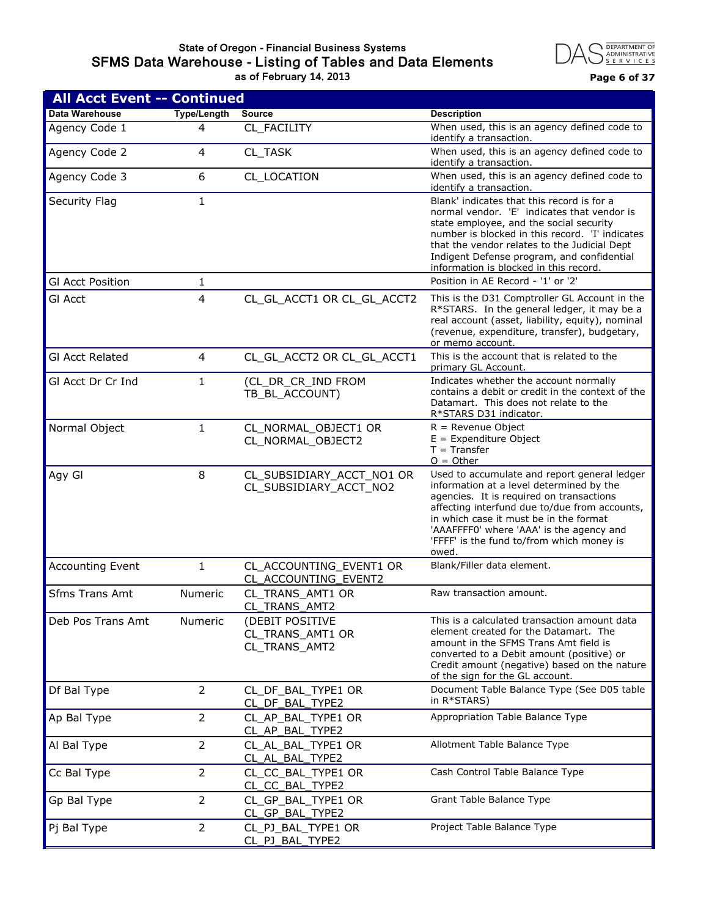## All Acct Event -- Continued

| Data Warehouse | Type/Length | Source | Description |
|---|---|---|---|
| Agency Code 1 | 4 | CL_FACILITY | When used, this is an agency defined code to identify a transaction. |
| Agency Code 2 | 4 | CL_TASK | When used, this is an agency defined code to identify a transaction. |
| Agency Code 3 | 6 | CL_LOCATION | When used, this is an agency defined code to identify a transaction. |
| Security Flag | 1 | | Blank' indicates that this record is for a normal vendor. 'E' indicates that vendor is state employee, and the social security number is blocked in this record. 'I' indicates that the vendor relates to the Judicial Dept Indigent Defense program, and confidential information is blocked in this record. |
| Gl Acct Position | 1 | | Position in AE Record - '1' or '2' |
| Gl Acct | 4 | CL_GL_ACCT1 OR CL_GL_ACCT2 | This is the D31 Comptroller GL Account in the R*STARS. In the general ledger, it may be a real account (asset, liability, equity), nominal (revenue, expenditure, transfer), budgetary, or memo account. |
| Gl Acct Related | 4 | CL_GL_ACCT2 OR CL_GL_ACCT1 | This is the account that is related to the primary GL Account. |
| Gl Acct Dr Cr Ind | 1 | (CL_DR_CR_IND FROM TB_BL_ACCOUNT) | Indicates whether the account normally contains a debit or credit in the context of the Datamart. This does not relate to the R*STARS D31 indicator. |
| Normal Object | 1 | CL_NORMAL_OBJECT1 OR CL_NORMAL_OBJECT2 | R = Revenue Object<br>E = Expenditure Object<br>T = Transfer<br>O = Other |
| Agy Gl | 8 | CL_SUBSIDIARY_ACCT_NO1 OR CL_SUBSIDIARY_ACCT_NO2 | Used to accumulate and report general ledger information at a level determined by the agencies. It is required on transactions affecting interfund due to/due from accounts, in which case it must be in the format 'AAAFFFF0' where 'AAA' is the agency and 'FFFF' is the fund to/from which money is owed. |
| Accounting Event | 1 | CL_ACCOUNTING_EVENT1 OR CL_ACCOUNTING_EVENT2 | Blank/Filler data element. |
| Sfms Trans Amt | Numeric | CL_TRANS_AMT1 OR CL_TRANS_AMT2 | Raw transaction amount. |
| Deb Pos Trans Amt | Numeric | (DEBIT POSITIVE CL_TRANS_AMT1 OR CL_TRANS_AMT2 | This is a calculated transaction amount data element created for the Datamart. The amount in the SFMS Trans Amt field is converted to a Debit amount (positive) or Credit amount (negative) based on the nature of the sign for the GL account. |
| Df Bal Type | 2 | CL_DF_BAL_TYPE1 OR CL_DF_BAL_TYPE2 | Document Table Balance Type (See D05 table in R*STARS) |
| Ap Bal Type | 2 | CL_AP_BAL_TYPE1 OR CL_AP_BAL_TYPE2 | Appropriation Table Balance Type |
| Al Bal Type | 2 | CL_AL_BAL_TYPE1 OR CL_AL_BAL_TYPE2 | Allotment Table Balance Type |
| Cc Bal Type | 2 | CL_CC_BAL_TYPE1 OR CL_CC_BAL_TYPE2 | Cash Control Table Balance Type |
| Gp Bal Type | 2 | CL_GP_BAL_TYPE1 OR CL_GP_BAL_TYPE2 | Grant Table Balance Type |
| Pj Bal Type | 2 | CL_PJ_BAL_TYPE1 OR CL_PJ_BAL_TYPE2 | Project Table Balance Type |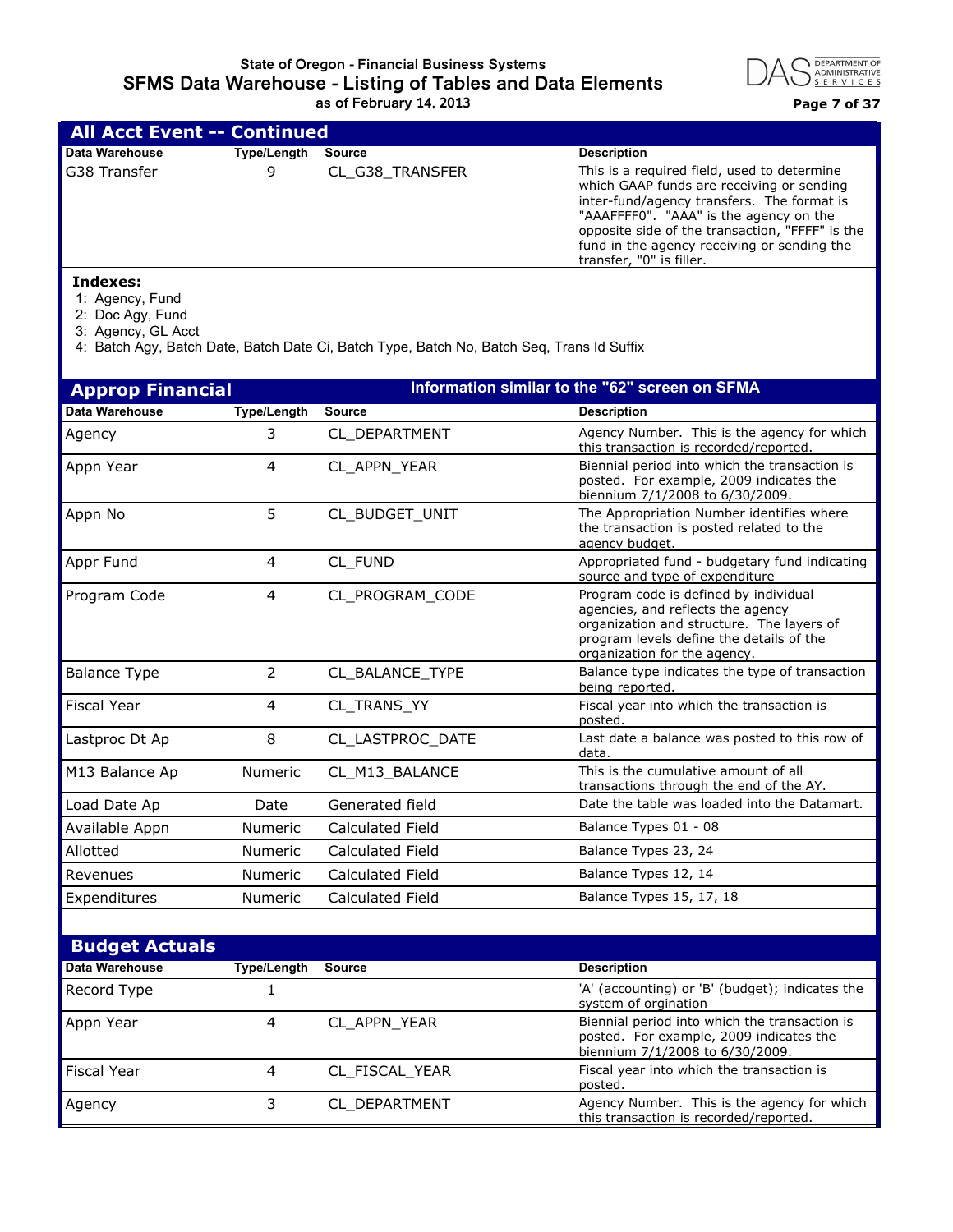## All Acct Event -- Continued

| Data Warehouse | Type/Length | Source | Description |
|---|---|---|---|
| G38 Transfer | 9 | CL_G38_TRANSFER | This is a required field, used to determine which GAAP funds are receiving or sending inter-fund/agency transfers. The format is "AAAFFFF0". "AAA" is the agency on the opposite side of the transaction, "FFFF" is the fund in the agency receiving or sending the transfer, "0" is filler. |

**Indexes:**

1: Agency, Fund
2: Doc Agy, Fund
3: Agency, GL Acct
4: Batch Agy, Batch Date, Batch Date Ci, Batch Type, Batch No, Batch Seq, Trans Id Suffix

## Approp Financial

**Information similar to the "62" screen on SFMA**

| Data Warehouse | Type/Length | Source | Description |
|---|---|---|---|
| Agency | 3 | CL_DEPARTMENT | Agency Number. This is the agency for which this transaction is recorded/reported. |
| Appn Year | 4 | CL_APPN_YEAR | Biennial period into which the transaction is posted. For example, 2009 indicates the biennium 7/1/2008 to 6/30/2009. |
| Appn No | 5 | CL_BUDGET_UNIT | The Appropriation Number identifies where the transaction is posted related to the agency budget. |
| Appr Fund | 4 | CL_FUND | Appropriated fund - budgetary fund indicating source and type of expenditure |
| Program Code | 4 | CL_PROGRAM_CODE | Program code is defined by individual agencies, and reflects the agency organization and structure. The layers of program levels define the details of the organization for the agency. |
| Balance Type | 2 | CL_BALANCE_TYPE | Balance type indicates the type of transaction being reported. |
| Fiscal Year | 4 | CL_TRANS_YY | Fiscal year into which the transaction is posted. |
| Lastproc Dt Ap | 8 | CL_LASTPROC_DATE | Last date a balance was posted to this row of data. |
| M13 Balance Ap | Numeric | CL_M13_BALANCE | This is the cumulative amount of all transactions through the end of the AY. |
| Load Date Ap | Date | Generated field | Date the table was loaded into the Datamart. |
| Available Appn | Numeric | Calculated Field | Balance Types 01 - 08 |
| Allotted | Numeric | Calculated Field | Balance Types 23, 24 |
| Revenues | Numeric | Calculated Field | Balance Types 12, 14 |
| Expenditures | Numeric | Calculated Field | Balance Types 15, 17, 18 |

## Budget Actuals

| Data Warehouse | Type/Length | Source | Description |
|---|---|---|---|
| Record Type | 1 | | 'A' (accounting) or 'B' (budget); indicates the system of orgination |
| Appn Year | 4 | CL_APPN_YEAR | Biennial period into which the transaction is posted. For example, 2009 indicates the biennium 7/1/2008 to 6/30/2009. |
| Fiscal Year | 4 | CL_FISCAL_YEAR | Fiscal year into which the transaction is posted. |
| Agency | 3 | CL_DEPARTMENT | Agency Number. This is the agency for which this transaction is recorded/reported. |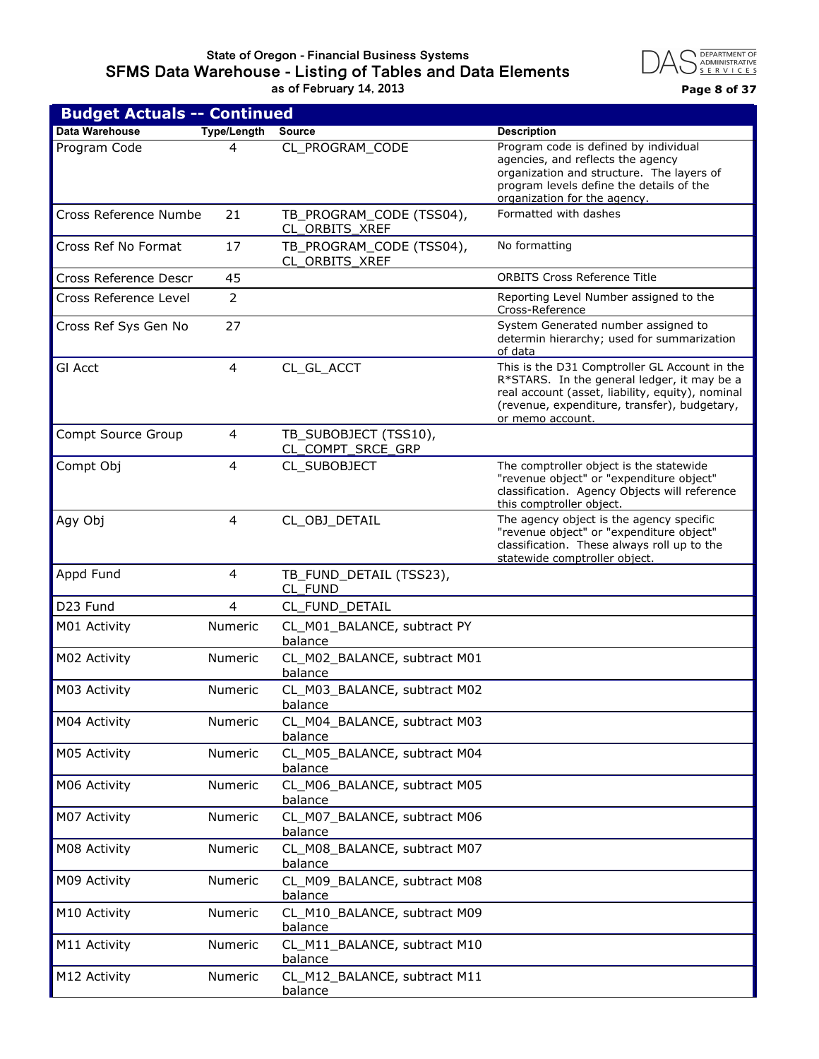## Budget Actuals -- Continued

| Data Warehouse | Type/Length | Source | Description |
|---|---|---|---|
| Program Code | 4 | CL_PROGRAM_CODE | Program code is defined by individual agencies, and reflects the agency organization and structure. The layers of program levels define the details of the organization for the agency. |
| Cross Reference Numbe | 21 | TB_PROGRAM_CODE (TSS04), CL_ORBITS_XREF | Formatted with dashes |
| Cross Ref No Format | 17 | TB_PROGRAM_CODE (TSS04), CL_ORBITS_XREF | No formatting |
| Cross Reference Descr | 45 | | ORBITS Cross Reference Title |
| Cross Reference Level | 2 | | Reporting Level Number assigned to the Cross-Reference |
| Cross Ref Sys Gen No | 27 | | System Generated number assigned to determin hierarchy; used for summarization of data |
| Gl Acct | 4 | CL_GL_ACCT | This is the D31 Comptroller GL Account in the R*STARS. In the general ledger, it may be a real account (asset, liability, equity), nominal (revenue, expenditure, transfer), budgetary, or memo account. |
| Compt Source Group | 4 | TB_SUBOBJECT (TSS10), CL_COMPT_SRCE_GRP | |
| Compt Obj | 4 | CL_SUBOBJECT | The comptroller object is the statewide "revenue object" or "expenditure object" classification. Agency Objects will reference this comptroller object. |
| Agy Obj | 4 | CL_OBJ_DETAIL | The agency object is the agency specific "revenue object" or "expenditure object" classification. These always roll up to the statewide comptroller object. |
| Appd Fund | 4 | TB_FUND_DETAIL (TSS23), CL_FUND | |
| D23 Fund | 4 | CL_FUND_DETAIL | |
| M01 Activity | Numeric | CL_M01_BALANCE, subtract PY balance | |
| M02 Activity | Numeric | CL_M02_BALANCE, subtract M01 balance | |
| M03 Activity | Numeric | CL_M03_BALANCE, subtract M02 balance | |
| M04 Activity | Numeric | CL_M04_BALANCE, subtract M03 balance | |
| M05 Activity | Numeric | CL_M05_BALANCE, subtract M04 balance | |
| M06 Activity | Numeric | CL_M06_BALANCE, subtract M05 balance | |
| M07 Activity | Numeric | CL_M07_BALANCE, subtract M06 balance | |
| M08 Activity | Numeric | CL_M08_BALANCE, subtract M07 balance | |
| M09 Activity | Numeric | CL_M09_BALANCE, subtract M08 balance | |
| M10 Activity | Numeric | CL_M10_BALANCE, subtract M09 balance | |
| M11 Activity | Numeric | CL_M11_BALANCE, subtract M10 balance | |
| M12 Activity | Numeric | CL_M12_BALANCE, subtract M11 balance | |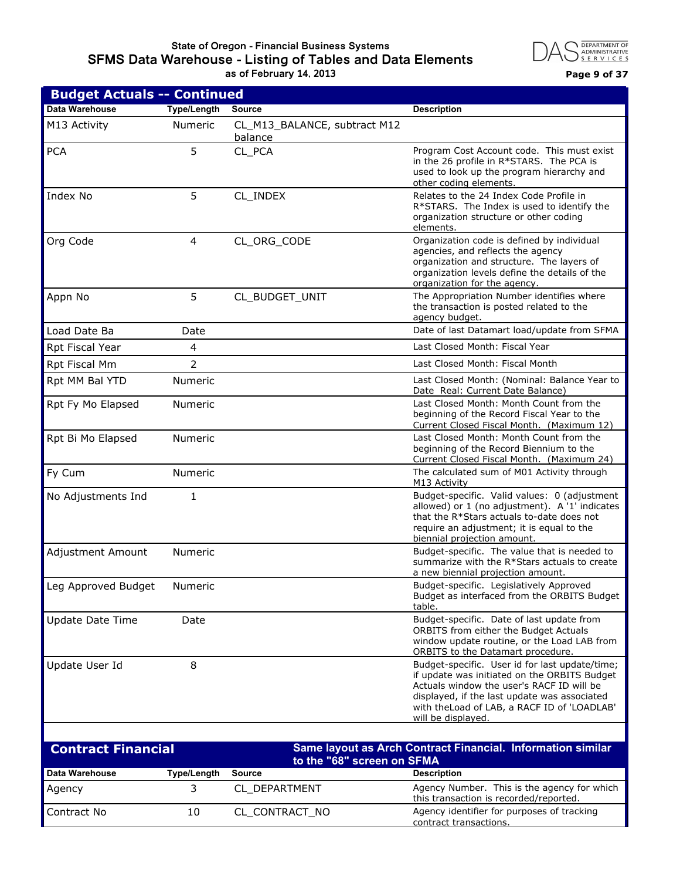## Budget Actuals -- Continued

| Data Warehouse | Type/Length | Source | Description |
|---|---|---|---|
| M13 Activity | Numeric | CL_M13_BALANCE, subtract M12 balance | |
| PCA | 5 | CL_PCA | Program Cost Account code. This must exist in the 26 profile in R*STARS. The PCA is used to look up the program hierarchy and other coding elements. |
| Index No | 5 | CL_INDEX | Relates to the 24 Index Code Profile in R*STARS. The Index is used to identify the organization structure or other coding elements. |
| Org Code | 4 | CL_ORG_CODE | Organization code is defined by individual agencies, and reflects the agency organization and structure. The layers of organization levels define the details of the organization for the agency. |
| Appn No | 5 | CL_BUDGET_UNIT | The Appropriation Number identifies where the transaction is posted related to the agency budget. |
| Load Date Ba | Date | | Date of last Datamart load/update from SFMA |
| Rpt Fiscal Year | 4 | | Last Closed Month: Fiscal Year |
| Rpt Fiscal Mm | 2 | | Last Closed Month: Fiscal Month |
| Rpt MM Bal YTD | Numeric | | Last Closed Month: (Nominal: Balance Year to Date Real: Current Date Balance) |
| Rpt Fy Mo Elapsed | Numeric | | Last Closed Month: Month Count from the beginning of the Record Fiscal Year to the Current Closed Fiscal Month. (Maximum 12) |
| Rpt Bi Mo Elapsed | Numeric | | Last Closed Month: Month Count from the beginning of the Record Biennium to the Current Closed Fiscal Month. (Maximum 24) |
| Fy Cum | Numeric | | The calculated sum of M01 Activity through M13 Activity |
| No Adjustments Ind | 1 | | Budget-specific. Valid values: 0 (adjustment allowed) or 1 (no adjustment). A '1' indicates that the R*Stars actuals to-date does not require an adjustment; it is equal to the biennial projection amount. |
| Adjustment Amount | Numeric | | Budget-specific. The value that is needed to summarize with the R*Stars actuals to create a new biennial projection amount. |
| Leg Approved Budget | Numeric | | Budget-specific. Legislatively Approved Budget as interfaced from the ORBITS Budget table. |
| Update Date Time | Date | | Budget-specific. Date of last update from ORBITS from either the Budget Actuals window update routine, or the Load LAB from ORBITS to the Datamart procedure. |
| Update User Id | 8 | | Budget-specific. User id for last update/time; if update was initiated on the ORBITS Budget Actuals window the user's RACF ID will be displayed, if the last update was associated with theLoad of LAB, a RACF ID of 'LOADLAB' will be displayed. |

## Contract Financial

**Same layout as Arch Contract Financial. Information similar to the "68" screen on SFMA**

| Data Warehouse | Type/Length | Source | Description |
|---|---|---|---|
| Agency | 3 | CL_DEPARTMENT | Agency Number. This is the agency for which this transaction is recorded/reported. |
| Contract No | 10 | CL_CONTRACT_NO | Agency identifier for purposes of tracking contract transactions. |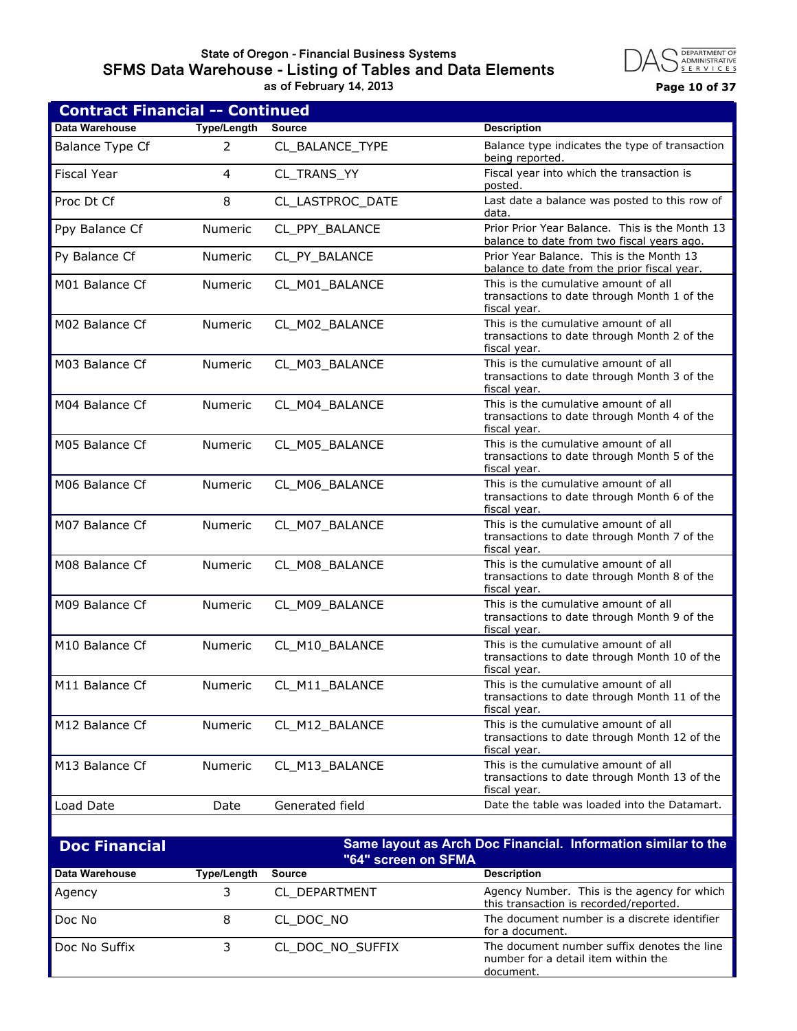## Contract Financial -- Continued

| Data Warehouse | Type/Length | Source | Description |
|---|---|---|---|
| Balance Type Cf | 2 | CL_BALANCE_TYPE | Balance type indicates the type of transaction being reported. |
| Fiscal Year | 4 | CL_TRANS_YY | Fiscal year into which the transaction is posted. |
| Proc Dt Cf | 8 | CL_LASTPROC_DATE | Last date a balance was posted to this row of data. |
| Ppy Balance Cf | Numeric | CL_PPY_BALANCE | Prior Prior Year Balance. This is the Month 13 balance to date from two fiscal years ago. |
| Py Balance Cf | Numeric | CL_PY_BALANCE | Prior Year Balance. This is the Month 13 balance to date from the prior fiscal year. |
| M01 Balance Cf | Numeric | CL_M01_BALANCE | This is the cumulative amount of all transactions to date through Month 1 of the fiscal year. |
| M02 Balance Cf | Numeric | CL_M02_BALANCE | This is the cumulative amount of all transactions to date through Month 2 of the fiscal year. |
| M03 Balance Cf | Numeric | CL_M03_BALANCE | This is the cumulative amount of all transactions to date through Month 3 of the fiscal year. |
| M04 Balance Cf | Numeric | CL_M04_BALANCE | This is the cumulative amount of all transactions to date through Month 4 of the fiscal year. |
| M05 Balance Cf | Numeric | CL_M05_BALANCE | This is the cumulative amount of all transactions to date through Month 5 of the fiscal year. |
| M06 Balance Cf | Numeric | CL_M06_BALANCE | This is the cumulative amount of all transactions to date through Month 6 of the fiscal year. |
| M07 Balance Cf | Numeric | CL_M07_BALANCE | This is the cumulative amount of all transactions to date through Month 7 of the fiscal year. |
| M08 Balance Cf | Numeric | CL_M08_BALANCE | This is the cumulative amount of all transactions to date through Month 8 of the fiscal year. |
| M09 Balance Cf | Numeric | CL_M09_BALANCE | This is the cumulative amount of all transactions to date through Month 9 of the fiscal year. |
| M10 Balance Cf | Numeric | CL_M10_BALANCE | This is the cumulative amount of all transactions to date through Month 10 of the fiscal year. |
| M11 Balance Cf | Numeric | CL_M11_BALANCE | This is the cumulative amount of all transactions to date through Month 11 of the fiscal year. |
| M12 Balance Cf | Numeric | CL_M12_BALANCE | This is the cumulative amount of all transactions to date through Month 12 of the fiscal year. |
| M13 Balance Cf | Numeric | CL_M13_BALANCE | This is the cumulative amount of all transactions to date through Month 13 of the fiscal year. |
| Load Date | Date | Generated field | Date the table was loaded into the Datamart. |

## Doc Financial

**Same layout as Arch Doc Financial. Information similar to the "64" screen on SFMA**

| Data Warehouse | Type/Length | Source | Description |
|---|---|---|---|
| Agency | 3 | CL_DEPARTMENT | Agency Number. This is the agency for which this transaction is recorded/reported. |
| Doc No | 8 | CL_DOC_NO | The document number is a discrete identifier for a document. |
| Doc No Suffix | 3 | CL_DOC_NO_SUFFIX | The document number suffix denotes the line number for a detail item within the document. |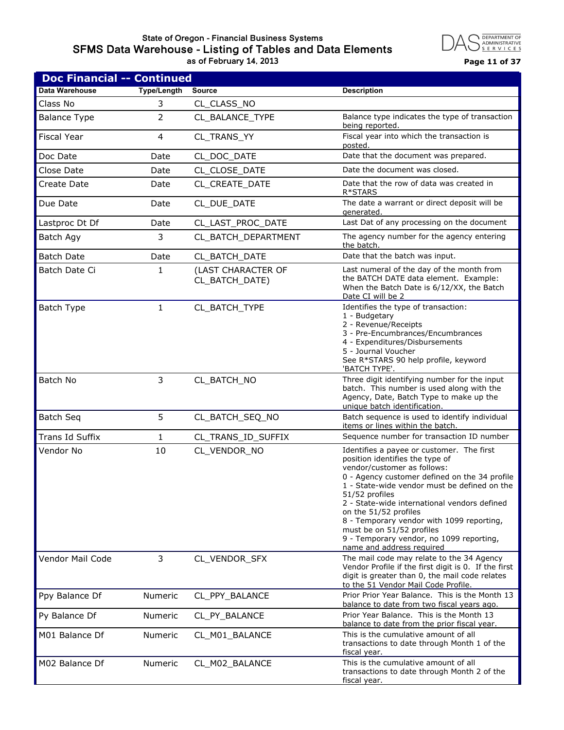## Doc Financial -- Continued

| Data Warehouse | Type/Length | Source | Description |
|---|---|---|---|
| Class No | 3 | CL_CLASS_NO | |
| Balance Type | 2 | CL_BALANCE_TYPE | Balance type indicates the type of transaction being reported. |
| Fiscal Year | 4 | CL_TRANS_YY | Fiscal year into which the transaction is posted. |
| Doc Date | Date | CL_DOC_DATE | Date that the document was prepared. |
| Close Date | Date | CL_CLOSE_DATE | Date the document was closed. |
| Create Date | Date | CL_CREATE_DATE | Date that the row of data was created in R*STARS |
| Due Date | Date | CL_DUE_DATE | The date a warrant or direct deposit will be generated. |
| Lastproc Dt Df | Date | CL_LAST_PROC_DATE | Last Dat of any processing on the document |
| Batch Agy | 3 | CL_BATCH_DEPARTMENT | The agency number for the agency entering the batch. |
| Batch Date | Date | CL_BATCH_DATE | Date that the batch was input. |
| Batch Date Ci | 1 | (LAST CHARACTER OF CL_BATCH_DATE) | Last numeral of the day of the month from the BATCH DATE data element. Example: When the Batch Date is 6/12/XX, the Batch Date CI will be 2 |
| Batch Type | 1 | CL_BATCH_TYPE | Identifies the type of transaction:<br>1 - Budgetary<br>2 - Revenue/Receipts<br>3 - Pre-Encumbrances/Encumbrances<br>4 - Expenditures/Disbursements<br>5 - Journal Voucher<br>See R*STARS 90 help profile, keyword 'BATCH TYPE'. |
| Batch No | 3 | CL_BATCH_NO | Three digit identifying number for the input batch. This number is used along with the Agency, Date, Batch Type to make up the unique batch identification. |
| Batch Seq | 5 | CL_BATCH_SEQ_NO | Batch sequence is used to identify individual items or lines within the batch. |
| Trans Id Suffix | 1 | CL_TRANS_ID_SUFFIX | Sequence number for transaction ID number |
| Vendor No | 10 | CL_VENDOR_NO | Identifies a payee or customer. The first position identifies the type of vendor/customer as follows:<br>0 - Agency customer defined on the 34 profile<br>1 - State-wide vendor must be defined on the 51/52 profiles<br>2 - State-wide international vendors defined on the 51/52 profiles<br>8 - Temporary vendor with 1099 reporting, must be on 51/52 profiles<br>9 - Temporary vendor, no 1099 reporting, name and address required |
| Vendor Mail Code | 3 | CL_VENDOR_SFX | The mail code may relate to the 34 Agency Vendor Profile if the first digit is 0. If the first digit is greater than 0, the mail code relates to the 51 Vendor Mail Code Profile. |
| Ppy Balance Df | Numeric | CL_PPY_BALANCE | Prior Prior Year Balance. This is the Month 13 balance to date from two fiscal years ago. |
| Py Balance Df | Numeric | CL_PY_BALANCE | Prior Year Balance. This is the Month 13 balance to date from the prior fiscal year. |
| M01 Balance Df | Numeric | CL_M01_BALANCE | This is the cumulative amount of all transactions to date through Month 1 of the fiscal year. |
| M02 Balance Df | Numeric | CL_M02_BALANCE | This is the cumulative amount of all transactions to date through Month 2 of the fiscal year. |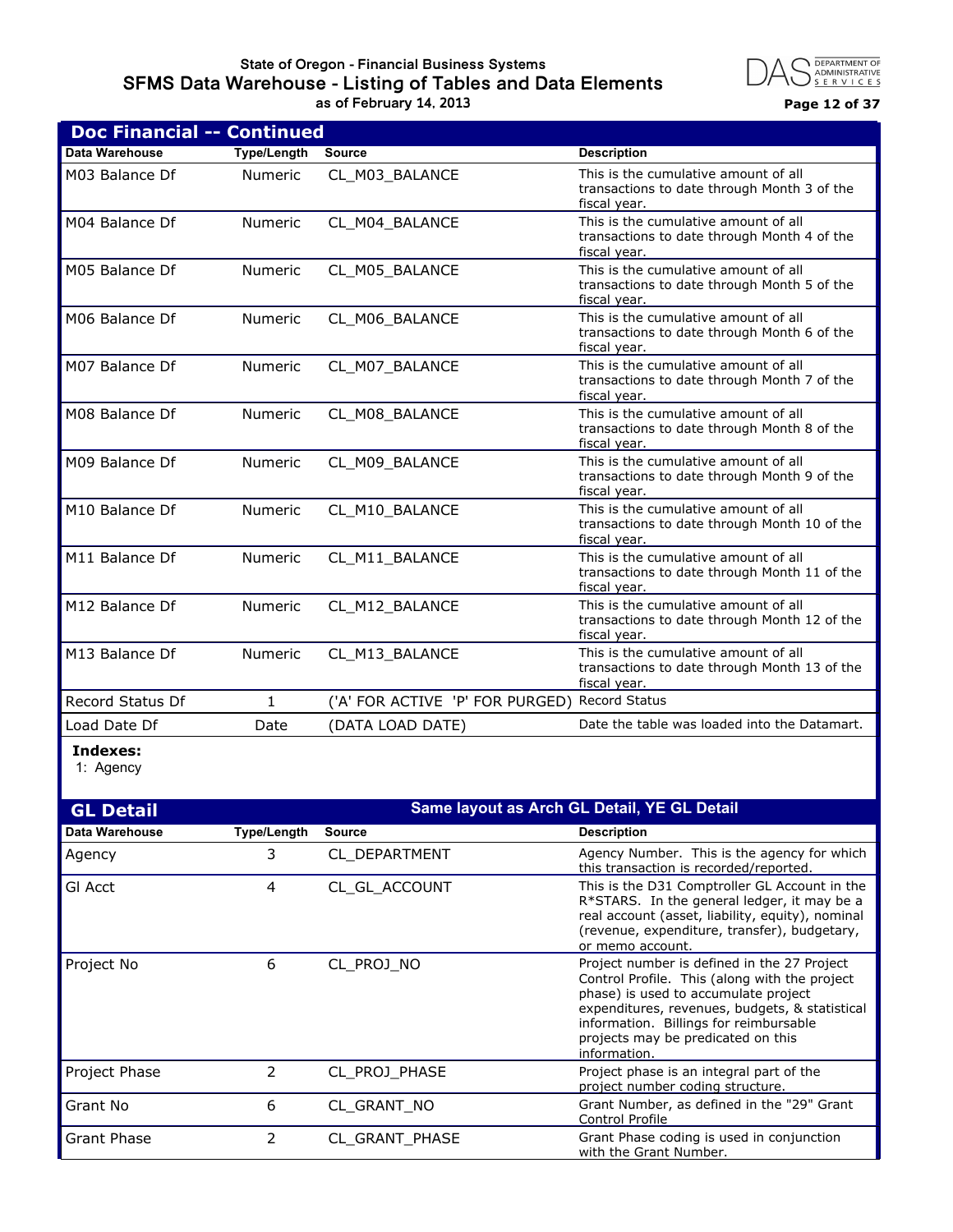## Doc Financial -- Continued

| Data Warehouse | Type/Length | Source | Description |
|---|---|---|---|
| M03 Balance Df | Numeric | CL_M03_BALANCE | This is the cumulative amount of all transactions to date through Month 3 of the fiscal year. |
| M04 Balance Df | Numeric | CL_M04_BALANCE | This is the cumulative amount of all transactions to date through Month 4 of the fiscal year. |
| M05 Balance Df | Numeric | CL_M05_BALANCE | This is the cumulative amount of all transactions to date through Month 5 of the fiscal year. |
| M06 Balance Df | Numeric | CL_M06_BALANCE | This is the cumulative amount of all transactions to date through Month 6 of the fiscal year. |
| M07 Balance Df | Numeric | CL_M07_BALANCE | This is the cumulative amount of all transactions to date through Month 7 of the fiscal year. |
| M08 Balance Df | Numeric | CL_M08_BALANCE | This is the cumulative amount of all transactions to date through Month 8 of the fiscal year. |
| M09 Balance Df | Numeric | CL_M09_BALANCE | This is the cumulative amount of all transactions to date through Month 9 of the fiscal year. |
| M10 Balance Df | Numeric | CL_M10_BALANCE | This is the cumulative amount of all transactions to date through Month 10 of the fiscal year. |
| M11 Balance Df | Numeric | CL_M11_BALANCE | This is the cumulative amount of all transactions to date through Month 11 of the fiscal year. |
| M12 Balance Df | Numeric | CL_M12_BALANCE | This is the cumulative amount of all transactions to date through Month 12 of the fiscal year. |
| M13 Balance Df | Numeric | CL_M13_BALANCE | This is the cumulative amount of all transactions to date through Month 13 of the fiscal year. |
| Record Status Df | 1 | ('A' FOR ACTIVE 'P' FOR PURGED) | Record Status |
| Load Date Df | Date | (DATA LOAD DATE) | Date the table was loaded into the Datamart. |

**Indexes:**
1: Agency

## GL Detail

Same layout as Arch GL Detail, YE GL Detail

| Data Warehouse | Type/Length | Source | Description |
|---|---|---|---|
| Agency | 3 | CL_DEPARTMENT | Agency Number. This is the agency for which this transaction is recorded/reported. |
| Gl Acct | 4 | CL_GL_ACCOUNT | This is the D31 Comptroller GL Account in the R*STARS. In the general ledger, it may be a real account (asset, liability, equity), nominal (revenue, expenditure, transfer), budgetary, or memo account. |
| Project No | 6 | CL_PROJ_NO | Project number is defined in the 27 Project Control Profile. This (along with the project phase) is used to accumulate project expenditures, revenues, budgets, & statistical information. Billings for reimbursable projects may be predicated on this information. |
| Project Phase | 2 | CL_PROJ_PHASE | Project phase is an integral part of the project number coding structure. |
| Grant No | 6 | CL_GRANT_NO | Grant Number, as defined in the "29" Grant Control Profile |
| Grant Phase | 2 | CL_GRANT_PHASE | Grant Phase coding is used in conjunction with the Grant Number. |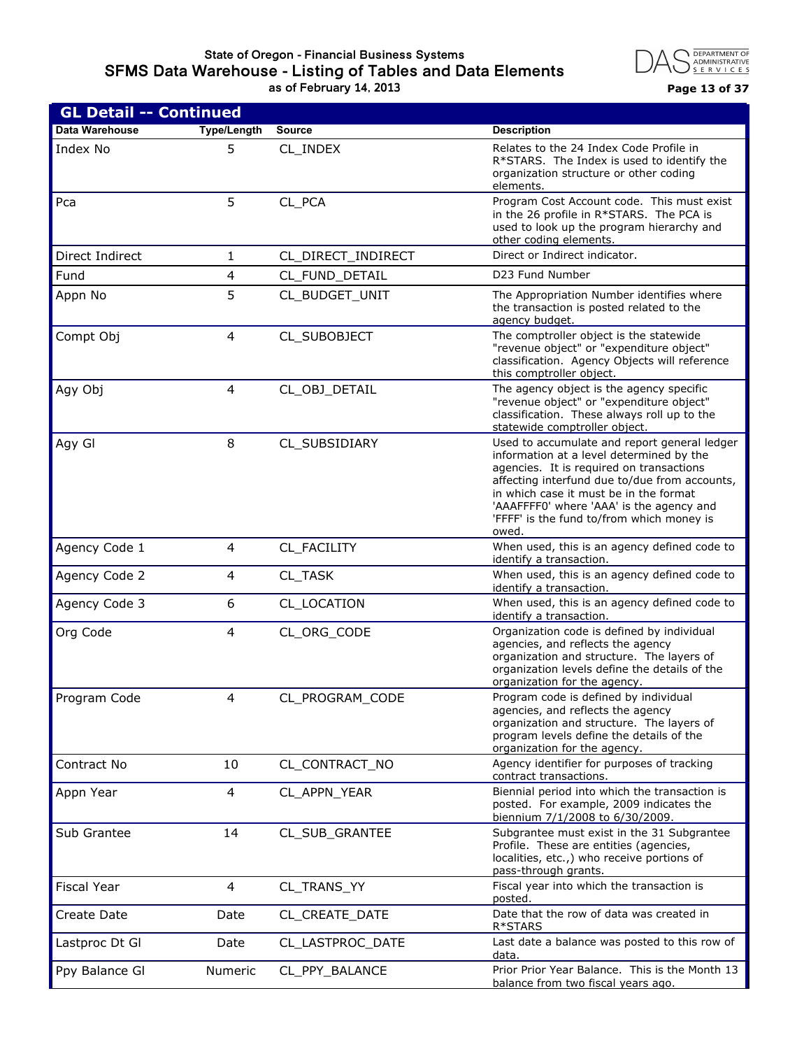## GL Detail -- Continued

| Data Warehouse | Type/Length | Source | Description |
|---|---|---|---|
| Index No | 5 | CL_INDEX | Relates to the 24 Index Code Profile in R*STARS. The Index is used to identify the organization structure or other coding elements. |
| Pca | 5 | CL_PCA | Program Cost Account code. This must exist in the 26 profile in R*STARS. The PCA is used to look up the program hierarchy and other coding elements. |
| Direct Indirect | 1 | CL_DIRECT_INDIRECT | Direct or Indirect indicator. |
| Fund | 4 | CL_FUND_DETAIL | D23 Fund Number |
| Appn No | 5 | CL_BUDGET_UNIT | The Appropriation Number identifies where the transaction is posted related to the agency budget. |
| Compt Obj | 4 | CL_SUBOBJECT | The comptroller object is the statewide "revenue object" or "expenditure object" classification. Agency Objects will reference this comptroller object. |
| Agy Obj | 4 | CL_OBJ_DETAIL | The agency object is the agency specific "revenue object" or "expenditure object" classification. These always roll up to the statewide comptroller object. |
| Agy Gl | 8 | CL_SUBSIDIARY | Used to accumulate and report general ledger information at a level determined by the agencies. It is required on transactions affecting interfund due to/due from accounts, in which case it must be in the format 'AAAFFFF0' where 'AAA' is the agency and 'FFFF' is the fund to/from which money is owed. |
| Agency Code 1 | 4 | CL_FACILITY | When used, this is an agency defined code to identify a transaction. |
| Agency Code 2 | 4 | CL_TASK | When used, this is an agency defined code to identify a transaction. |
| Agency Code 3 | 6 | CL_LOCATION | When used, this is an agency defined code to identify a transaction. |
| Org Code | 4 | CL_ORG_CODE | Organization code is defined by individual agencies, and reflects the agency organization and structure. The layers of organization levels define the details of the organization for the agency. |
| Program Code | 4 | CL_PROGRAM_CODE | Program code is defined by individual agencies, and reflects the agency organization and structure. The layers of program levels define the details of the organization for the agency. |
| Contract No | 10 | CL_CONTRACT_NO | Agency identifier for purposes of tracking contract transactions. |
| Appn Year | 4 | CL_APPN_YEAR | Biennial period into which the transaction is posted. For example, 2009 indicates the biennium 7/1/2008 to 6/30/2009. |
| Sub Grantee | 14 | CL_SUB_GRANTEE | Subgrantee must exist in the 31 Subgrantee Profile. These are entities (agencies, localities, etc.,) who receive portions of pass-through grants. |
| Fiscal Year | 4 | CL_TRANS_YY | Fiscal year into which the transaction is posted. |
| Create Date | Date | CL_CREATE_DATE | Date that the row of data was created in R*STARS |
| Lastproc Dt Gl | Date | CL_LASTPROC_DATE | Last date a balance was posted to this row of data. |
| Ppy Balance Gl | Numeric | CL_PPY_BALANCE | Prior Prior Year Balance. This is the Month 13 balance from two fiscal years ago. |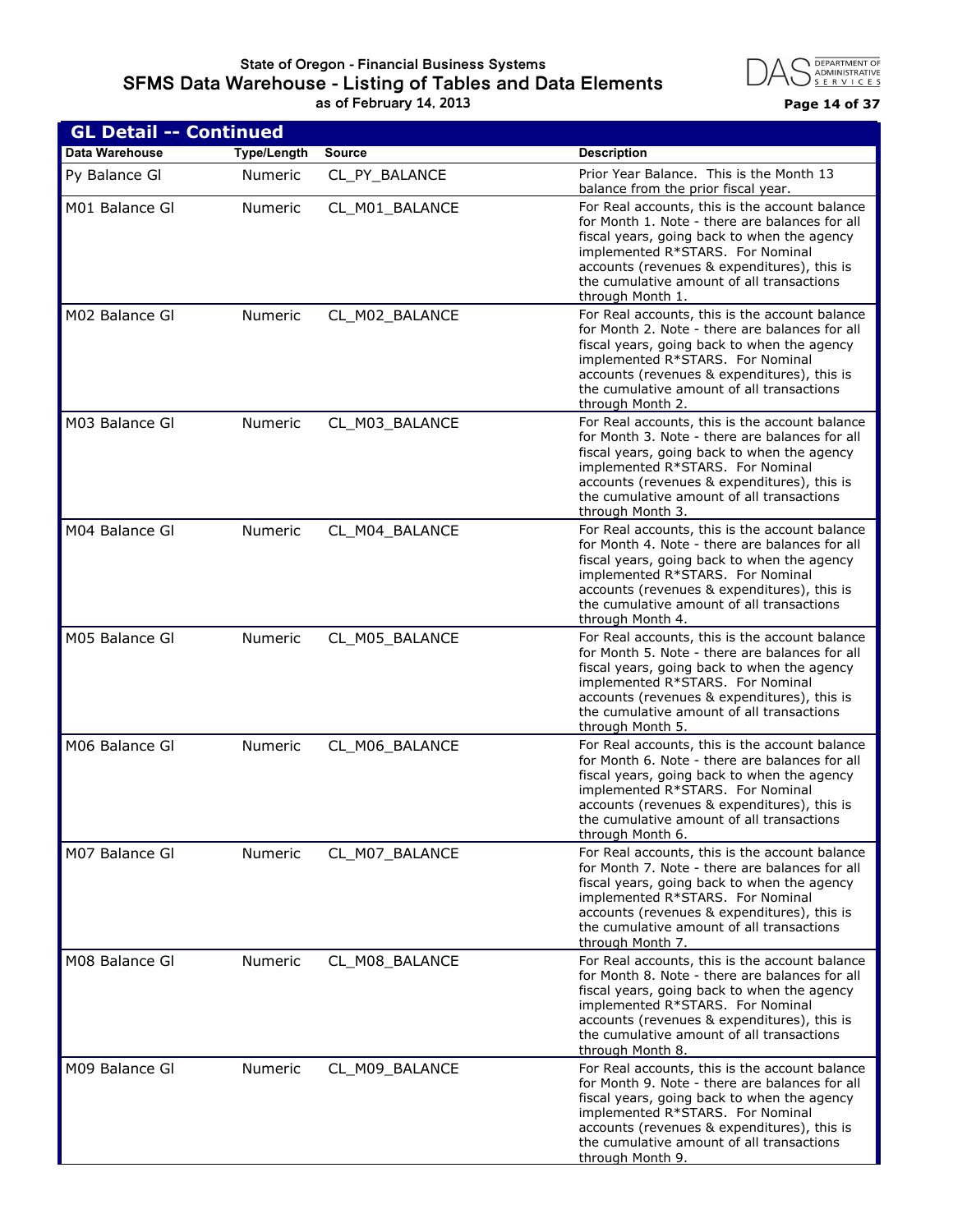## GL Detail -- Continued

| Data Warehouse | Type/Length | Source | Description |
|---|---|---|---|
| Py Balance Gl | Numeric | CL_PY_BALANCE | Prior Year Balance. This is the Month 13 balance from the prior fiscal year. |
| M01 Balance Gl | Numeric | CL_M01_BALANCE | For Real accounts, this is the account balance for Month 1. Note - there are balances for all fiscal years, going back to when the agency implemented R*STARS. For Nominal accounts (revenues & expenditures), this is the cumulative amount of all transactions through Month 1. |
| M02 Balance Gl | Numeric | CL_M02_BALANCE | For Real accounts, this is the account balance for Month 2. Note - there are balances for all fiscal years, going back to when the agency implemented R*STARS. For Nominal accounts (revenues & expenditures), this is the cumulative amount of all transactions through Month 2. |
| M03 Balance Gl | Numeric | CL_M03_BALANCE | For Real accounts, this is the account balance for Month 3. Note - there are balances for all fiscal years, going back to when the agency implemented R*STARS. For Nominal accounts (revenues & expenditures), this is the cumulative amount of all transactions through Month 3. |
| M04 Balance Gl | Numeric | CL_M04_BALANCE | For Real accounts, this is the account balance for Month 4. Note - there are balances for all fiscal years, going back to when the agency implemented R*STARS. For Nominal accounts (revenues & expenditures), this is the cumulative amount of all transactions through Month 4. |
| M05 Balance Gl | Numeric | CL_M05_BALANCE | For Real accounts, this is the account balance for Month 5. Note - there are balances for all fiscal years, going back to when the agency implemented R*STARS. For Nominal accounts (revenues & expenditures), this is the cumulative amount of all transactions through Month 5. |
| M06 Balance Gl | Numeric | CL_M06_BALANCE | For Real accounts, this is the account balance for Month 6. Note - there are balances for all fiscal years, going back to when the agency implemented R*STARS. For Nominal accounts (revenues & expenditures), this is the cumulative amount of all transactions through Month 6. |
| M07 Balance Gl | Numeric | CL_M07_BALANCE | For Real accounts, this is the account balance for Month 7. Note - there are balances for all fiscal years, going back to when the agency implemented R*STARS. For Nominal accounts (revenues & expenditures), this is the cumulative amount of all transactions through Month 7. |
| M08 Balance Gl | Numeric | CL_M08_BALANCE | For Real accounts, this is the account balance for Month 8. Note - there are balances for all fiscal years, going back to when the agency implemented R*STARS. For Nominal accounts (revenues & expenditures), this is the cumulative amount of all transactions through Month 8. |
| M09 Balance Gl | Numeric | CL_M09_BALANCE | For Real accounts, this is the account balance for Month 9. Note - there are balances for all fiscal years, going back to when the agency implemented R*STARS. For Nominal accounts (revenues & expenditures), this is the cumulative amount of all transactions through Month 9. |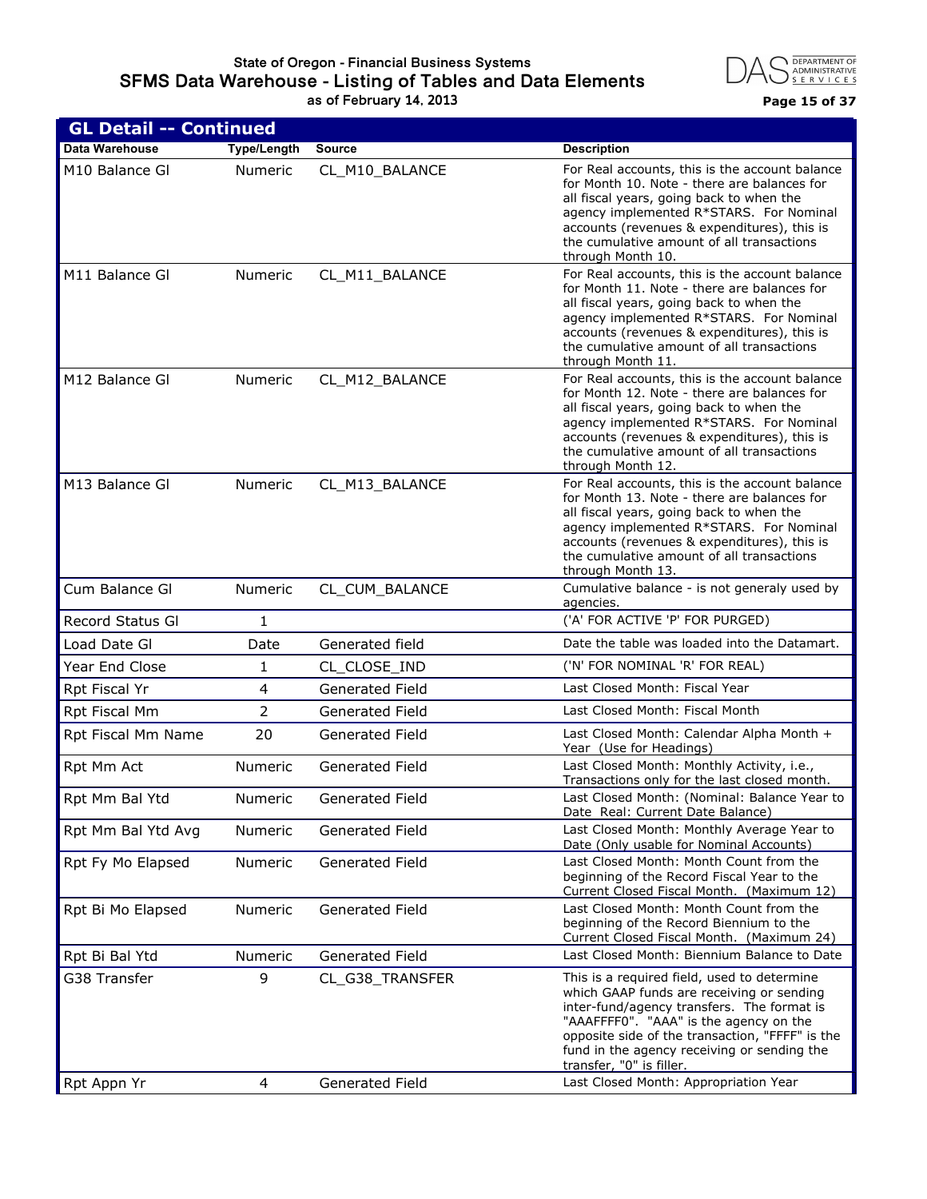## GL Detail -- Continued

| Data Warehouse | Type/Length | Source | Description |
|---|---|---|---|
| M10 Balance Gl | Numeric | CL_M10_BALANCE | For Real accounts, this is the account balance for Month 10. Note - there are balances for all fiscal years, going back to when the agency implemented R*STARS. For Nominal accounts (revenues & expenditures), this is the cumulative amount of all transactions through Month 10. |
| M11 Balance Gl | Numeric | CL_M11_BALANCE | For Real accounts, this is the account balance for Month 11. Note - there are balances for all fiscal years, going back to when the agency implemented R*STARS. For Nominal accounts (revenues & expenditures), this is the cumulative amount of all transactions through Month 11. |
| M12 Balance Gl | Numeric | CL_M12_BALANCE | For Real accounts, this is the account balance for Month 12. Note - there are balances for all fiscal years, going back to when the agency implemented R*STARS. For Nominal accounts (revenues & expenditures), this is the cumulative amount of all transactions through Month 12. |
| M13 Balance Gl | Numeric | CL_M13_BALANCE | For Real accounts, this is the account balance for Month 13. Note - there are balances for all fiscal years, going back to when the agency implemented R*STARS. For Nominal accounts (revenues & expenditures), this is the cumulative amount of all transactions through Month 13. |
| Cum Balance Gl | Numeric | CL_CUM_BALANCE | Cumulative balance - is not generaly used by agencies. |
| Record Status Gl | 1 | | ('A' FOR ACTIVE 'P' FOR PURGED) |
| Load Date Gl | Date | Generated field | Date the table was loaded into the Datamart. |
| Year End Close | 1 | CL_CLOSE_IND | ('N' FOR NOMINAL 'R' FOR REAL) |
| Rpt Fiscal Yr | 4 | Generated Field | Last Closed Month: Fiscal Year |
| Rpt Fiscal Mm | 2 | Generated Field | Last Closed Month: Fiscal Month |
| Rpt Fiscal Mm Name | 20 | Generated Field | Last Closed Month: Calendar Alpha Month + Year (Use for Headings) |
| Rpt Mm Act | Numeric | Generated Field | Last Closed Month: Monthly Activity, i.e., Transactions only for the last closed month. |
| Rpt Mm Bal Ytd | Numeric | Generated Field | Last Closed Month: (Nominal: Balance Year to Date Real: Current Date Balance) |
| Rpt Mm Bal Ytd Avg | Numeric | Generated Field | Last Closed Month: Monthly Average Year to Date (Only usable for Nominal Accounts) |
| Rpt Fy Mo Elapsed | Numeric | Generated Field | Last Closed Month: Month Count from the beginning of the Record Fiscal Year to the Current Closed Fiscal Month. (Maximum 12) |
| Rpt Bi Mo Elapsed | Numeric | Generated Field | Last Closed Month: Month Count from the beginning of the Record Biennium to the Current Closed Fiscal Month. (Maximum 24) |
| Rpt Bi Bal Ytd | Numeric | Generated Field | Last Closed Month: Biennium Balance to Date |
| G38 Transfer | 9 | CL_G38_TRANSFER | This is a required field, used to determine which GAAP funds are receiving or sending inter-fund/agency transfers. The format is "AAAFFFF0". "AAA" is the agency on the opposite side of the transaction, "FFFF" is the fund in the agency receiving or sending the transfer, "0" is filler. |
| Rpt Appn Yr | 4 | Generated Field | Last Closed Month: Appropriation Year |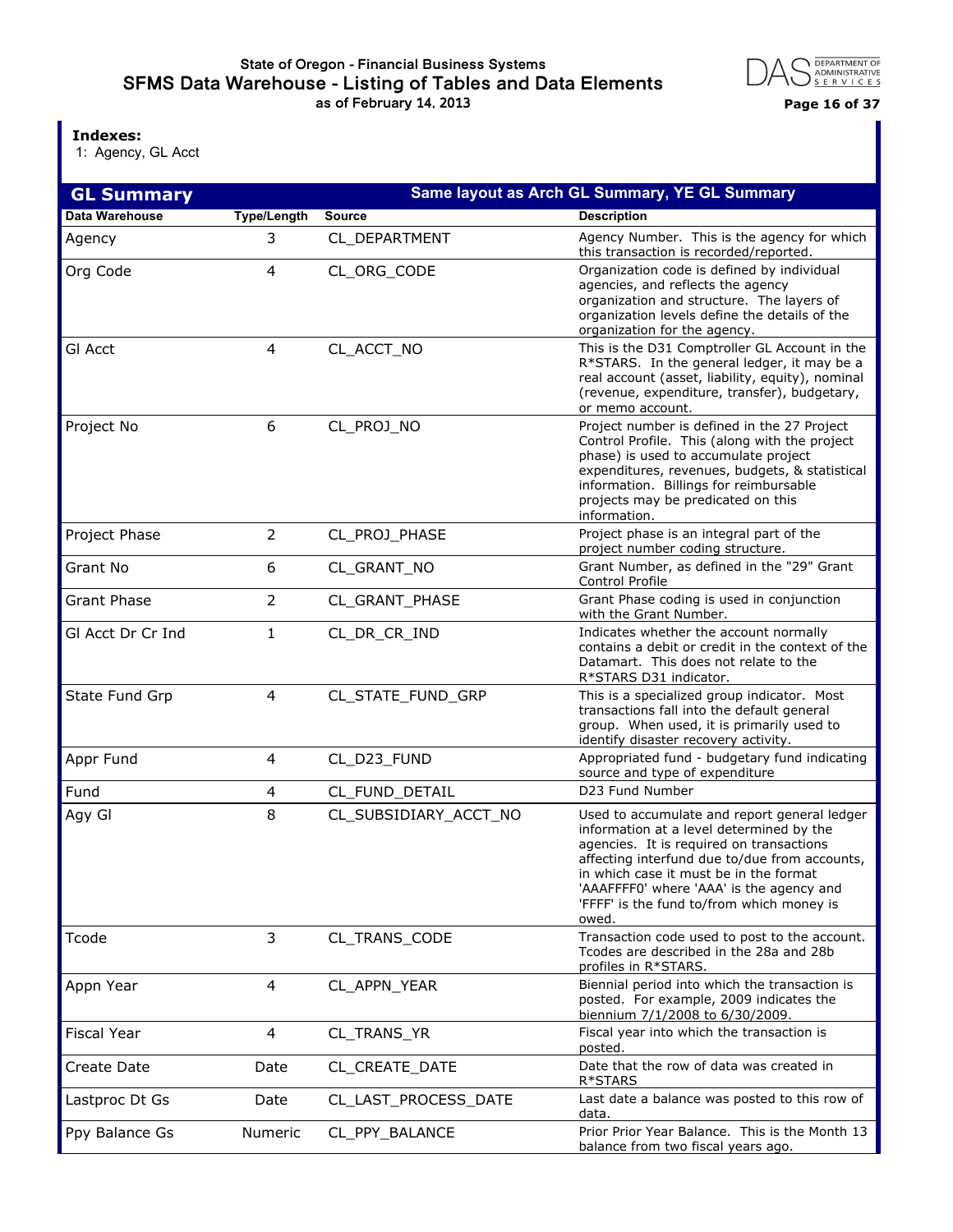**Indexes:**
1: Agency, GL Acct

## GL Summary

Same layout as Arch GL Summary, YE GL Summary

| Data Warehouse | Type/Length | Source | Description |
|---|---|---|---|
| Agency | 3 | CL_DEPARTMENT | Agency Number. This is the agency for which this transaction is recorded/reported. |
| Org Code | 4 | CL_ORG_CODE | Organization code is defined by individual agencies, and reflects the agency organization and structure. The layers of organization levels define the details of the organization for the agency. |
| Gl Acct | 4 | CL_ACCT_NO | This is the D31 Comptroller GL Account in the R*STARS. In the general ledger, it may be a real account (asset, liability, equity), nominal (revenue, expenditure, transfer), budgetary, or memo account. |
| Project No | 6 | CL_PROJ_NO | Project number is defined in the 27 Project Control Profile. This (along with the project phase) is used to accumulate project expenditures, revenues, budgets, & statistical information. Billings for reimbursable projects may be predicated on this information. |
| Project Phase | 2 | CL_PROJ_PHASE | Project phase is an integral part of the project number coding structure. |
| Grant No | 6 | CL_GRANT_NO | Grant Number, as defined in the "29" Grant Control Profile |
| Grant Phase | 2 | CL_GRANT_PHASE | Grant Phase coding is used in conjunction with the Grant Number. |
| Gl Acct Dr Cr Ind | 1 | CL_DR_CR_IND | Indicates whether the account normally contains a debit or credit in the context of the Datamart. This does not relate to the R*STARS D31 indicator. |
| State Fund Grp | 4 | CL_STATE_FUND_GRP | This is a specialized group indicator. Most transactions fall into the default general group. When used, it is primarily used to identify disaster recovery activity. |
| Appr Fund | 4 | CL_D23_FUND | Appropriated fund - budgetary fund indicating source and type of expenditure |
| Fund | 4 | CL_FUND_DETAIL | D23 Fund Number |
| Agy Gl | 8 | CL_SUBSIDIARY_ACCT_NO | Used to accumulate and report general ledger information at a level determined by the agencies. It is required on transactions affecting interfund due to/due from accounts, in which case it must be in the format 'AAAFFFF0' where 'AAA' is the agency and 'FFFF' is the fund to/from which money is owed. |
| Tcode | 3 | CL_TRANS_CODE | Transaction code used to post to the account. Tcodes are described in the 28a and 28b profiles in R*STARS. |
| Appn Year | 4 | CL_APPN_YEAR | Biennial period into which the transaction is posted. For example, 2009 indicates the biennium 7/1/2008 to 6/30/2009. |
| Fiscal Year | 4 | CL_TRANS_YR | Fiscal year into which the transaction is posted. |
| Create Date | Date | CL_CREATE_DATE | Date that the row of data was created in R*STARS |
| Lastproc Dt Gs | Date | CL_LAST_PROCESS_DATE | Last date a balance was posted to this row of data. |
| Ppy Balance Gs | Numeric | CL_PPY_BALANCE | Prior Prior Year Balance. This is the Month 13 balance from two fiscal years ago. |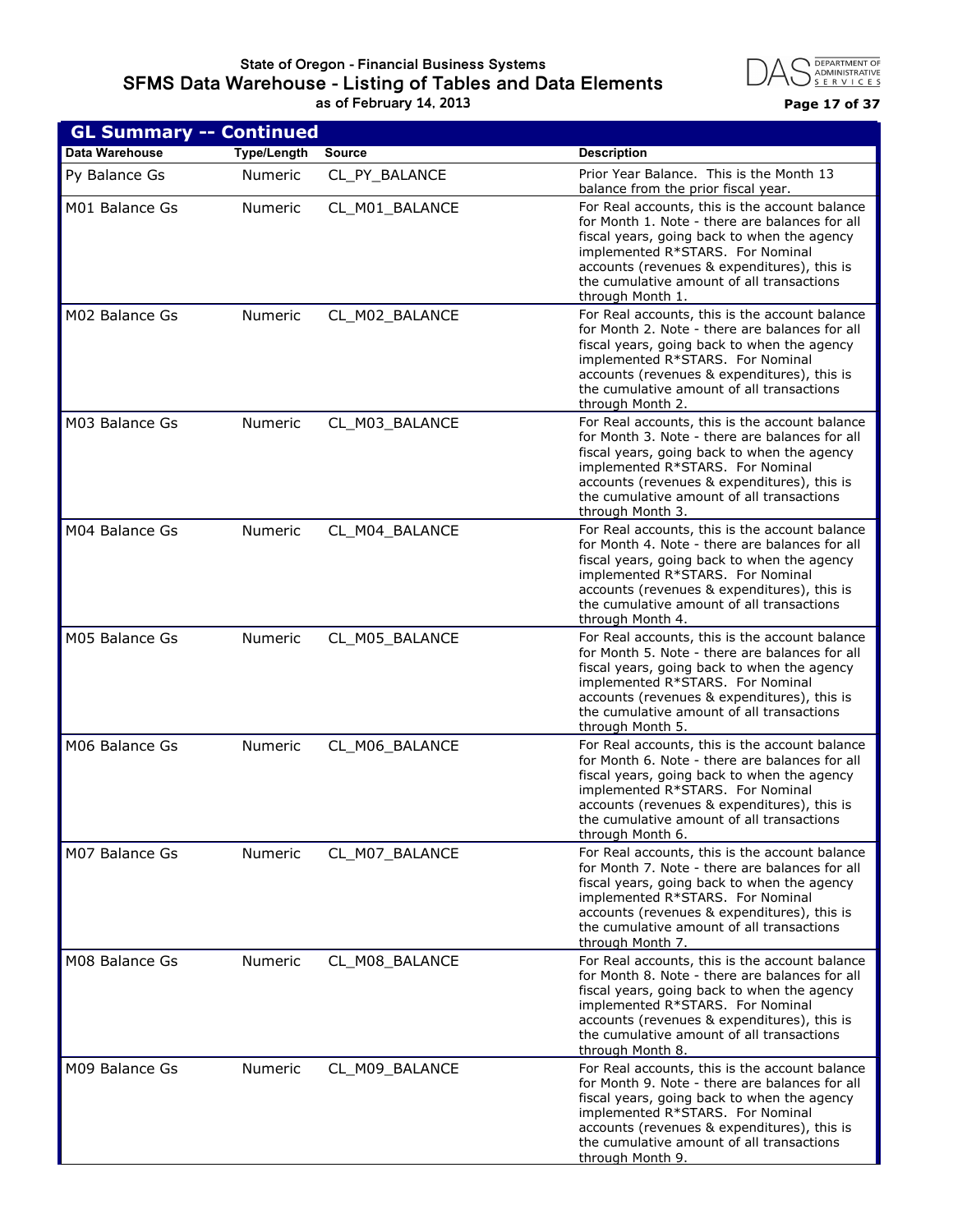## GL Summary -- Continued

| Data Warehouse | Type/Length | Source | Description |
|---|---|---|---|
| Py Balance Gs | Numeric | CL_PY_BALANCE | Prior Year Balance. This is the Month 13 balance from the prior fiscal year. |
| M01 Balance Gs | Numeric | CL_M01_BALANCE | For Real accounts, this is the account balance for Month 1. Note - there are balances for all fiscal years, going back to when the agency implemented R*STARS. For Nominal accounts (revenues & expenditures), this is the cumulative amount of all transactions through Month 1. |
| M02 Balance Gs | Numeric | CL_M02_BALANCE | For Real accounts, this is the account balance for Month 2. Note - there are balances for all fiscal years, going back to when the agency implemented R*STARS. For Nominal accounts (revenues & expenditures), this is the cumulative amount of all transactions through Month 2. |
| M03 Balance Gs | Numeric | CL_M03_BALANCE | For Real accounts, this is the account balance for Month 3. Note - there are balances for all fiscal years, going back to when the agency implemented R*STARS. For Nominal accounts (revenues & expenditures), this is the cumulative amount of all transactions through Month 3. |
| M04 Balance Gs | Numeric | CL_M04_BALANCE | For Real accounts, this is the account balance for Month 4. Note - there are balances for all fiscal years, going back to when the agency implemented R*STARS. For Nominal accounts (revenues & expenditures), this is the cumulative amount of all transactions through Month 4. |
| M05 Balance Gs | Numeric | CL_M05_BALANCE | For Real accounts, this is the account balance for Month 5. Note - there are balances for all fiscal years, going back to when the agency implemented R*STARS. For Nominal accounts (revenues & expenditures), this is the cumulative amount of all transactions through Month 5. |
| M06 Balance Gs | Numeric | CL_M06_BALANCE | For Real accounts, this is the account balance for Month 6. Note - there are balances for all fiscal years, going back to when the agency implemented R*STARS. For Nominal accounts (revenues & expenditures), this is the cumulative amount of all transactions through Month 6. |
| M07 Balance Gs | Numeric | CL_M07_BALANCE | For Real accounts, this is the account balance for Month 7. Note - there are balances for all fiscal years, going back to when the agency implemented R*STARS. For Nominal accounts (revenues & expenditures), this is the cumulative amount of all transactions through Month 7. |
| M08 Balance Gs | Numeric | CL_M08_BALANCE | For Real accounts, this is the account balance for Month 8. Note - there are balances for all fiscal years, going back to when the agency implemented R*STARS. For Nominal accounts (revenues & expenditures), this is the cumulative amount of all transactions through Month 8. |
| M09 Balance Gs | Numeric | CL_M09_BALANCE | For Real accounts, this is the account balance for Month 9. Note - there are balances for all fiscal years, going back to when the agency implemented R*STARS. For Nominal accounts (revenues & expenditures), this is the cumulative amount of all transactions through Month 9. |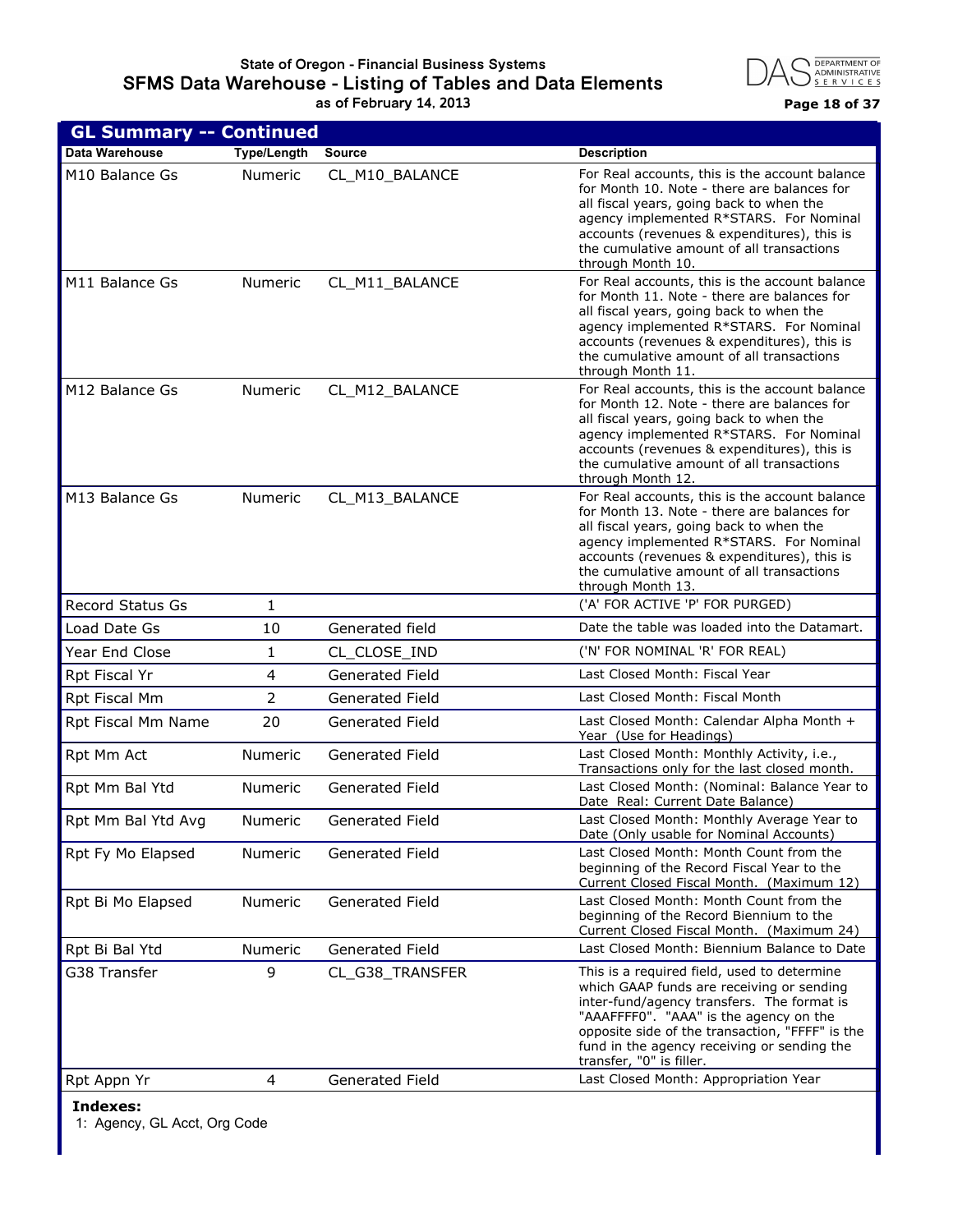## GL Summary -- Continued

| Data Warehouse | Type/Length | Source | Description |
|---|---|---|---|
| M10 Balance Gs | Numeric | CL_M10_BALANCE | For Real accounts, this is the account balance for Month 10. Note - there are balances for all fiscal years, going back to when the agency implemented R*STARS. For Nominal accounts (revenues & expenditures), this is the cumulative amount of all transactions through Month 10. |
| M11 Balance Gs | Numeric | CL_M11_BALANCE | For Real accounts, this is the account balance for Month 11. Note - there are balances for all fiscal years, going back to when the agency implemented R*STARS. For Nominal accounts (revenues & expenditures), this is the cumulative amount of all transactions through Month 11. |
| M12 Balance Gs | Numeric | CL_M12_BALANCE | For Real accounts, this is the account balance for Month 12. Note - there are balances for all fiscal years, going back to when the agency implemented R*STARS. For Nominal accounts (revenues & expenditures), this is the cumulative amount of all transactions through Month 12. |
| M13 Balance Gs | Numeric | CL_M13_BALANCE | For Real accounts, this is the account balance for Month 13. Note - there are balances for all fiscal years, going back to when the agency implemented R*STARS. For Nominal accounts (revenues & expenditures), this is the cumulative amount of all transactions through Month 13. |
| Record Status Gs | 1 | | ('A' FOR ACTIVE 'P' FOR PURGED) |
| Load Date Gs | 10 | Generated field | Date the table was loaded into the Datamart. |
| Year End Close | 1 | CL_CLOSE_IND | ('N' FOR NOMINAL 'R' FOR REAL) |
| Rpt Fiscal Yr | 4 | Generated Field | Last Closed Month: Fiscal Year |
| Rpt Fiscal Mm | 2 | Generated Field | Last Closed Month: Fiscal Month |
| Rpt Fiscal Mm Name | 20 | Generated Field | Last Closed Month: Calendar Alpha Month + Year (Use for Headings) |
| Rpt Mm Act | Numeric | Generated Field | Last Closed Month: Monthly Activity, i.e., Transactions only for the last closed month. |
| Rpt Mm Bal Ytd | Numeric | Generated Field | Last Closed Month: (Nominal: Balance Year to Date Real: Current Date Balance) |
| Rpt Mm Bal Ytd Avg | Numeric | Generated Field | Last Closed Month: Monthly Average Year to Date (Only usable for Nominal Accounts) |
| Rpt Fy Mo Elapsed | Numeric | Generated Field | Last Closed Month: Month Count from the beginning of the Record Fiscal Year to the Current Closed Fiscal Month. (Maximum 12) |
| Rpt Bi Mo Elapsed | Numeric | Generated Field | Last Closed Month: Month Count from the beginning of the Record Biennium to the Current Closed Fiscal Month. (Maximum 24) |
| Rpt Bi Bal Ytd | Numeric | Generated Field | Last Closed Month: Biennium Balance to Date |
| G38 Transfer | 9 | CL_G38_TRANSFER | This is a required field, used to determine which GAAP funds are receiving or sending inter-fund/agency transfers. The format is "AAAFFFF0". "AAA" is the agency on the opposite side of the transaction, "FFFF" is the fund in the agency receiving or sending the transfer, "0" is filler. |
| Rpt Appn Yr | 4 | Generated Field | Last Closed Month: Appropriation Year |

**Indexes:**

1: Agency, GL Acct, Org Code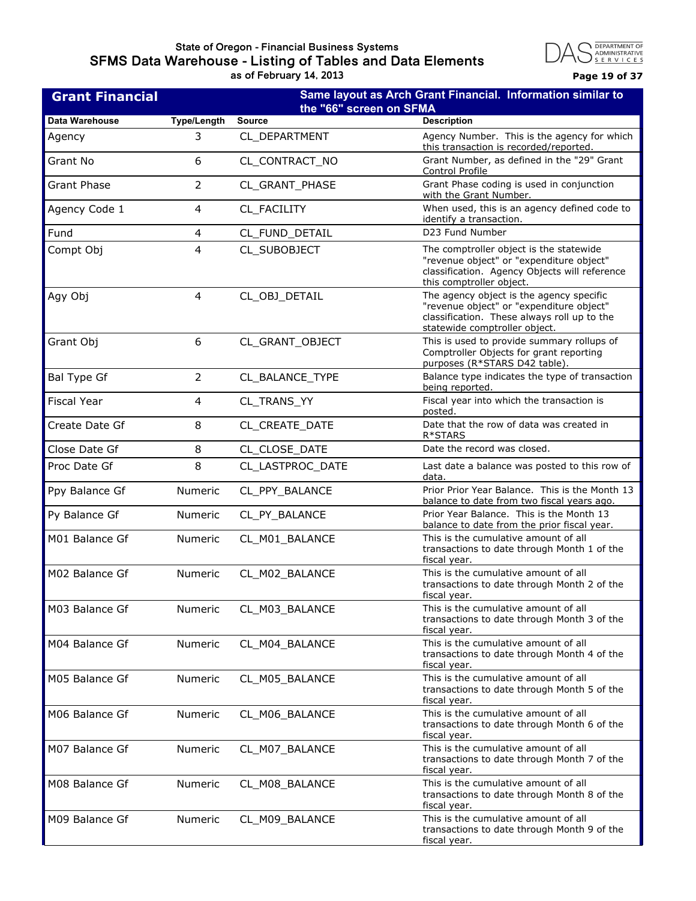## Grant Financial

**Same layout as Arch Grant Financial. Information similar to the "66" screen on SFMA**

| Data Warehouse | Type/Length | Source | Description |
|---|---|---|---|
| Agency | 3 | CL_DEPARTMENT | Agency Number. This is the agency for which this transaction is recorded/reported. |
| Grant No | 6 | CL_CONTRACT_NO | Grant Number, as defined in the "29" Grant Control Profile |
| Grant Phase | 2 | CL_GRANT_PHASE | Grant Phase coding is used in conjunction with the Grant Number. |
| Agency Code 1 | 4 | CL_FACILITY | When used, this is an agency defined code to identify a transaction. |
| Fund | 4 | CL_FUND_DETAIL | D23 Fund Number |
| Compt Obj | 4 | CL_SUBOBJECT | The comptroller object is the statewide "revenue object" or "expenditure object" classification. Agency Objects will reference this comptroller object. |
| Agy Obj | 4 | CL_OBJ_DETAIL | The agency object is the agency specific "revenue object" or "expenditure object" classification. These always roll up to the statewide comptroller object. |
| Grant Obj | 6 | CL_GRANT_OBJECT | This is used to provide summary rollups of Comptroller Objects for grant reporting purposes (R*STARS D42 table). |
| Bal Type Gf | 2 | CL_BALANCE_TYPE | Balance type indicates the type of transaction being reported. |
| Fiscal Year | 4 | CL_TRANS_YY | Fiscal year into which the transaction is posted. |
| Create Date Gf | 8 | CL_CREATE_DATE | Date that the row of data was created in R*STARS |
| Close Date Gf | 8 | CL_CLOSE_DATE | Date the record was closed. |
| Proc Date Gf | 8 | CL_LASTPROC_DATE | Last date a balance was posted to this row of data. |
| Ppy Balance Gf | Numeric | CL_PPY_BALANCE | Prior Prior Year Balance. This is the Month 13 balance to date from two fiscal years ago. |
| Py Balance Gf | Numeric | CL_PY_BALANCE | Prior Year Balance. This is the Month 13 balance to date from the prior fiscal year. |
| M01 Balance Gf | Numeric | CL_M01_BALANCE | This is the cumulative amount of all transactions to date through Month 1 of the fiscal year. |
| M02 Balance Gf | Numeric | CL_M02_BALANCE | This is the cumulative amount of all transactions to date through Month 2 of the fiscal year. |
| M03 Balance Gf | Numeric | CL_M03_BALANCE | This is the cumulative amount of all transactions to date through Month 3 of the fiscal year. |
| M04 Balance Gf | Numeric | CL_M04_BALANCE | This is the cumulative amount of all transactions to date through Month 4 of the fiscal year. |
| M05 Balance Gf | Numeric | CL_M05_BALANCE | This is the cumulative amount of all transactions to date through Month 5 of the fiscal year. |
| M06 Balance Gf | Numeric | CL_M06_BALANCE | This is the cumulative amount of all transactions to date through Month 6 of the fiscal year. |
| M07 Balance Gf | Numeric | CL_M07_BALANCE | This is the cumulative amount of all transactions to date through Month 7 of the fiscal year. |
| M08 Balance Gf | Numeric | CL_M08_BALANCE | This is the cumulative amount of all transactions to date through Month 8 of the fiscal year. |
| M09 Balance Gf | Numeric | CL_M09_BALANCE | This is the cumulative amount of all transactions to date through Month 9 of the fiscal year. |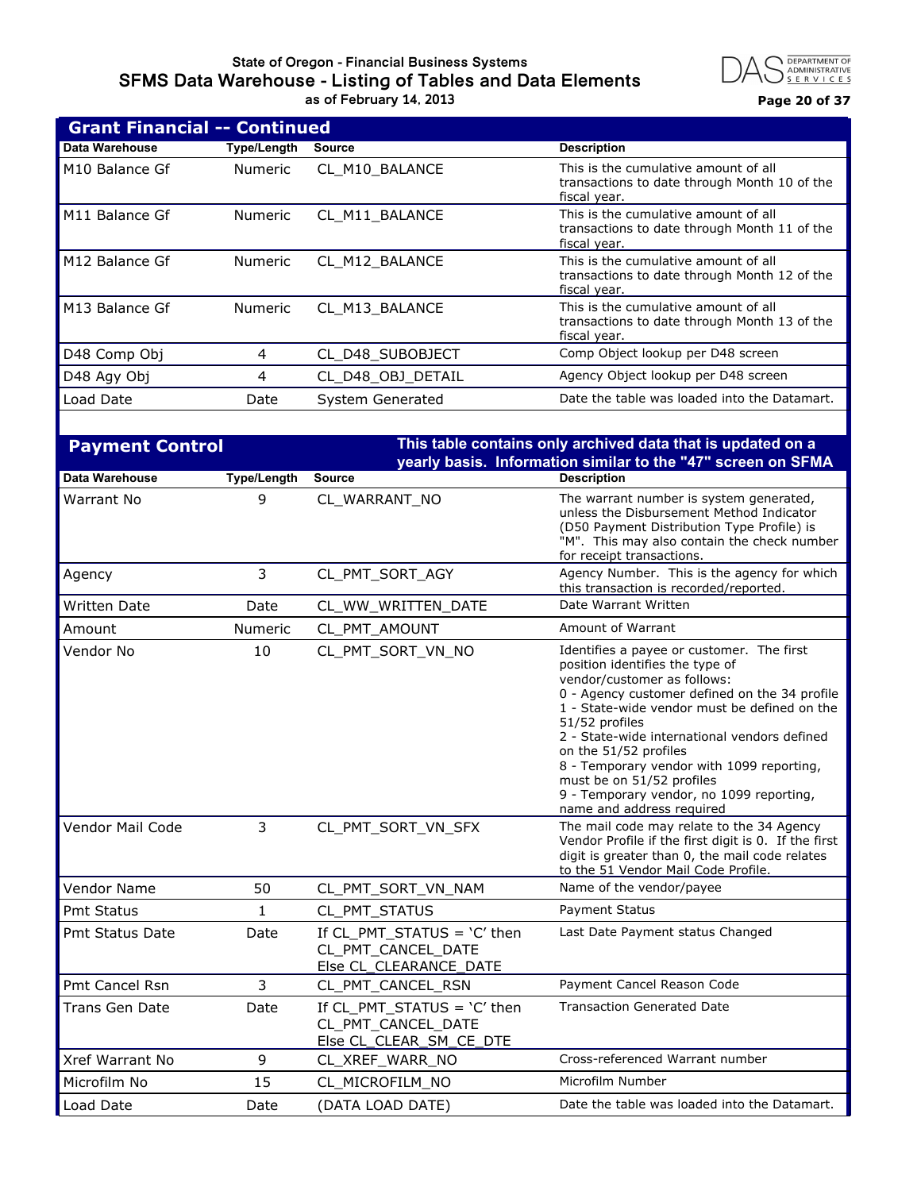## Grant Financial -- Continued

| Data Warehouse | Type/Length | Source | Description |
|---|---|---|---|
| M10 Balance Gf | Numeric | CL_M10_BALANCE | This is the cumulative amount of all transactions to date through Month 10 of the fiscal year. |
| M11 Balance Gf | Numeric | CL_M11_BALANCE | This is the cumulative amount of all transactions to date through Month 11 of the fiscal year. |
| M12 Balance Gf | Numeric | CL_M12_BALANCE | This is the cumulative amount of all transactions to date through Month 12 of the fiscal year. |
| M13 Balance Gf | Numeric | CL_M13_BALANCE | This is the cumulative amount of all transactions to date through Month 13 of the fiscal year. |
| D48 Comp Obj | 4 | CL_D48_SUBOBJECT | Comp Object lookup per D48 screen |
| D48 Agy Obj | 4 | CL_D48_OBJ_DETAIL | Agency Object lookup per D48 screen |
| Load Date | Date | System Generated | Date the table was loaded into the Datamart. |

## Payment Control

**This table contains only archived data that is updated on a yearly basis. Information similar to the "47" screen on SFMA**

| Data Warehouse | Type/Length | Source | Description |
|---|---|---|---|
| Warrant No | 9 | CL_WARRANT_NO | The warrant number is system generated, unless the Disbursement Method Indicator (D50 Payment Distribution Type Profile) is "M". This may also contain the check number for receipt transactions. |
| Agency | 3 | CL_PMT_SORT_AGY | Agency Number. This is the agency for which this transaction is recorded/reported. |
| Written Date | Date | CL_WW_WRITTEN_DATE | Date Warrant Written |
| Amount | Numeric | CL_PMT_AMOUNT | Amount of Warrant |
| Vendor No | 10 | CL_PMT_SORT_VN_NO | Identifies a payee or customer. The first position identifies the type of vendor/customer as follows:<br>0 - Agency customer defined on the 34 profile<br>1 - State-wide vendor must be defined on the 51/52 profiles<br>2 - State-wide international vendors defined on the 51/52 profiles<br>8 - Temporary vendor with 1099 reporting, must be on 51/52 profiles<br>9 - Temporary vendor, no 1099 reporting, name and address required |
| Vendor Mail Code | 3 | CL_PMT_SORT_VN_SFX | The mail code may relate to the 34 Agency Vendor Profile if the first digit is 0. If the first digit is greater than 0, the mail code relates to the 51 Vendor Mail Code Profile. |
| Vendor Name | 50 | CL_PMT_SORT_VN_NAM | Name of the vendor/payee |
| Pmt Status | 1 | CL_PMT_STATUS | Payment Status |
| Pmt Status Date | Date | If CL_PMT_STATUS = 'C' then CL_PMT_CANCEL_DATE Else CL_CLEARANCE_DATE | Last Date Payment status Changed |
| Pmt Cancel Rsn | 3 | CL_PMT_CANCEL_RSN | Payment Cancel Reason Code |
| Trans Gen Date | Date | If CL_PMT_STATUS = 'C' then CL_PMT_CANCEL_DATE Else CL_CLEAR_SM_CE_DTE | Transaction Generated Date |
| Xref Warrant No | 9 | CL_XREF_WARR_NO | Cross-referenced Warrant number |
| Microfilm No | 15 | CL_MICROFILM_NO | Microfilm Number |
| Load Date | Date | (DATA LOAD DATE) | Date the table was loaded into the Datamart. |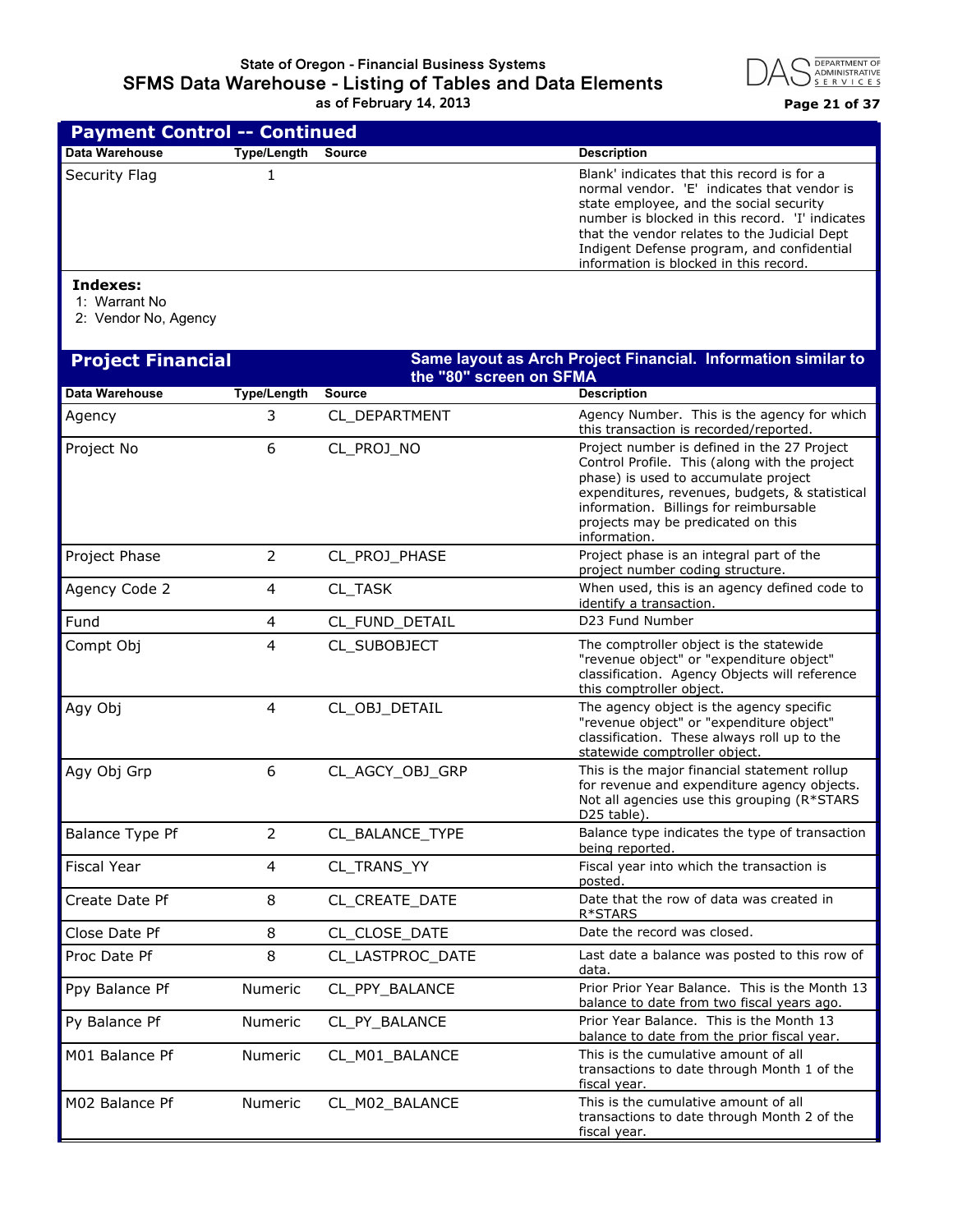## Payment Control -- Continued

| Data Warehouse | Type/Length | Source | Description |
|---|---|---|---|
| Security Flag | 1 | | Blank' indicates that this record is for a normal vendor. 'E' indicates that vendor is state employee, and the social security number is blocked in this record. 'I' indicates that the vendor relates to the Judicial Dept Indigent Defense program, and confidential information is blocked in this record. |

**Indexes:**

1: Warrant No
2: Vendor No, Agency

## Project Financial

**Same layout as Arch Project Financial. Information similar to the "80" screen on SFMA**

| Data Warehouse | Type/Length | Source | Description |
|---|---|---|---|
| Agency | 3 | CL_DEPARTMENT | Agency Number. This is the agency for which this transaction is recorded/reported. |
| Project No | 6 | CL_PROJ_NO | Project number is defined in the 27 Project Control Profile. This (along with the project phase) is used to accumulate project expenditures, revenues, budgets, & statistical information. Billings for reimbursable projects may be predicated on this information. |
| Project Phase | 2 | CL_PROJ_PHASE | Project phase is an integral part of the project number coding structure. |
| Agency Code 2 | 4 | CL_TASK | When used, this is an agency defined code to identify a transaction. |
| Fund | 4 | CL_FUND_DETAIL | D23 Fund Number |
| Compt Obj | 4 | CL_SUBOBJECT | The comptroller object is the statewide "revenue object" or "expenditure object" classification. Agency Objects will reference this comptroller object. |
| Agy Obj | 4 | CL_OBJ_DETAIL | The agency object is the agency specific "revenue object" or "expenditure object" classification. These always roll up to the statewide comptroller object. |
| Agy Obj Grp | 6 | CL_AGCY_OBJ_GRP | This is the major financial statement rollup for revenue and expenditure agency objects. Not all agencies use this grouping (R*STARS D25 table). |
| Balance Type Pf | 2 | CL_BALANCE_TYPE | Balance type indicates the type of transaction being reported. |
| Fiscal Year | 4 | CL_TRANS_YY | Fiscal year into which the transaction is posted. |
| Create Date Pf | 8 | CL_CREATE_DATE | Date that the row of data was created in R*STARS |
| Close Date Pf | 8 | CL_CLOSE_DATE | Date the record was closed. |
| Proc Date Pf | 8 | CL_LASTPROC_DATE | Last date a balance was posted to this row of data. |
| Ppy Balance Pf | Numeric | CL_PPY_BALANCE | Prior Prior Year Balance. This is the Month 13 balance to date from two fiscal years ago. |
| Py Balance Pf | Numeric | CL_PY_BALANCE | Prior Year Balance. This is the Month 13 balance to date from the prior fiscal year. |
| M01 Balance Pf | Numeric | CL_M01_BALANCE | This is the cumulative amount of all transactions to date through Month 1 of the fiscal year. |
| M02 Balance Pf | Numeric | CL_M02_BALANCE | This is the cumulative amount of all transactions to date through Month 2 of the fiscal year. |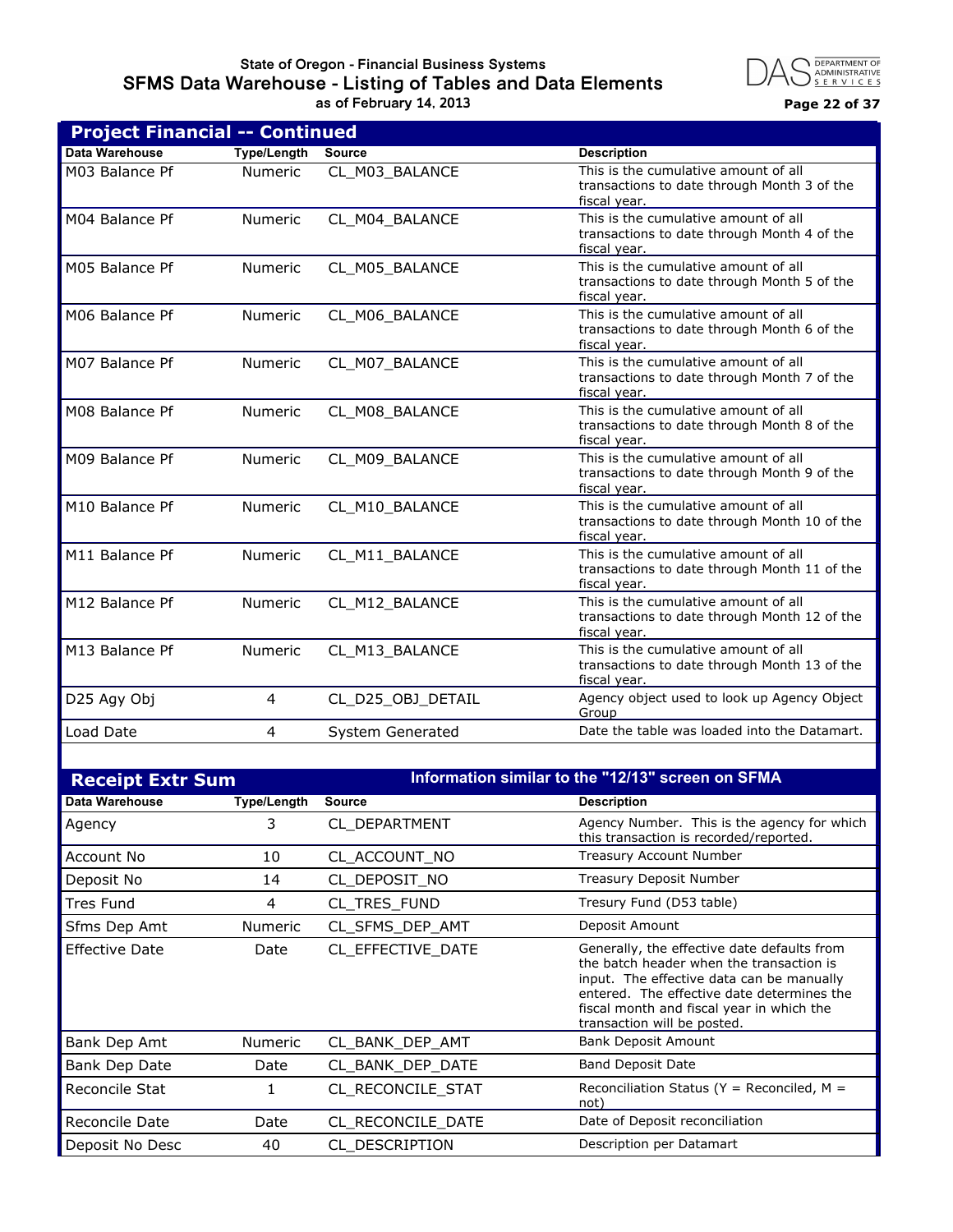## Project Financial -- Continued

| Data Warehouse | Type/Length | Source | Description |
|---|---|---|---|
| M03 Balance Pf | Numeric | CL_M03_BALANCE | This is the cumulative amount of all transactions to date through Month 3 of the fiscal year. |
| M04 Balance Pf | Numeric | CL_M04_BALANCE | This is the cumulative amount of all transactions to date through Month 4 of the fiscal year. |
| M05 Balance Pf | Numeric | CL_M05_BALANCE | This is the cumulative amount of all transactions to date through Month 5 of the fiscal year. |
| M06 Balance Pf | Numeric | CL_M06_BALANCE | This is the cumulative amount of all transactions to date through Month 6 of the fiscal year. |
| M07 Balance Pf | Numeric | CL_M07_BALANCE | This is the cumulative amount of all transactions to date through Month 7 of the fiscal year. |
| M08 Balance Pf | Numeric | CL_M08_BALANCE | This is the cumulative amount of all transactions to date through Month 8 of the fiscal year. |
| M09 Balance Pf | Numeric | CL_M09_BALANCE | This is the cumulative amount of all transactions to date through Month 9 of the fiscal year. |
| M10 Balance Pf | Numeric | CL_M10_BALANCE | This is the cumulative amount of all transactions to date through Month 10 of the fiscal year. |
| M11 Balance Pf | Numeric | CL_M11_BALANCE | This is the cumulative amount of all transactions to date through Month 11 of the fiscal year. |
| M12 Balance Pf | Numeric | CL_M12_BALANCE | This is the cumulative amount of all transactions to date through Month 12 of the fiscal year. |
| M13 Balance Pf | Numeric | CL_M13_BALANCE | This is the cumulative amount of all transactions to date through Month 13 of the fiscal year. |
| D25 Agy Obj | 4 | CL_D25_OBJ_DETAIL | Agency object used to look up Agency Object Group |
| Load Date | 4 | System Generated | Date the table was loaded into the Datamart. |

## Receipt Extr Sum

**Information similar to the "12/13" screen on SFMA**

| Data Warehouse | Type/Length | Source | Description |
|---|---|---|---|
| Agency | 3 | CL_DEPARTMENT | Agency Number. This is the agency for which this transaction is recorded/reported. |
| Account No | 10 | CL_ACCOUNT_NO | Treasury Account Number |
| Deposit No | 14 | CL_DEPOSIT_NO | Treasury Deposit Number |
| Tres Fund | 4 | CL_TRES_FUND | Tresury Fund (D53 table) |
| Sfms Dep Amt | Numeric | CL_SFMS_DEP_AMT | Deposit Amount |
| Effective Date | Date | CL_EFFECTIVE_DATE | Generally, the effective date defaults from the batch header when the transaction is input. The effective data can be manually entered. The effective date determines the fiscal month and fiscal year in which the transaction will be posted. |
| Bank Dep Amt | Numeric | CL_BANK_DEP_AMT | Bank Deposit Amount |
| Bank Dep Date | Date | CL_BANK_DEP_DATE | Band Deposit Date |
| Reconcile Stat | 1 | CL_RECONCILE_STAT | Reconciliation Status (Y = Reconciled, M = not) |
| Reconcile Date | Date | CL_RECONCILE_DATE | Date of Deposit reconciliation |
| Deposit No Desc | 40 | CL_DESCRIPTION | Description per Datamart |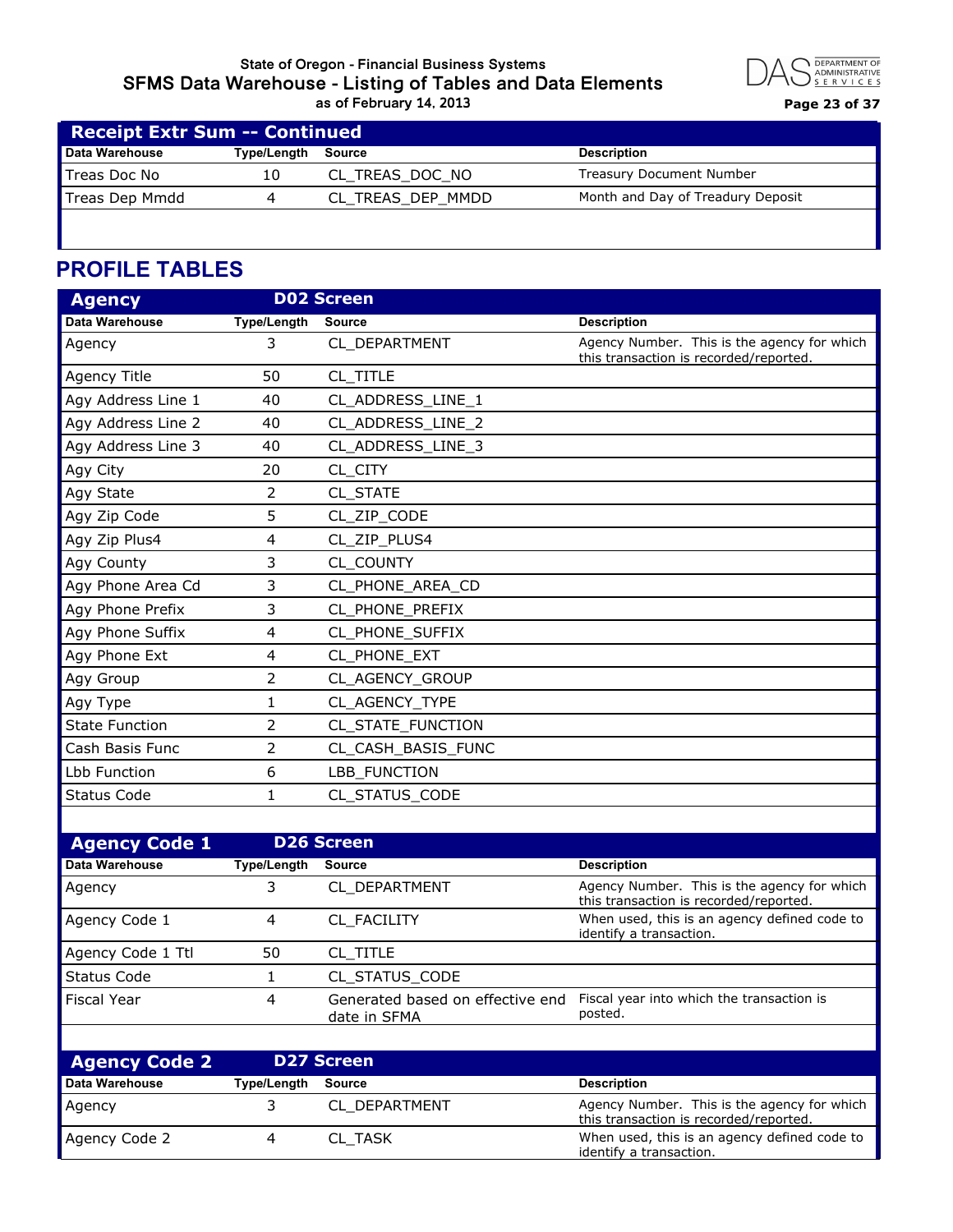## Receipt Extr Sum -- Continued

| Data Warehouse | Type/Length | Source | Description |
|---|---|---|---|
| Treas Doc No | 10 | CL_TREAS_DOC_NO | Treasury Document Number |
| Treas Dep Mmdd | 4 | CL_TREAS_DEP_MMDD | Month and Day of Treadury Deposit |

# PROFILE TABLES

## Agency — D02 Screen

| Data Warehouse | Type/Length | Source | Description |
|---|---|---|---|
| Agency | 3 | CL_DEPARTMENT | Agency Number. This is the agency for which this transaction is recorded/reported. |
| Agency Title | 50 | CL_TITLE | |
| Agy Address Line 1 | 40 | CL_ADDRESS_LINE_1 | |
| Agy Address Line 2 | 40 | CL_ADDRESS_LINE_2 | |
| Agy Address Line 3 | 40 | CL_ADDRESS_LINE_3 | |
| Agy City | 20 | CL_CITY | |
| Agy State | 2 | CL_STATE | |
| Agy Zip Code | 5 | CL_ZIP_CODE | |
| Agy Zip Plus4 | 4 | CL_ZIP_PLUS4 | |
| Agy County | 3 | CL_COUNTY | |
| Agy Phone Area Cd | 3 | CL_PHONE_AREA_CD | |
| Agy Phone Prefix | 3 | CL_PHONE_PREFIX | |
| Agy Phone Suffix | 4 | CL_PHONE_SUFFIX | |
| Agy Phone Ext | 4 | CL_PHONE_EXT | |
| Agy Group | 2 | CL_AGENCY_GROUP | |
| Agy Type | 1 | CL_AGENCY_TYPE | |
| State Function | 2 | CL_STATE_FUNCTION | |
| Cash Basis Func | 2 | CL_CASH_BASIS_FUNC | |
| Lbb Function | 6 | LBB_FUNCTION | |
| Status Code | 1 | CL_STATUS_CODE | |

## Agency Code 1 — D26 Screen

| Data Warehouse | Type/Length | Source | Description |
|---|---|---|---|
| Agency | 3 | CL_DEPARTMENT | Agency Number. This is the agency for which this transaction is recorded/reported. |
| Agency Code 1 | 4 | CL_FACILITY | When used, this is an agency defined code to identify a transaction. |
| Agency Code 1 Ttl | 50 | CL_TITLE | |
| Status Code | 1 | CL_STATUS_CODE | |
| Fiscal Year | 4 | Generated based on effective end date in SFMA | Fiscal year into which the transaction is posted. |

## Agency Code 2 — D27 Screen

| Data Warehouse | Type/Length | Source | Description |
|---|---|---|---|
| Agency | 3 | CL_DEPARTMENT | Agency Number. This is the agency for which this transaction is recorded/reported. |
| Agency Code 2 | 4 | CL_TASK | When used, this is an agency defined code to identify a transaction. |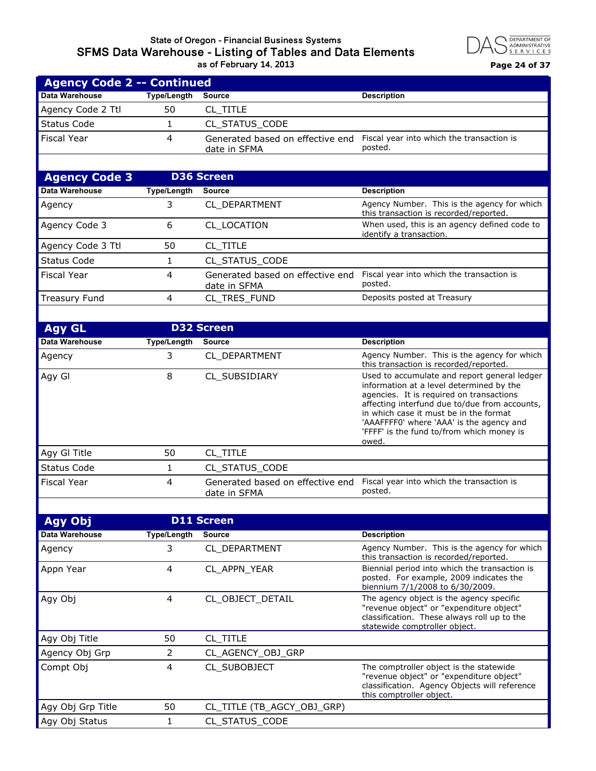## Agency Code 2 -- Continued

| Data Warehouse | Type/Length | Source | Description |
|---|---|---|---|
| Agency Code 2 Ttl | 50 | CL_TITLE | |
| Status Code | 1 | CL_STATUS_CODE | |
| Fiscal Year | 4 | Generated based on effective end date in SFMA | Fiscal year into which the transaction is posted. |

## Agency Code 3 — D36 Screen

| Data Warehouse | Type/Length | Source | Description |
|---|---|---|---|
| Agency | 3 | CL_DEPARTMENT | Agency Number. This is the agency for which this transaction is recorded/reported. |
| Agency Code 3 | 6 | CL_LOCATION | When used, this is an agency defined code to identify a transaction. |
| Agency Code 3 Ttl | 50 | CL_TITLE | |
| Status Code | 1 | CL_STATUS_CODE | |
| Fiscal Year | 4 | Generated based on effective end date in SFMA | Fiscal year into which the transaction is posted. |
| Treasury Fund | 4 | CL_TRES_FUND | Deposits posted at Treasury |

## Agy GL — D32 Screen

| Data Warehouse | Type/Length | Source | Description |
|---|---|---|---|
| Agency | 3 | CL_DEPARTMENT | Agency Number. This is the agency for which this transaction is recorded/reported. |
| Agy Gl | 8 | CL_SUBSIDIARY | Used to accumulate and report general ledger information at a level determined by the agencies. It is required on transactions affecting interfund due to/due from accounts, in which case it must be in the format 'AAAFFFF0' where 'AAA' is the agency and 'FFFF' is the fund to/from which money is owed. |
| Agy Gl Title | 50 | CL_TITLE | |
| Status Code | 1 | CL_STATUS_CODE | |
| Fiscal Year | 4 | Generated based on effective end date in SFMA | Fiscal year into which the transaction is posted. |

## Agy Obj — D11 Screen

| Data Warehouse | Type/Length | Source | Description |
|---|---|---|---|
| Agency | 3 | CL_DEPARTMENT | Agency Number. This is the agency for which this transaction is recorded/reported. |
| Appn Year | 4 | CL_APPN_YEAR | Biennial period into which the transaction is posted. For example, 2009 indicates the biennium 7/1/2008 to 6/30/2009. |
| Agy Obj | 4 | CL_OBJECT_DETAIL | The agency object is the agency specific "revenue object" or "expenditure object" classification. These always roll up to the statewide comptroller object. |
| Agy Obj Title | 50 | CL_TITLE | |
| Agency Obj Grp | 2 | CL_AGENCY_OBJ_GRP | |
| Compt Obj | 4 | CL_SUBOBJECT | The comptroller object is the statewide "revenue object" or "expenditure object" classification. Agency Objects will reference this comptroller object. |
| Agy Obj Grp Title | 50 | CL_TITLE (TB_AGCY_OBJ_GRP) | |
| Agy Obj Status | 1 | CL_STATUS_CODE | |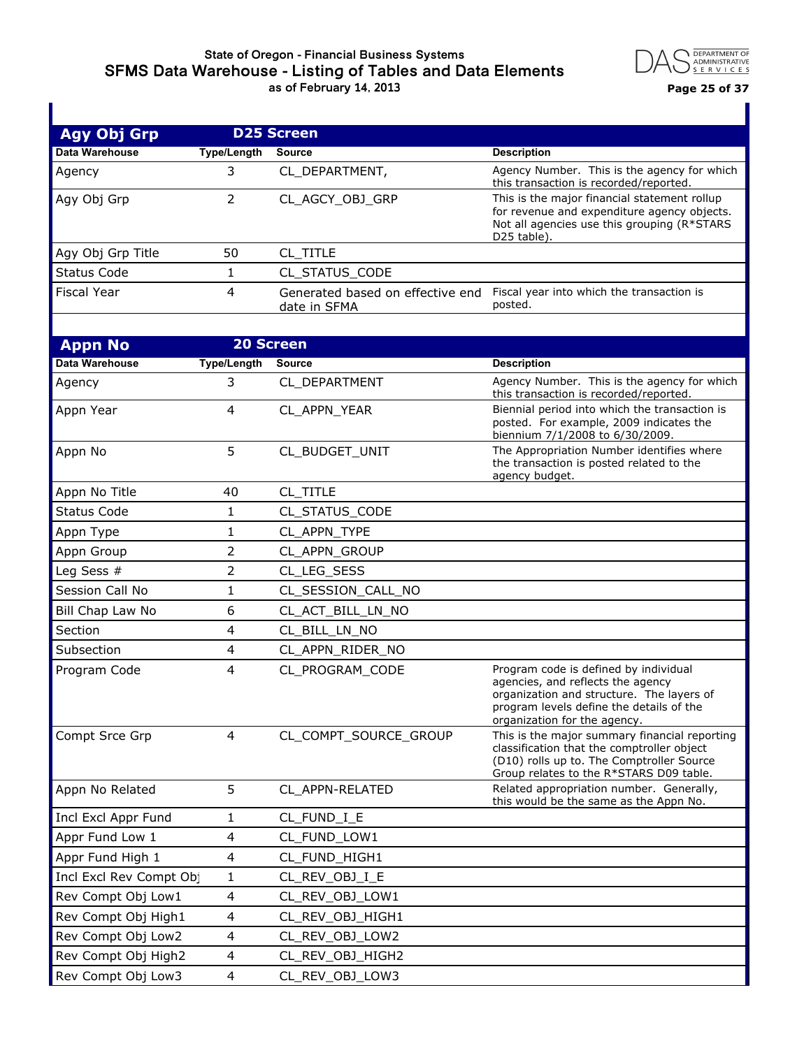## Agy Obj Grp — D25 Screen

| Data Warehouse | Type/Length | Source | Description |
|---|---|---|---|
| Agency | 3 | CL_DEPARTMENT, | Agency Number. This is the agency for which this transaction is recorded/reported. |
| Agy Obj Grp | 2 | CL_AGCY_OBJ_GRP | This is the major financial statement rollup for revenue and expenditure agency objects. Not all agencies use this grouping (R*STARS D25 table). |
| Agy Obj Grp Title | 50 | CL_TITLE | |
| Status Code | 1 | CL_STATUS_CODE | |
| Fiscal Year | 4 | Generated based on effective end date in SFMA | Fiscal year into which the transaction is posted. |

## Appn No — 20 Screen

| Data Warehouse | Type/Length | Source | Description |
|---|---|---|---|
| Agency | 3 | CL_DEPARTMENT | Agency Number. This is the agency for which this transaction is recorded/reported. |
| Appn Year | 4 | CL_APPN_YEAR | Biennial period into which the transaction is posted. For example, 2009 indicates the biennium 7/1/2008 to 6/30/2009. |
| Appn No | 5 | CL_BUDGET_UNIT | The Appropriation Number identifies where the transaction is posted related to the agency budget. |
| Appn No Title | 40 | CL_TITLE | |
| Status Code | 1 | CL_STATUS_CODE | |
| Appn Type | 1 | CL_APPN_TYPE | |
| Appn Group | 2 | CL_APPN_GROUP | |
| Leg Sess # | 2 | CL_LEG_SESS | |
| Session Call No | 1 | CL_SESSION_CALL_NO | |
| Bill Chap Law No | 6 | CL_ACT_BILL_LN_NO | |
| Section | 4 | CL_BILL_LN_NO | |
| Subsection | 4 | CL_APPN_RIDER_NO | |
| Program Code | 4 | CL_PROGRAM_CODE | Program code is defined by individual agencies, and reflects the agency organization and structure. The layers of program levels define the details of the organization for the agency. |
| Compt Srce Grp | 4 | CL_COMPT_SOURCE_GROUP | This is the major summary financial reporting classification that the comptroller object (D10) rolls up to. The Comptroller Source Group relates to the R*STARS D09 table. |
| Appn No Related | 5 | CL_APPN-RELATED | Related appropriation number. Generally, this would be the same as the Appn No. |
| Incl Excl Appr Fund | 1 | CL_FUND_I_E | |
| Appr Fund Low 1 | 4 | CL_FUND_LOW1 | |
| Appr Fund High 1 | 4 | CL_FUND_HIGH1 | |
| Incl Excl Rev Compt Obj | 1 | CL_REV_OBJ_I_E | |
| Rev Compt Obj Low1 | 4 | CL_REV_OBJ_LOW1 | |
| Rev Compt Obj High1 | 4 | CL_REV_OBJ_HIGH1 | |
| Rev Compt Obj Low2 | 4 | CL_REV_OBJ_LOW2 | |
| Rev Compt Obj High2 | 4 | CL_REV_OBJ_HIGH2 | |
| Rev Compt Obj Low3 | 4 | CL_REV_OBJ_LOW3 | |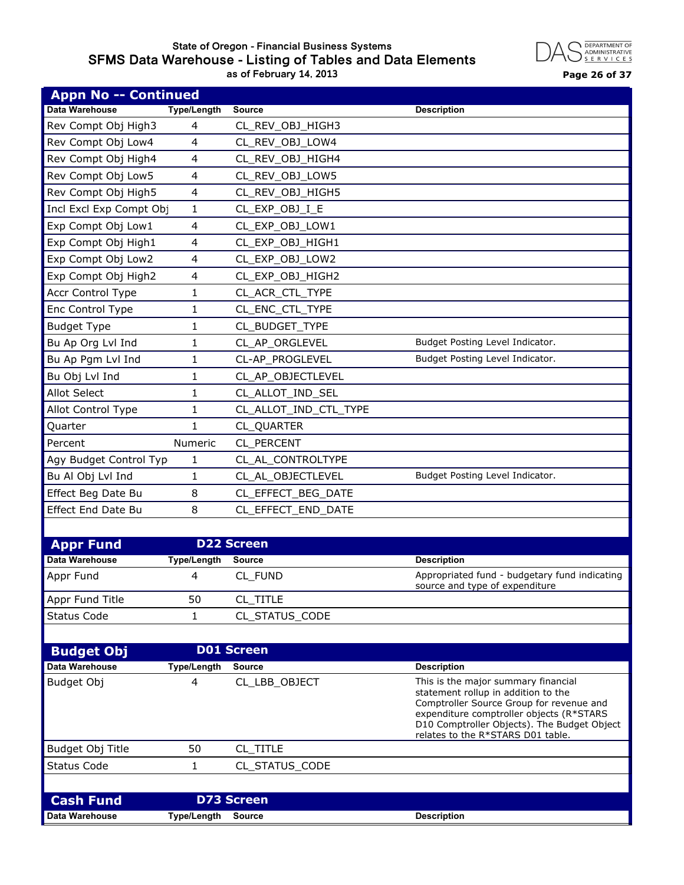## Appn No -- Continued

| Data Warehouse | Type/Length | Source | Description |
|---|---|---|---|
| Rev Compt Obj High3 | 4 | CL_REV_OBJ_HIGH3 | |
| Rev Compt Obj Low4 | 4 | CL_REV_OBJ_LOW4 | |
| Rev Compt Obj High4 | 4 | CL_REV_OBJ_HIGH4 | |
| Rev Compt Obj Low5 | 4 | CL_REV_OBJ_LOW5 | |
| Rev Compt Obj High5 | 4 | CL_REV_OBJ_HIGH5 | |
| Incl Excl Exp Compt Obj | 1 | CL_EXP_OBJ_I_E | |
| Exp Compt Obj Low1 | 4 | CL_EXP_OBJ_LOW1 | |
| Exp Compt Obj High1 | 4 | CL_EXP_OBJ_HIGH1 | |
| Exp Compt Obj Low2 | 4 | CL_EXP_OBJ_LOW2 | |
| Exp Compt Obj High2 | 4 | CL_EXP_OBJ_HIGH2 | |
| Accr Control Type | 1 | CL_ACR_CTL_TYPE | |
| Enc Control Type | 1 | CL_ENC_CTL_TYPE | |
| Budget Type | 1 | CL_BUDGET_TYPE | |
| Bu Ap Org Lvl Ind | 1 | CL_AP_ORGLEVEL | Budget Posting Level Indicator. |
| Bu Ap Pgm Lvl Ind | 1 | CL-AP_PROGLEVEL | Budget Posting Level Indicator. |
| Bu Obj Lvl Ind | 1 | CL_AP_OBJECTLEVEL | |
| Allot Select | 1 | CL_ALLOT_IND_SEL | |
| Allot Control Type | 1 | CL_ALLOT_IND_CTL_TYPE | |
| Quarter | 1 | CL_QUARTER | |
| Percent | Numeric | CL_PERCENT | |
| Agy Budget Control Typ | 1 | CL_AL_CONTROLTYPE | |
| Bu Al Obj Lvl Ind | 1 | CL_AL_OBJECTLEVEL | Budget Posting Level Indicator. |
| Effect Beg Date Bu | 8 | CL_EFFECT_BEG_DATE | |
| Effect End Date Bu | 8 | CL_EFFECT_END_DATE | |

## Appr Fund — D22 Screen

| Data Warehouse | Type/Length | Source | Description |
|---|---|---|---|
| Appr Fund | 4 | CL_FUND | Appropriated fund - budgetary fund indicating source and type of expenditure |
| Appr Fund Title | 50 | CL_TITLE | |
| Status Code | 1 | CL_STATUS_CODE | |

## Budget Obj — D01 Screen

| Data Warehouse | Type/Length | Source | Description |
|---|---|---|---|
| Budget Obj | 4 | CL_LBB_OBJECT | This is the major summary financial statement rollup in addition to the Comptroller Source Group for revenue and expenditure comptroller objects (R*STARS D10 Comptroller Objects). The Budget Object relates to the R*STARS D01 table. |
| Budget Obj Title | 50 | CL_TITLE | |
| Status Code | 1 | CL_STATUS_CODE | |

## Cash Fund — D73 Screen

| Data Warehouse | Type/Length | Source | Description |
|---|---|---|---|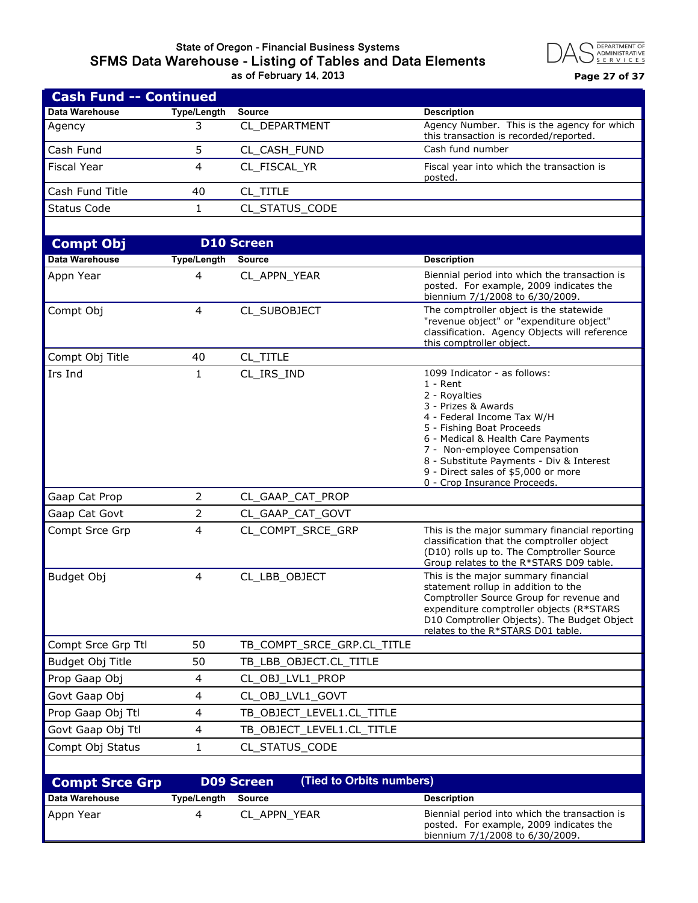## Cash Fund -- Continued

| Data Warehouse | Type/Length | Source | Description |
|---|---|---|---|
| Agency | 3 | CL_DEPARTMENT | Agency Number. This is the agency for which this transaction is recorded/reported. |
| Cash Fund | 5 | CL_CASH_FUND | Cash fund number |
| Fiscal Year | 4 | CL_FISCAL_YR | Fiscal year into which the transaction is posted. |
| Cash Fund Title | 40 | CL_TITLE | |
| Status Code | 1 | CL_STATUS_CODE | |

## Compt Obj — D10 Screen

| Data Warehouse | Type/Length | Source | Description |
|---|---|---|---|
| Appn Year | 4 | CL_APPN_YEAR | Biennial period into which the transaction is posted. For example, 2009 indicates the biennium 7/1/2008 to 6/30/2009. |
| Compt Obj | 4 | CL_SUBOBJECT | The comptroller object is the statewide "revenue object" or "expenditure object" classification. Agency Objects will reference this comptroller object. |
| Compt Obj Title | 40 | CL_TITLE | |
| Irs Ind | 1 | CL_IRS_IND | 1099 Indicator - as follows:<br>1 - Rent<br>2 - Royalties<br>3 - Prizes & Awards<br>4 - Federal Income Tax W/H<br>5 - Fishing Boat Proceeds<br>6 - Medical & Health Care Payments<br>7 - Non-employee Compensation<br>8 - Substitute Payments - Div & Interest<br>9 - Direct sales of $5,000 or more<br>0 - Crop Insurance Proceeds. |
| Gaap Cat Prop | 2 | CL_GAAP_CAT_PROP | |
| Gaap Cat Govt | 2 | CL_GAAP_CAT_GOVT | |
| Compt Srce Grp | 4 | CL_COMPT_SRCE_GRP | This is the major summary financial reporting classification that the comptroller object (D10) rolls up to. The Comptroller Source Group relates to the R*STARS D09 table. |
| Budget Obj | 4 | CL_LBB_OBJECT | This is the major summary financial statement rollup in addition to the Comptroller Source Group for revenue and expenditure comptroller objects (R*STARS D10 Comptroller Objects). The Budget Object relates to the R*STARS D01 table. |
| Compt Srce Grp Ttl | 50 | TB_COMPT_SRCE_GRP.CL_TITLE | |
| Budget Obj Title | 50 | TB_LBB_OBJECT.CL_TITLE | |
| Prop Gaap Obj | 4 | CL_OBJ_LVL1_PROP | |
| Govt Gaap Obj | 4 | CL_OBJ_LVL1_GOVT | |
| Prop Gaap Obj Ttl | 4 | TB_OBJECT_LEVEL1.CL_TITLE | |
| Govt Gaap Obj Ttl | 4 | TB_OBJECT_LEVEL1.CL_TITLE | |
| Compt Obj Status | 1 | CL_STATUS_CODE | |

## Compt Srce Grp — D09 Screen (Tied to Orbits numbers)

| Data Warehouse | Type/Length | Source | Description |
|---|---|---|---|
| Appn Year | 4 | CL_APPN_YEAR | Biennial period into which the transaction is posted. For example, 2009 indicates the biennium 7/1/2008 to 6/30/2009. |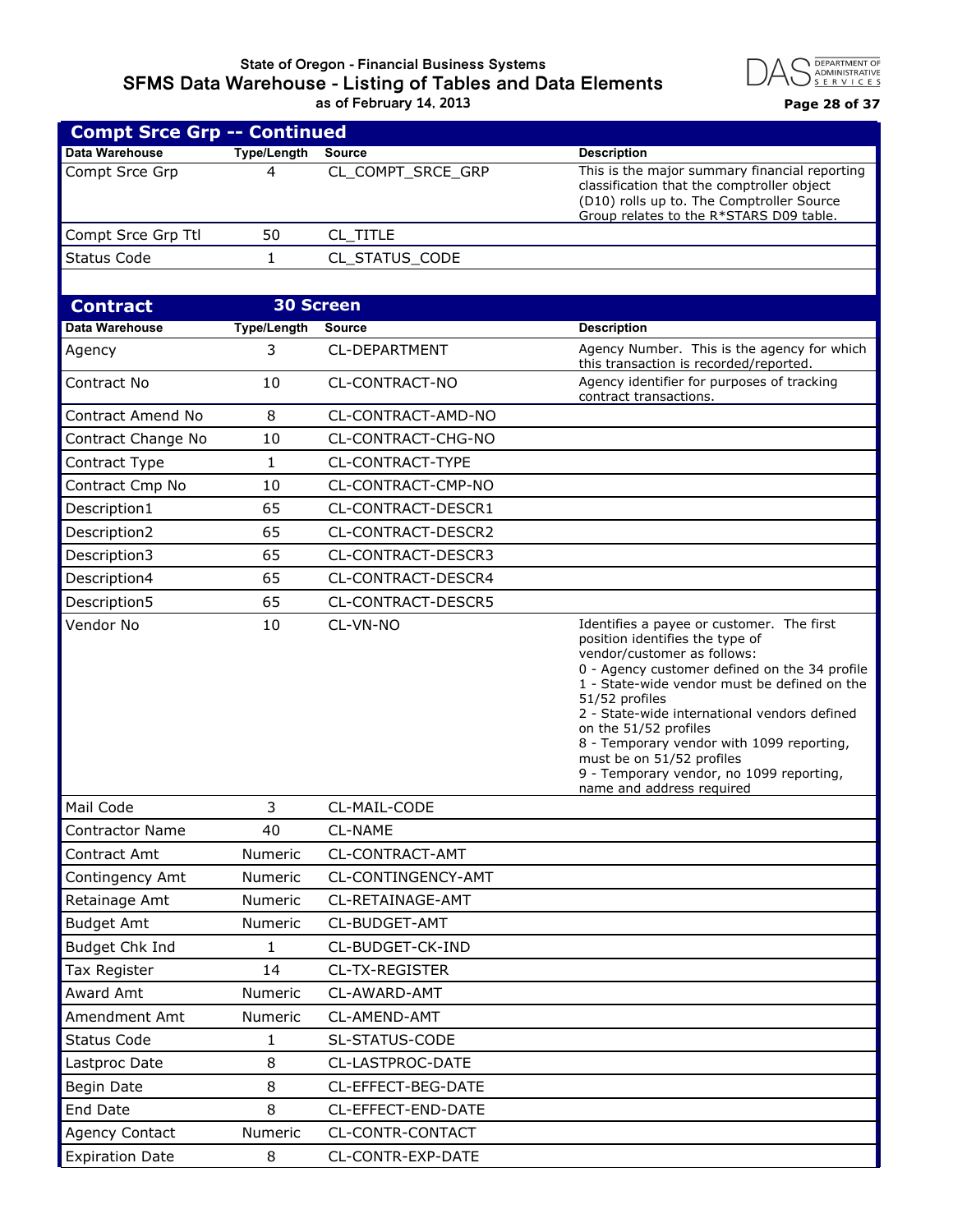## Compt Srce Grp -- Continued

| Data Warehouse | Type/Length | Source | Description |
|---|---|---|---|
| Compt Srce Grp | 4 | CL_COMPT_SRCE_GRP | This is the major summary financial reporting classification that the comptroller object (D10) rolls up to. The Comptroller Source Group relates to the R*STARS D09 table. |
| Compt Srce Grp Ttl | 50 | CL_TITLE | |
| Status Code | 1 | CL_STATUS_CODE | |

## Contract — 30 Screen

| Data Warehouse | Type/Length | Source | Description |
|---|---|---|---|
| Agency | 3 | CL-DEPARTMENT | Agency Number. This is the agency for which this transaction is recorded/reported. |
| Contract No | 10 | CL-CONTRACT-NO | Agency identifier for purposes of tracking contract transactions. |
| Contract Amend No | 8 | CL-CONTRACT-AMD-NO | |
| Contract Change No | 10 | CL-CONTRACT-CHG-NO | |
| Contract Type | 1 | CL-CONTRACT-TYPE | |
| Contract Cmp No | 10 | CL-CONTRACT-CMP-NO | |
| Description1 | 65 | CL-CONTRACT-DESCR1 | |
| Description2 | 65 | CL-CONTRACT-DESCR2 | |
| Description3 | 65 | CL-CONTRACT-DESCR3 | |
| Description4 | 65 | CL-CONTRACT-DESCR4 | |
| Description5 | 65 | CL-CONTRACT-DESCR5 | |
| Vendor No | 10 | CL-VN-NO | Identifies a payee or customer. The first position identifies the type of vendor/customer as follows:<br>0 - Agency customer defined on the 34 profile<br>1 - State-wide vendor must be defined on the 51/52 profiles<br>2 - State-wide international vendors defined on the 51/52 profiles<br>8 - Temporary vendor with 1099 reporting, must be on 51/52 profiles<br>9 - Temporary vendor, no 1099 reporting, name and address required |
| Mail Code | 3 | CL-MAIL-CODE | |
| Contractor Name | 40 | CL-NAME | |
| Contract Amt | Numeric | CL-CONTRACT-AMT | |
| Contingency Amt | Numeric | CL-CONTINGENCY-AMT | |
| Retainage Amt | Numeric | CL-RETAINAGE-AMT | |
| Budget Amt | Numeric | CL-BUDGET-AMT | |
| Budget Chk Ind | 1 | CL-BUDGET-CK-IND | |
| Tax Register | 14 | CL-TX-REGISTER | |
| Award Amt | Numeric | CL-AWARD-AMT | |
| Amendment Amt | Numeric | CL-AMEND-AMT | |
| Status Code | 1 | SL-STATUS-CODE | |
| Lastproc Date | 8 | CL-LASTPROC-DATE | |
| Begin Date | 8 | CL-EFFECT-BEG-DATE | |
| End Date | 8 | CL-EFFECT-END-DATE | |
| Agency Contact | Numeric | CL-CONTR-CONTACT | |
| Expiration Date | 8 | CL-CONTR-EXP-DATE | |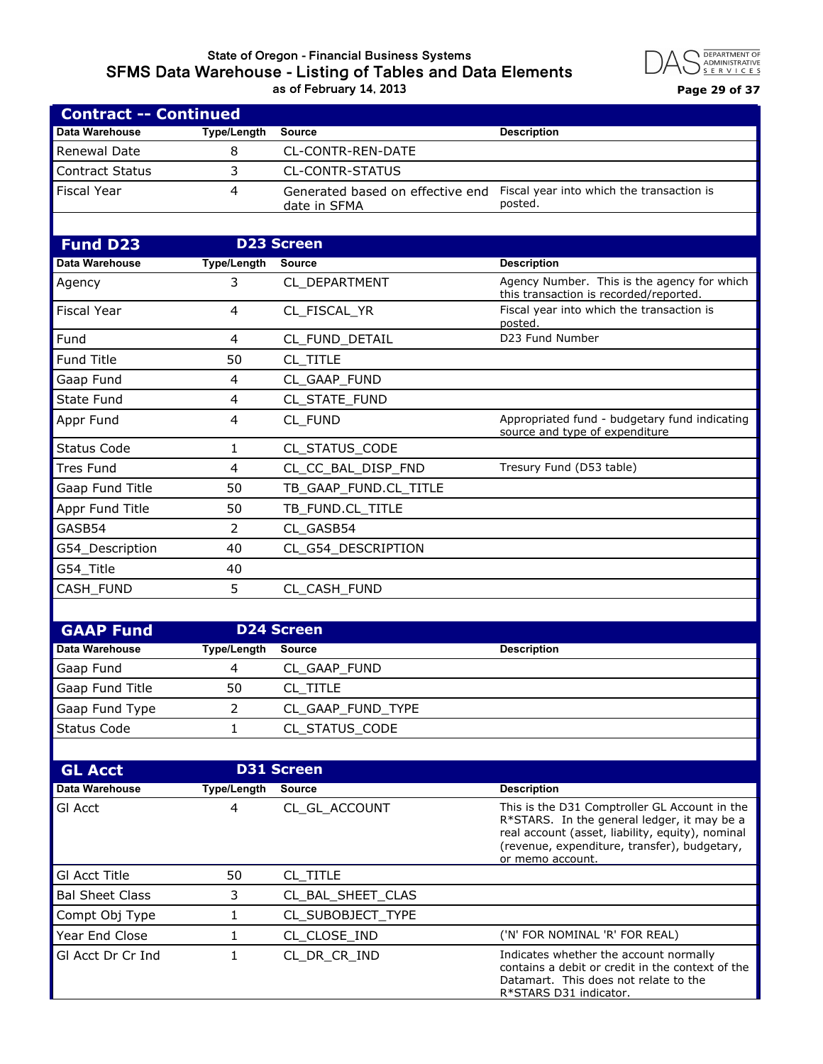## Contract -- Continued

| Data Warehouse | Type/Length | Source | Description |
|---|---|---|---|
| Renewal Date | 8 | CL-CONTR-REN-DATE | |
| Contract Status | 3 | CL-CONTR-STATUS | |
| Fiscal Year | 4 | Generated based on effective end date in SFMA | Fiscal year into which the transaction is posted. |

## Fund D23 — D23 Screen

| Data Warehouse | Type/Length | Source | Description |
|---|---|---|---|
| Agency | 3 | CL_DEPARTMENT | Agency Number. This is the agency for which this transaction is recorded/reported. |
| Fiscal Year | 4 | CL_FISCAL_YR | Fiscal year into which the transaction is posted. |
| Fund | 4 | CL_FUND_DETAIL | D23 Fund Number |
| Fund Title | 50 | CL_TITLE | |
| Gaap Fund | 4 | CL_GAAP_FUND | |
| State Fund | 4 | CL_STATE_FUND | |
| Appr Fund | 4 | CL_FUND | Appropriated fund - budgetary fund indicating source and type of expenditure |
| Status Code | 1 | CL_STATUS_CODE | |
| Tres Fund | 4 | CL_CC_BAL_DISP_FND | Tresury Fund (D53 table) |
| Gaap Fund Title | 50 | TB_GAAP_FUND.CL_TITLE | |
| Appr Fund Title | 50 | TB_FUND.CL_TITLE | |
| GASB54 | 2 | CL_GASB54 | |
| G54_Description | 40 | CL_G54_DESCRIPTION | |
| G54_Title | 40 | | |
| CASH_FUND | 5 | CL_CASH_FUND | |

## GAAP Fund — D24 Screen

| Data Warehouse | Type/Length | Source | Description |
|---|---|---|---|
| Gaap Fund | 4 | CL_GAAP_FUND | |
| Gaap Fund Title | 50 | CL_TITLE | |
| Gaap Fund Type | 2 | CL_GAAP_FUND_TYPE | |
| Status Code | 1 | CL_STATUS_CODE | |

## GL Acct — D31 Screen

| Data Warehouse | Type/Length | Source | Description |
|---|---|---|---|
| Gl Acct | 4 | CL_GL_ACCOUNT | This is the D31 Comptroller GL Account in the R*STARS. In the general ledger, it may be a real account (asset, liability, equity), nominal (revenue, expenditure, transfer), budgetary, or memo account. |
| Gl Acct Title | 50 | CL_TITLE | |
| Bal Sheet Class | 3 | CL_BAL_SHEET_CLAS | |
| Compt Obj Type | 1 | CL_SUBOBJECT_TYPE | |
| Year End Close | 1 | CL_CLOSE_IND | ('N' FOR NOMINAL 'R' FOR REAL) |
| Gl Acct Dr Cr Ind | 1 | CL_DR_CR_IND | Indicates whether the account normally contains a debit or credit in the context of the Datamart. This does not relate to the R*STARS D31 indicator. |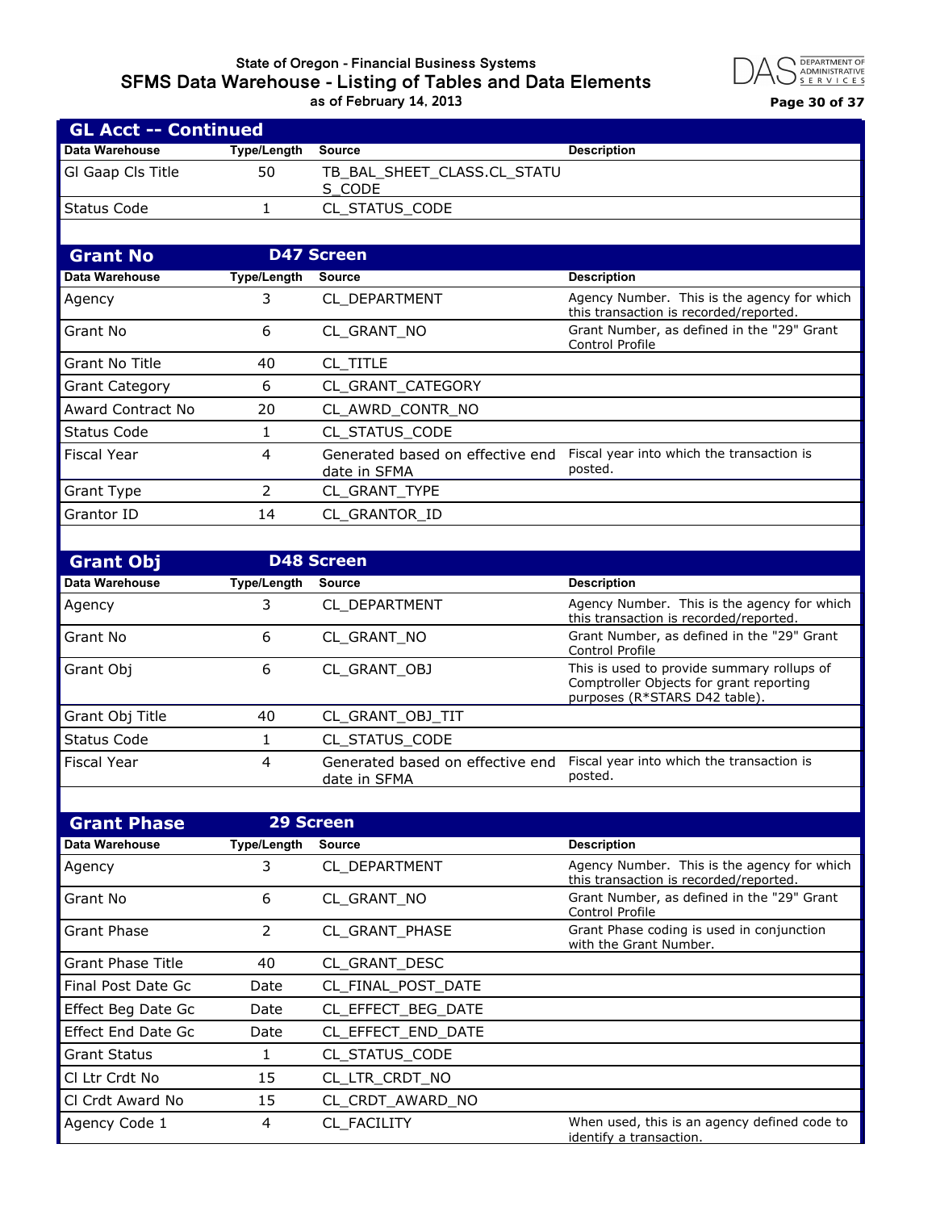## GL Acct -- Continued

| Data Warehouse | Type/Length | Source | Description |
|---|---|---|---|
| Gl Gaap Cls Title | 50 | TB_BAL_SHEET_CLASS.CL_STATUS_CODE | |
| Status Code | 1 | CL_STATUS_CODE | |

## Grant No — D47 Screen

| Data Warehouse | Type/Length | Source | Description |
|---|---|---|---|
| Agency | 3 | CL_DEPARTMENT | Agency Number. This is the agency for which this transaction is recorded/reported. |
| Grant No | 6 | CL_GRANT_NO | Grant Number, as defined in the "29" Grant Control Profile |
| Grant No Title | 40 | CL_TITLE | |
| Grant Category | 6 | CL_GRANT_CATEGORY | |
| Award Contract No | 20 | CL_AWRD_CONTR_NO | |
| Status Code | 1 | CL_STATUS_CODE | |
| Fiscal Year | 4 | Generated based on effective end date in SFMA | Fiscal year into which the transaction is posted. |
| Grant Type | 2 | CL_GRANT_TYPE | |
| Grantor ID | 14 | CL_GRANTOR_ID | |

## Grant Obj — D48 Screen

| Data Warehouse | Type/Length | Source | Description |
|---|---|---|---|
| Agency | 3 | CL_DEPARTMENT | Agency Number. This is the agency for which this transaction is recorded/reported. |
| Grant No | 6 | CL_GRANT_NO | Grant Number, as defined in the "29" Grant Control Profile |
| Grant Obj | 6 | CL_GRANT_OBJ | This is used to provide summary rollups of Comptroller Objects for grant reporting purposes (R*STARS D42 table). |
| Grant Obj Title | 40 | CL_GRANT_OBJ_TIT | |
| Status Code | 1 | CL_STATUS_CODE | |
| Fiscal Year | 4 | Generated based on effective end date in SFMA | Fiscal year into which the transaction is posted. |

## Grant Phase — 29 Screen

| Data Warehouse | Type/Length | Source | Description |
|---|---|---|---|
| Agency | 3 | CL_DEPARTMENT | Agency Number. This is the agency for which this transaction is recorded/reported. |
| Grant No | 6 | CL_GRANT_NO | Grant Number, as defined in the "29" Grant Control Profile |
| Grant Phase | 2 | CL_GRANT_PHASE | Grant Phase coding is used in conjunction with the Grant Number. |
| Grant Phase Title | 40 | CL_GRANT_DESC | |
| Final Post Date Gc | Date | CL_FINAL_POST_DATE | |
| Effect Beg Date Gc | Date | CL_EFFECT_BEG_DATE | |
| Effect End Date Gc | Date | CL_EFFECT_END_DATE | |
| Grant Status | 1 | CL_STATUS_CODE | |
| Cl Ltr Crdt No | 15 | CL_LTR_CRDT_NO | |
| Cl Crdt Award No | 15 | CL_CRDT_AWARD_NO | |
| Agency Code 1 | 4 | CL_FACILITY | When used, this is an agency defined code to identify a transaction. |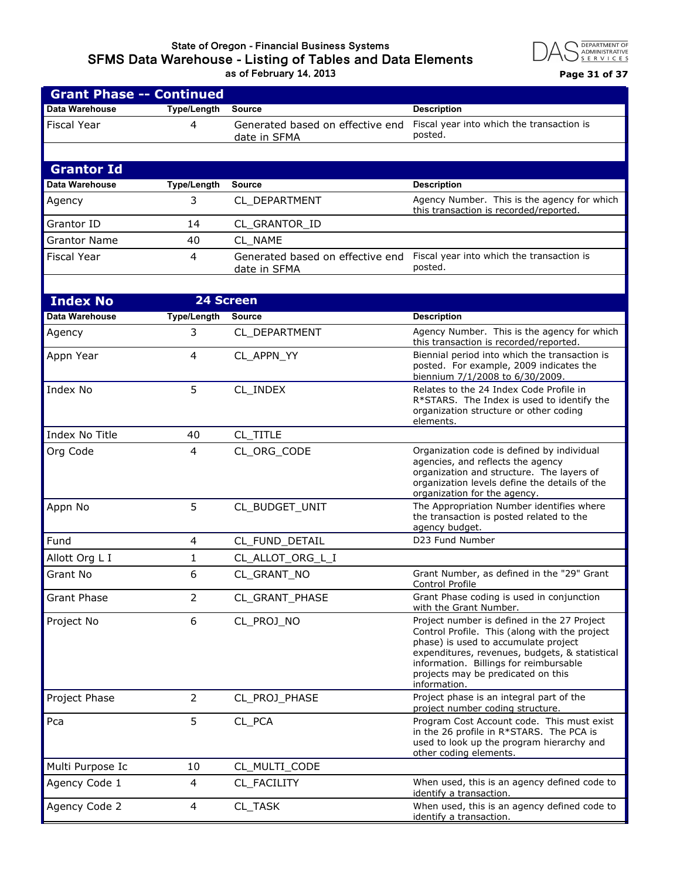## Grant Phase -- Continued

| Data Warehouse | Type/Length | Source | Description |
|---|---|---|---|
| Fiscal Year | 4 | Generated based on effective end date in SFMA | Fiscal year into which the transaction is posted. |

## Grantor Id

| Data Warehouse | Type/Length | Source | Description |
|---|---|---|---|
| Agency | 3 | CL_DEPARTMENT | Agency Number. This is the agency for which this transaction is recorded/reported. |
| Grantor ID | 14 | CL_GRANTOR_ID | |
| Grantor Name | 40 | CL_NAME | |
| Fiscal Year | 4 | Generated based on effective end date in SFMA | Fiscal year into which the transaction is posted. |

## Index No 24 Screen

| Data Warehouse | Type/Length | Source | Description |
|---|---|---|---|
| Agency | 3 | CL_DEPARTMENT | Agency Number. This is the agency for which this transaction is recorded/reported. |
| Appn Year | 4 | CL_APPN_YY | Biennial period into which the transaction is posted. For example, 2009 indicates the biennium 7/1/2008 to 6/30/2009. |
| Index No | 5 | CL_INDEX | Relates to the 24 Index Code Profile in R*STARS. The Index is used to identify the organization structure or other coding elements. |
| Index No Title | 40 | CL_TITLE | |
| Org Code | 4 | CL_ORG_CODE | Organization code is defined by individual agencies, and reflects the agency organization and structure. The layers of organization levels define the details of the organization for the agency. |
| Appn No | 5 | CL_BUDGET_UNIT | The Appropriation Number identifies where the transaction is posted related to the agency budget. |
| Fund | 4 | CL_FUND_DETAIL | D23 Fund Number |
| Allott Org L I | 1 | CL_ALLOT_ORG_L_I | |
| Grant No | 6 | CL_GRANT_NO | Grant Number, as defined in the "29" Grant Control Profile |
| Grant Phase | 2 | CL_GRANT_PHASE | Grant Phase coding is used in conjunction with the Grant Number. |
| Project No | 6 | CL_PROJ_NO | Project number is defined in the 27 Project Control Profile. This (along with the project phase) is used to accumulate project expenditures, revenues, budgets, & statistical information. Billings for reimbursable projects may be predicated on this information. |
| Project Phase | 2 | CL_PROJ_PHASE | Project phase is an integral part of the project number coding structure. |
| Pca | 5 | CL_PCA | Program Cost Account code. This must exist in the 26 profile in R*STARS. The PCA is used to look up the program hierarchy and other coding elements. |
| Multi Purpose Ic | 10 | CL_MULTI_CODE | |
| Agency Code 1 | 4 | CL_FACILITY | When used, this is an agency defined code to identify a transaction. |
| Agency Code 2 | 4 | CL_TASK | When used, this is an agency defined code to identify a transaction. |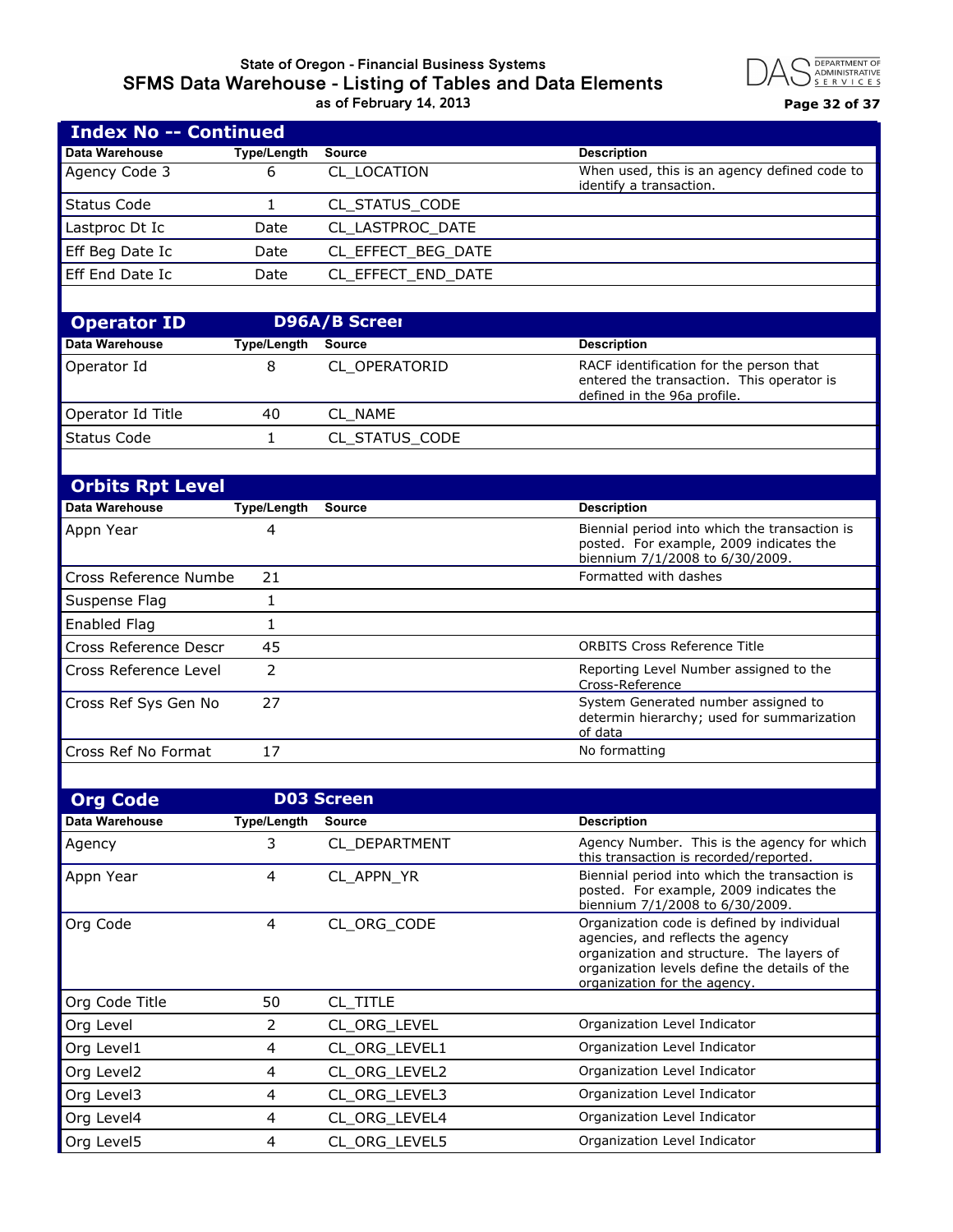## Index No -- Continued

| Data Warehouse | Type/Length | Source | Description |
|---|---|---|---|
| Agency Code 3 | 6 | CL_LOCATION | When used, this is an agency defined code to identify a transaction. |
| Status Code | 1 | CL_STATUS_CODE | |
| Lastproc Dt Ic | Date | CL_LASTPROC_DATE | |
| Eff Beg Date Ic | Date | CL_EFFECT_BEG_DATE | |
| Eff End Date Ic | Date | CL_EFFECT_END_DATE | |

## Operator ID — D96A/B Screen

| Data Warehouse | Type/Length | Source | Description |
|---|---|---|---|
| Operator Id | 8 | CL_OPERATORID | RACF identification for the person that entered the transaction. This operator is defined in the 96a profile. |
| Operator Id Title | 40 | CL_NAME | |
| Status Code | 1 | CL_STATUS_CODE | |

## Orbits Rpt Level

| Data Warehouse | Type/Length | Source | Description |
|---|---|---|---|
| Appn Year | 4 | | Biennial period into which the transaction is posted. For example, 2009 indicates the biennium 7/1/2008 to 6/30/2009. |
| Cross Reference Numbe | 21 | | Formatted with dashes |
| Suspense Flag | 1 | | |
| Enabled Flag | 1 | | |
| Cross Reference Descr | 45 | | ORBITS Cross Reference Title |
| Cross Reference Level | 2 | | Reporting Level Number assigned to the Cross-Reference |
| Cross Ref Sys Gen No | 27 | | System Generated number assigned to determin hierarchy; used for summarization of data |
| Cross Ref No Format | 17 | | No formatting |

## Org Code — D03 Screen

| Data Warehouse | Type/Length | Source | Description |
|---|---|---|---|
| Agency | 3 | CL_DEPARTMENT | Agency Number. This is the agency for which this transaction is recorded/reported. |
| Appn Year | 4 | CL_APPN_YR | Biennial period into which the transaction is posted. For example, 2009 indicates the biennium 7/1/2008 to 6/30/2009. |
| Org Code | 4 | CL_ORG_CODE | Organization code is defined by individual agencies, and reflects the agency organization and structure. The layers of organization levels define the details of the organization for the agency. |
| Org Code Title | 50 | CL_TITLE | |
| Org Level | 2 | CL_ORG_LEVEL | Organization Level Indicator |
| Org Level1 | 4 | CL_ORG_LEVEL1 | Organization Level Indicator |
| Org Level2 | 4 | CL_ORG_LEVEL2 | Organization Level Indicator |
| Org Level3 | 4 | CL_ORG_LEVEL3 | Organization Level Indicator |
| Org Level4 | 4 | CL_ORG_LEVEL4 | Organization Level Indicator |
| Org Level5 | 4 | CL_ORG_LEVEL5 | Organization Level Indicator |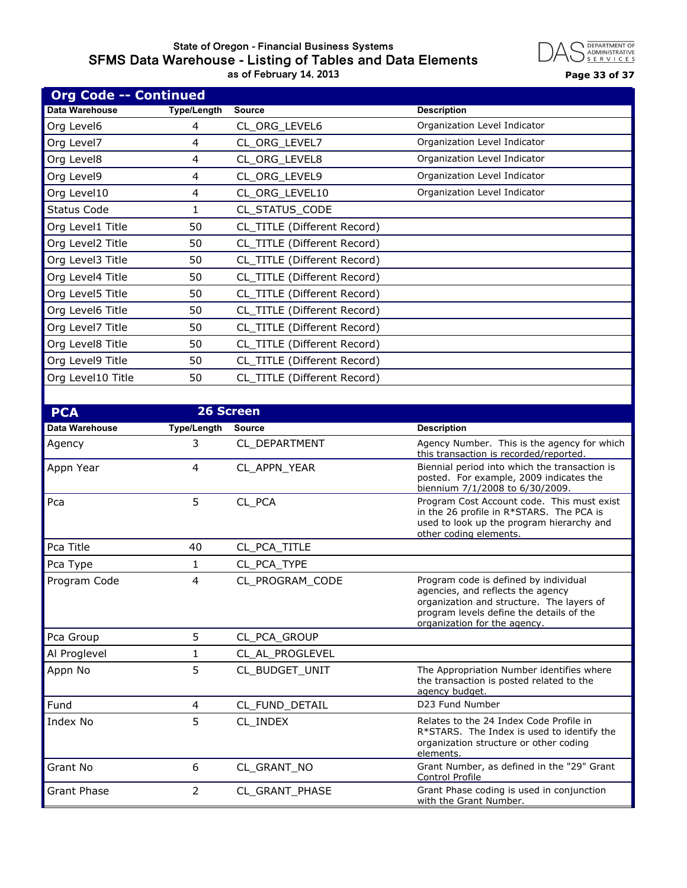## Org Code -- Continued

| Data Warehouse | Type/Length | Source | Description |
|---|---|---|---|
| Org Level6 | 4 | CL_ORG_LEVEL6 | Organization Level Indicator |
| Org Level7 | 4 | CL_ORG_LEVEL7 | Organization Level Indicator |
| Org Level8 | 4 | CL_ORG_LEVEL8 | Organization Level Indicator |
| Org Level9 | 4 | CL_ORG_LEVEL9 | Organization Level Indicator |
| Org Level10 | 4 | CL_ORG_LEVEL10 | Organization Level Indicator |
| Status Code | 1 | CL_STATUS_CODE | |
| Org Level1 Title | 50 | CL_TITLE (Different Record) | |
| Org Level2 Title | 50 | CL_TITLE (Different Record) | |
| Org Level3 Title | 50 | CL_TITLE (Different Record) | |
| Org Level4 Title | 50 | CL_TITLE (Different Record) | |
| Org Level5 Title | 50 | CL_TITLE (Different Record) | |
| Org Level6 Title | 50 | CL_TITLE (Different Record) | |
| Org Level7 Title | 50 | CL_TITLE (Different Record) | |
| Org Level8 Title | 50 | CL_TITLE (Different Record) | |
| Org Level9 Title | 50 | CL_TITLE (Different Record) | |
| Org Level10 Title | 50 | CL_TITLE (Different Record) | |

## PCA — 26 Screen

| Data Warehouse | Type/Length | Source | Description |
|---|---|---|---|
| Agency | 3 | CL_DEPARTMENT | Agency Number. This is the agency for which this transaction is recorded/reported. |
| Appn Year | 4 | CL_APPN_YEAR | Biennial period into which the transaction is posted. For example, 2009 indicates the biennium 7/1/2008 to 6/30/2009. |
| Pca | 5 | CL_PCA | Program Cost Account code. This must exist in the 26 profile in R*STARS. The PCA is used to look up the program hierarchy and other coding elements. |
| Pca Title | 40 | CL_PCA_TITLE | |
| Pca Type | 1 | CL_PCA_TYPE | |
| Program Code | 4 | CL_PROGRAM_CODE | Program code is defined by individual agencies, and reflects the agency organization and structure. The layers of program levels define the details of the organization for the agency. |
| Pca Group | 5 | CL_PCA_GROUP | |
| Al Proglevel | 1 | CL_AL_PROGLEVEL | |
| Appn No | 5 | CL_BUDGET_UNIT | The Appropriation Number identifies where the transaction is posted related to the agency budget. |
| Fund | 4 | CL_FUND_DETAIL | D23 Fund Number |
| Index No | 5 | CL_INDEX | Relates to the 24 Index Code Profile in R*STARS. The Index is used to identify the organization structure or other coding elements. |
| Grant No | 6 | CL_GRANT_NO | Grant Number, as defined in the "29" Grant Control Profile |
| Grant Phase | 2 | CL_GRANT_PHASE | Grant Phase coding is used in conjunction with the Grant Number. |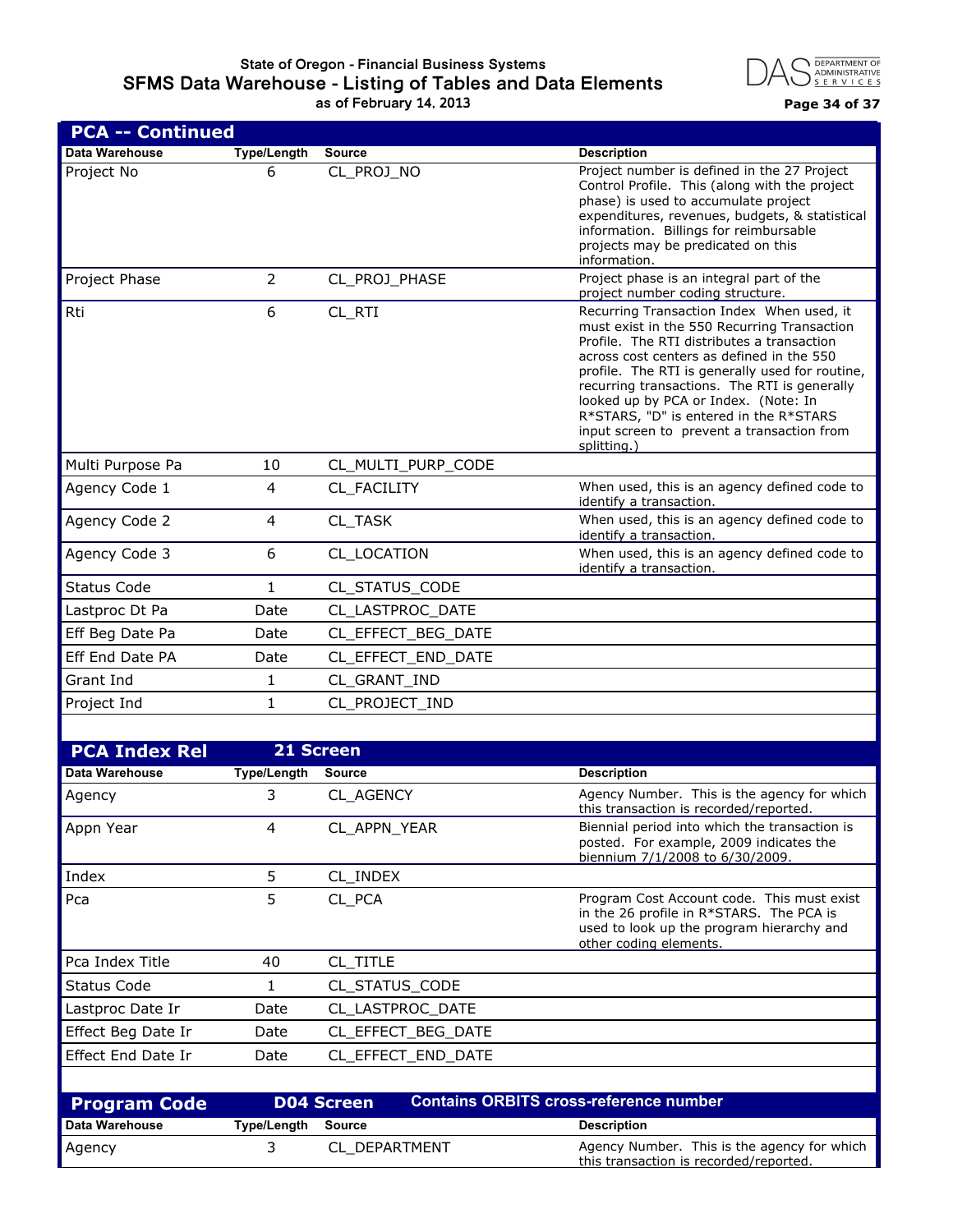## PCA -- Continued

| Data Warehouse | Type/Length | Source | Description |
|---|---|---|---|
| Project No | 6 | CL_PROJ_NO | Project number is defined in the 27 Project Control Profile. This (along with the project phase) is used to accumulate project expenditures, revenues, budgets, & statistical information. Billings for reimbursable projects may be predicated on this information. |
| Project Phase | 2 | CL_PROJ_PHASE | Project phase is an integral part of the project number coding structure. |
| Rti | 6 | CL_RTI | Recurring Transaction Index When used, it must exist in the 550 Recurring Transaction Profile. The RTI distributes a transaction across cost centers as defined in the 550 profile. The RTI is generally used for routine, recurring transactions. The RTI is generally looked up by PCA or Index. (Note: In R*STARS, "D" is entered in the R*STARS input screen to prevent a transaction from splitting.) |
| Multi Purpose Pa | 10 | CL_MULTI_PURP_CODE | |
| Agency Code 1 | 4 | CL_FACILITY | When used, this is an agency defined code to identify a transaction. |
| Agency Code 2 | 4 | CL_TASK | When used, this is an agency defined code to identify a transaction. |
| Agency Code 3 | 6 | CL_LOCATION | When used, this is an agency defined code to identify a transaction. |
| Status Code | 1 | CL_STATUS_CODE | |
| Lastproc Dt Pa | Date | CL_LASTPROC_DATE | |
| Eff Beg Date Pa | Date | CL_EFFECT_BEG_DATE | |
| Eff End Date PA | Date | CL_EFFECT_END_DATE | |
| Grant Ind | 1 | CL_GRANT_IND | |
| Project Ind | 1 | CL_PROJECT_IND | |

## PCA Index Rel — 21 Screen

| Data Warehouse | Type/Length | Source | Description |
|---|---|---|---|
| Agency | 3 | CL_AGENCY | Agency Number. This is the agency for which this transaction is recorded/reported. |
| Appn Year | 4 | CL_APPN_YEAR | Biennial period into which the transaction is posted. For example, 2009 indicates the biennium 7/1/2008 to 6/30/2009. |
| Index | 5 | CL_INDEX | |
| Pca | 5 | CL_PCA | Program Cost Account code. This must exist in the 26 profile in R*STARS. The PCA is used to look up the program hierarchy and other coding elements. |
| Pca Index Title | 40 | CL_TITLE | |
| Status Code | 1 | CL_STATUS_CODE | |
| Lastproc Date Ir | Date | CL_LASTPROC_DATE | |
| Effect Beg Date Ir | Date | CL_EFFECT_BEG_DATE | |
| Effect End Date Ir | Date | CL_EFFECT_END_DATE | |

## Program Code — D04 Screen — Contains ORBITS cross-reference number

| Data Warehouse | Type/Length | Source | Description |
|---|---|---|---|
| Agency | 3 | CL_DEPARTMENT | Agency Number. This is the agency for which this transaction is recorded/reported. |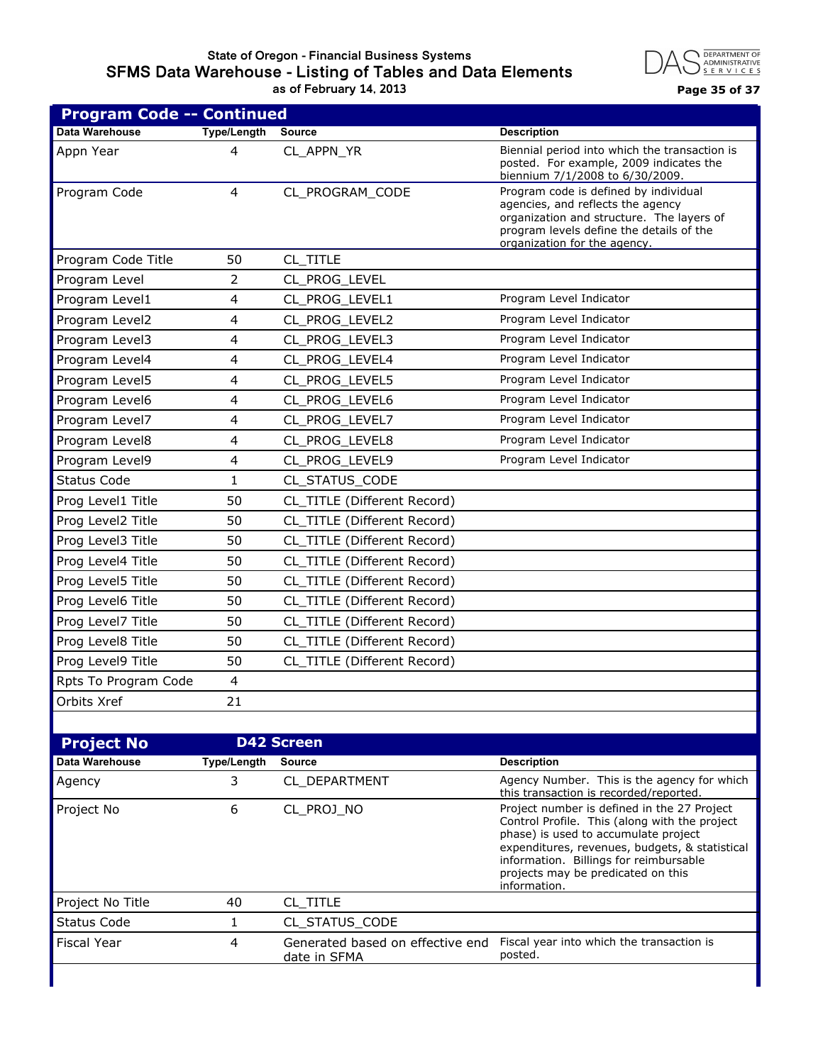## Program Code -- Continued

| Data Warehouse | Type/Length | Source | Description |
|---|---|---|---|
| Appn Year | 4 | CL_APPN_YR | Biennial period into which the transaction is posted. For example, 2009 indicates the biennium 7/1/2008 to 6/30/2009. |
| Program Code | 4 | CL_PROGRAM_CODE | Program code is defined by individual agencies, and reflects the agency organization and structure. The layers of program levels define the details of the organization for the agency. |
| Program Code Title | 50 | CL_TITLE | |
| Program Level | 2 | CL_PROG_LEVEL | |
| Program Level1 | 4 | CL_PROG_LEVEL1 | Program Level Indicator |
| Program Level2 | 4 | CL_PROG_LEVEL2 | Program Level Indicator |
| Program Level3 | 4 | CL_PROG_LEVEL3 | Program Level Indicator |
| Program Level4 | 4 | CL_PROG_LEVEL4 | Program Level Indicator |
| Program Level5 | 4 | CL_PROG_LEVEL5 | Program Level Indicator |
| Program Level6 | 4 | CL_PROG_LEVEL6 | Program Level Indicator |
| Program Level7 | 4 | CL_PROG_LEVEL7 | Program Level Indicator |
| Program Level8 | 4 | CL_PROG_LEVEL8 | Program Level Indicator |
| Program Level9 | 4 | CL_PROG_LEVEL9 | Program Level Indicator |
| Status Code | 1 | CL_STATUS_CODE | |
| Prog Level1 Title | 50 | CL_TITLE (Different Record) | |
| Prog Level2 Title | 50 | CL_TITLE (Different Record) | |
| Prog Level3 Title | 50 | CL_TITLE (Different Record) | |
| Prog Level4 Title | 50 | CL_TITLE (Different Record) | |
| Prog Level5 Title | 50 | CL_TITLE (Different Record) | |
| Prog Level6 Title | 50 | CL_TITLE (Different Record) | |
| Prog Level7 Title | 50 | CL_TITLE (Different Record) | |
| Prog Level8 Title | 50 | CL_TITLE (Different Record) | |
| Prog Level9 Title | 50 | CL_TITLE (Different Record) | |
| Rpts To Program Code | 4 | | |
| Orbits Xref | 21 | | |

## Project No — D42 Screen

| Data Warehouse | Type/Length | Source | Description |
|---|---|---|---|
| Agency | 3 | CL_DEPARTMENT | Agency Number. This is the agency for which this transaction is recorded/reported. |
| Project No | 6 | CL_PROJ_NO | Project number is defined in the 27 Project Control Profile. This (along with the project phase) is used to accumulate project expenditures, revenues, budgets, & statistical information. Billings for reimbursable projects may be predicated on this information. |
| Project No Title | 40 | CL_TITLE | |
| Status Code | 1 | CL_STATUS_CODE | |
| Fiscal Year | 4 | Generated based on effective end date in SFMA | Fiscal year into which the transaction is posted. |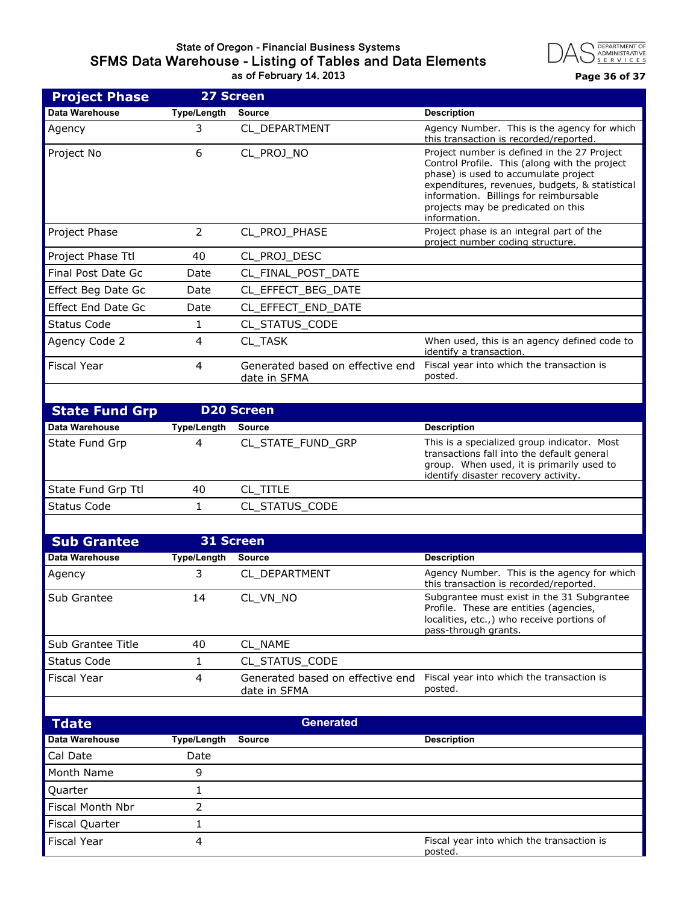## Project Phase — 27 Screen

| Data Warehouse | Type/Length | Source | Description |
|---|---|---|---|
| Agency | 3 | CL_DEPARTMENT | Agency Number. This is the agency for which this transaction is recorded/reported. |
| Project No | 6 | CL_PROJ_NO | Project number is defined in the 27 Project Control Profile. This (along with the project phase) is used to accumulate project expenditures, revenues, budgets, & statistical information. Billings for reimbursable projects may be predicated on this information. |
| Project Phase | 2 | CL_PROJ_PHASE | Project phase is an integral part of the project number coding structure. |
| Project Phase Ttl | 40 | CL_PROJ_DESC | |
| Final Post Date Gc | Date | CL_FINAL_POST_DATE | |
| Effect Beg Date Gc | Date | CL_EFFECT_BEG_DATE | |
| Effect End Date Gc | Date | CL_EFFECT_END_DATE | |
| Status Code | 1 | CL_STATUS_CODE | |
| Agency Code 2 | 4 | CL_TASK | When used, this is an agency defined code to identify a transaction. |
| Fiscal Year | 4 | Generated based on effective end date in SFMA | Fiscal year into which the transaction is posted. |

## State Fund Grp — D20 Screen

| Data Warehouse | Type/Length | Source | Description |
|---|---|---|---|
| State Fund Grp | 4 | CL_STATE_FUND_GRP | This is a specialized group indicator. Most transactions fall into the default general group. When used, it is primarily used to identify disaster recovery activity. |
| State Fund Grp Ttl | 40 | CL_TITLE | |
| Status Code | 1 | CL_STATUS_CODE | |

## Sub Grantee — 31 Screen

| Data Warehouse | Type/Length | Source | Description |
|---|---|---|---|
| Agency | 3 | CL_DEPARTMENT | Agency Number. This is the agency for which this transaction is recorded/reported. |
| Sub Grantee | 14 | CL_VN_NO | Subgrantee must exist in the 31 Subgrantee Profile. These are entities (agencies, localities, etc.,) who receive portions of pass-through grants. |
| Sub Grantee Title | 40 | CL_NAME | |
| Status Code | 1 | CL_STATUS_CODE | |
| Fiscal Year | 4 | Generated based on effective end date in SFMA | Fiscal year into which the transaction is posted. |

## Tdate — Generated

| Data Warehouse | Type/Length | Source | Description |
|---|---|---|---|
| Cal Date | Date | | |
| Month Name | 9 | | |
| Quarter | 1 | | |
| Fiscal Month Nbr | 2 | | |
| Fiscal Quarter | 1 | | |
| Fiscal Year | 4 | | Fiscal year into which the transaction is posted. |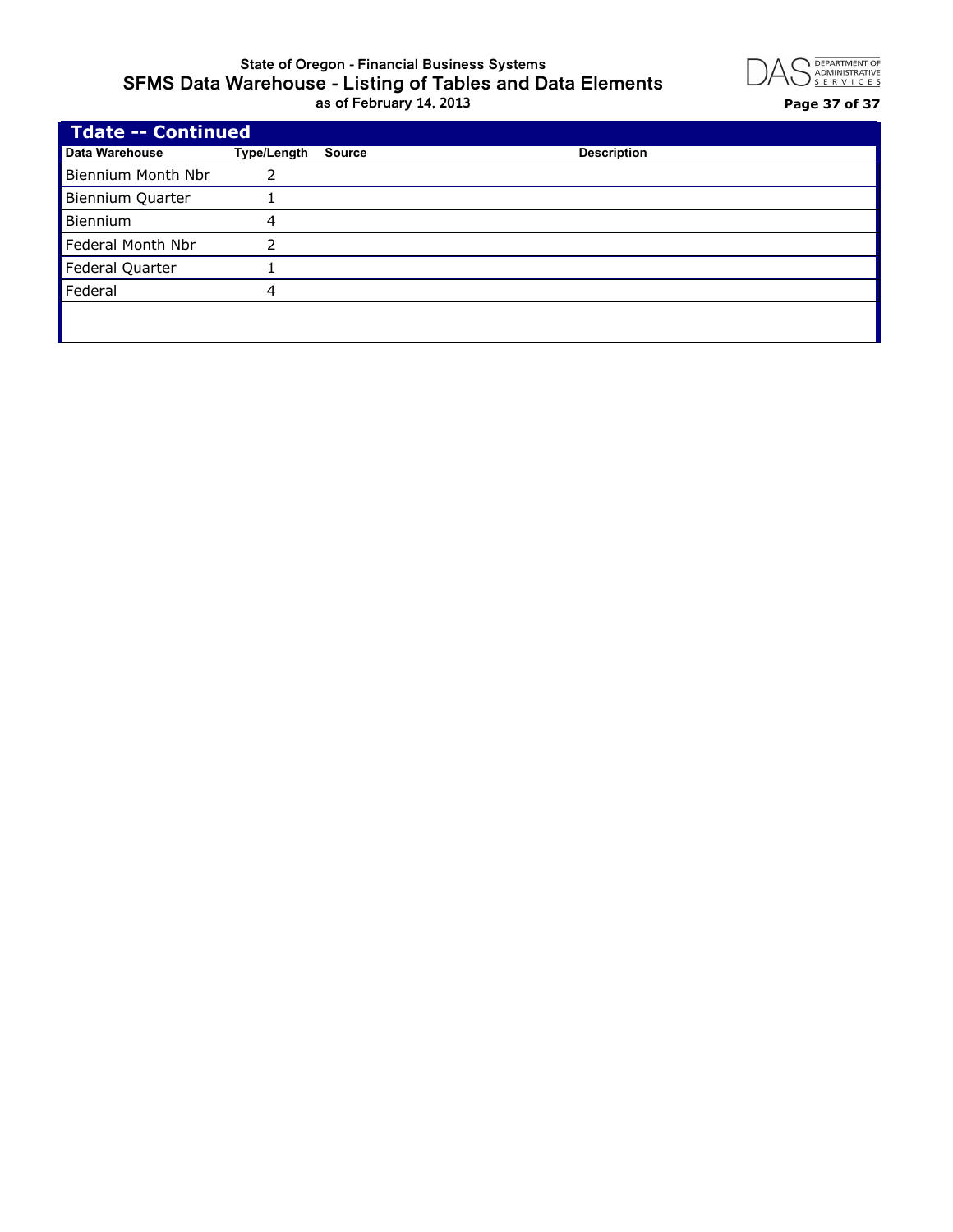## Tdate -- Continued

| Data Warehouse | Type/Length | Source | Description |
|---|---|---|---|
| Biennium Month Nbr | 2 | | |
| Biennium Quarter | 1 | | |
| Biennium | 4 | | |
| Federal Month Nbr | 2 | | |
| Federal Quarter | 1 | | |
| Federal | 4 | | |